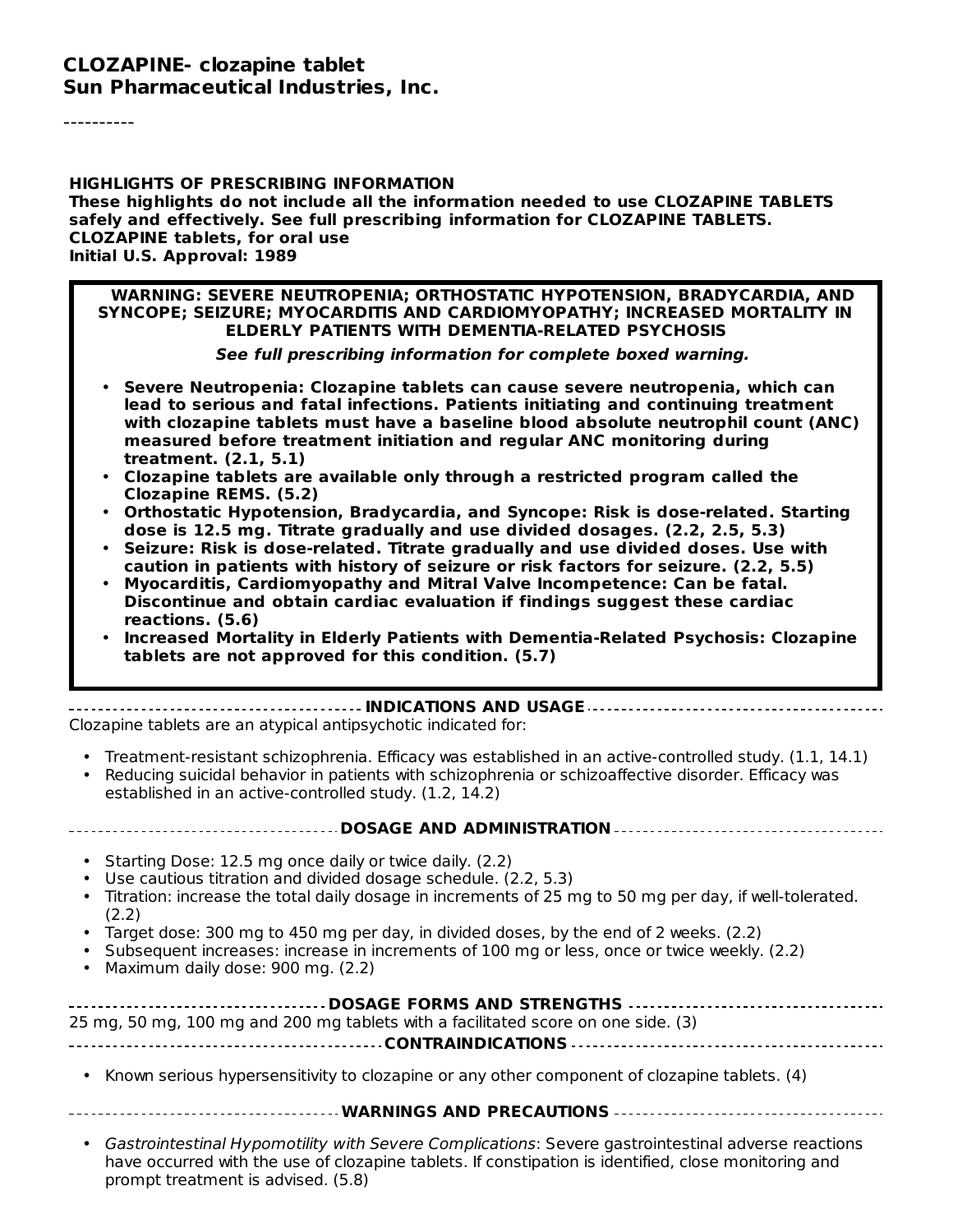**CLOZAPINE- clozapine tablet**
**Sun Pharmaceutical Industries, Inc.**

----------

**HIGHLIGHTS OF PRESCRIBING INFORMATION**
**These highlights do not include all the information needed to use CLOZAPINE TABLETS safely and effectively. See full prescribing information for CLOZAPINE TABLETS.**
**CLOZAPINE tablets, for oral use**
**Initial U.S. Approval: 1989**

**WARNING: SEVERE NEUTROPENIA; ORTHOSTATIC HYPOTENSION, BRADYCARDIA, AND SYNCOPE; SEIZURE; MYOCARDITIS AND CARDIOMYOPATHY; INCREASED MORTALITY IN ELDERLY PATIENTS WITH DEMENTIA-RELATED PSYCHOSIS**

***See full prescribing information for complete boxed warning.***

- **Severe Neutropenia: Clozapine tablets can cause severe neutropenia, which can lead to serious and fatal infections. Patients initiating and continuing treatment with clozapine tablets must have a baseline blood absolute neutrophil count (ANC) measured before treatment initiation and regular ANC monitoring during treatment. (2.1, 5.1)**
- **Clozapine tablets are available only through a restricted program called the Clozapine REMS. (5.2)**
- **Orthostatic Hypotension, Bradycardia, and Syncope: Risk is dose-related. Starting dose is 12.5 mg. Titrate gradually and use divided dosages. (2.2, 2.5, 5.3)**
- **Seizure: Risk is dose-related. Titrate gradually and use divided doses. Use with caution in patients with history of seizure or risk factors for seizure. (2.2, 5.5)**
- **Myocarditis, Cardiomyopathy and Mitral Valve Incompetence: Can be fatal. Discontinue and obtain cardiac evaluation if findings suggest these cardiac reactions. (5.6)**
- **Increased Mortality in Elderly Patients with Dementia-Related Psychosis: Clozapine tablets are not approved for this condition. (5.7)**

**INDICATIONS AND USAGE**

Clozapine tablets are an atypical antipsychotic indicated for:

- Treatment-resistant schizophrenia. Efficacy was established in an active-controlled study. (1.1, 14.1)
- Reducing suicidal behavior in patients with schizophrenia or schizoaffective disorder. Efficacy was established in an active-controlled study. (1.2, 14.2)

**DOSAGE AND ADMINISTRATION**

- Starting Dose: 12.5 mg once daily or twice daily. (2.2)
- Use cautious titration and divided dosage schedule. (2.2, 5.3)
- Titration: increase the total daily dosage in increments of 25 mg to 50 mg per day, if well-tolerated. (2.2)
- Target dose: 300 mg to 450 mg per day, in divided doses, by the end of 2 weeks. (2.2)
- Subsequent increases: increase in increments of 100 mg or less, once or twice weekly. (2.2)
- Maximum daily dose: 900 mg. (2.2)

**DOSAGE FORMS AND STRENGTHS**

25 mg, 50 mg, 100 mg and 200 mg tablets with a facilitated score on one side. (3)

**CONTRAINDICATIONS**

- Known serious hypersensitivity to clozapine or any other component of clozapine tablets. (4)

**WARNINGS AND PRECAUTIONS**

- *Gastrointestinal Hypomotility with Severe Complications*: Severe gastrointestinal adverse reactions have occurred with the use of clozapine tablets. If constipation is identified, close monitoring and prompt treatment is advised. (5.8)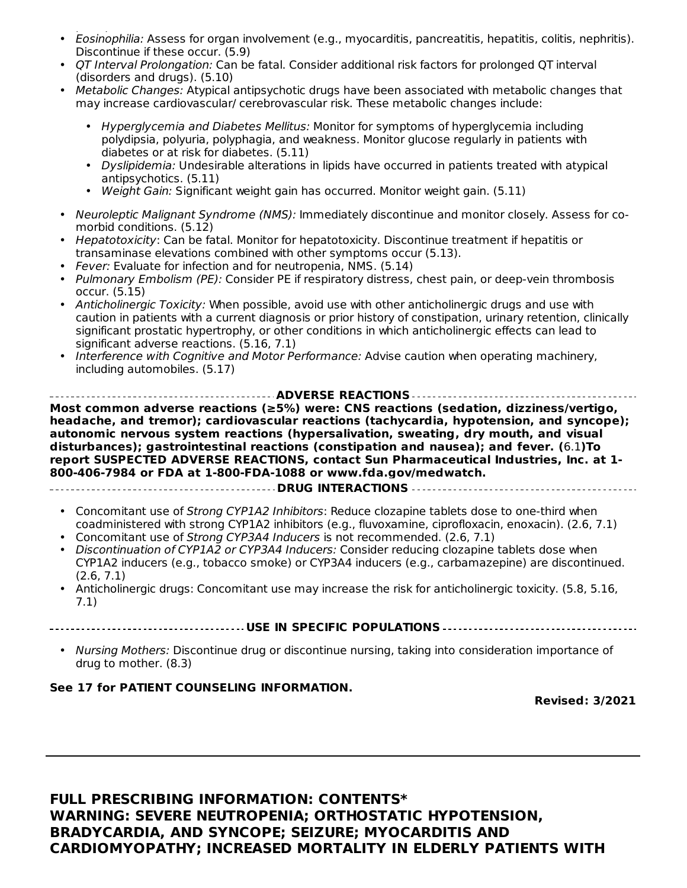- *Eosinophilia:* Assess for organ involvement (e.g., myocarditis, pancreatitis, hepatitis, colitis, nephritis). Discontinue if these occur. (5.9)
- *QT Interval Prolongation:* Can be fatal. Consider additional risk factors for prolonged QT interval (disorders and drugs). (5.10)
- *Metabolic Changes:* Atypical antipsychotic drugs have been associated with metabolic changes that may increase cardiovascular/ cerebrovascular risk. These metabolic changes include:
  - *Hyperglycemia and Diabetes Mellitus:* Monitor for symptoms of hyperglycemia including polydipsia, polyuria, polyphagia, and weakness. Monitor glucose regularly in patients with diabetes or at risk for diabetes. (5.11)
  - *Dyslipidemia:* Undesirable alterations in lipids have occurred in patients treated with atypical antipsychotics. (5.11)
  - *Weight Gain:* Significant weight gain has occurred. Monitor weight gain. (5.11)
- *Neuroleptic Malignant Syndrome (NMS):* Immediately discontinue and monitor closely. Assess for co-morbid conditions. (5.12)
- *Hepatotoxicity*: Can be fatal. Monitor for hepatotoxicity. Discontinue treatment if hepatitis or transaminase elevations combined with other symptoms occur (5.13).
- *Fever:* Evaluate for infection and for neutropenia, NMS. (5.14)
- *Pulmonary Embolism (PE):* Consider PE if respiratory distress, chest pain, or deep-vein thrombosis occur. (5.15)
- *Anticholinergic Toxicity:* When possible, avoid use with other anticholinergic drugs and use with caution in patients with a current diagnosis or prior history of constipation, urinary retention, clinically significant prostatic hypertrophy, or other conditions in which anticholinergic effects can lead to significant adverse reactions. (5.16, 7.1)
- *Interference with Cognitive and Motor Performance:* Advise caution when operating machinery, including automobiles. (5.17)

## ADVERSE REACTIONS

**Most common adverse reactions (≥5%) were: CNS reactions (sedation, dizziness/vertigo, headache, and tremor); cardiovascular reactions (tachycardia, hypotension, and syncope); autonomic nervous system reactions (hypersalivation, sweating, dry mouth, and visual disturbances); gastrointestinal reactions (constipation and nausea); and fever. (**6.1**)To report SUSPECTED ADVERSE REACTIONS, contact Sun Pharmaceutical Industries, Inc. at 1-800-406-7984 or FDA at 1-800-FDA-1088 or www.fda.gov/medwatch.**

## DRUG INTERACTIONS

- Concomitant use of *Strong CYP1A2 Inhibitors*: Reduce clozapine tablets dose to one-third when coadministered with strong CYP1A2 inhibitors (e.g., fluvoxamine, ciprofloxacin, enoxacin). (2.6, 7.1)
- Concomitant use of *Strong CYP3A4 Inducers* is not recommended. (2.6, 7.1)
- *Discontinuation of CYP1A2 or CYP3A4 Inducers:* Consider reducing clozapine tablets dose when CYP1A2 inducers (e.g., tobacco smoke) or CYP3A4 inducers (e.g., carbamazepine) are discontinued. (2.6, 7.1)
- Anticholinergic drugs: Concomitant use may increase the risk for anticholinergic toxicity. (5.8, 5.16, 7.1)

## USE IN SPECIFIC POPULATIONS

- *Nursing Mothers:* Discontinue drug or discontinue nursing, taking into consideration importance of drug to mother. (8.3)

**See 17 for PATIENT COUNSELING INFORMATION.**

**Revised: 3/2021**

---

# FULL PRESCRIBING INFORMATION: CONTENTS*

## WARNING: SEVERE NEUTROPENIA; ORTHOSTATIC HYPOTENSION, BRADYCARDIA, AND SYNCOPE; SEIZURE; MYOCARDITIS AND CARDIOMYOPATHY; INCREASED MORTALITY IN ELDERLY PATIENTS WITH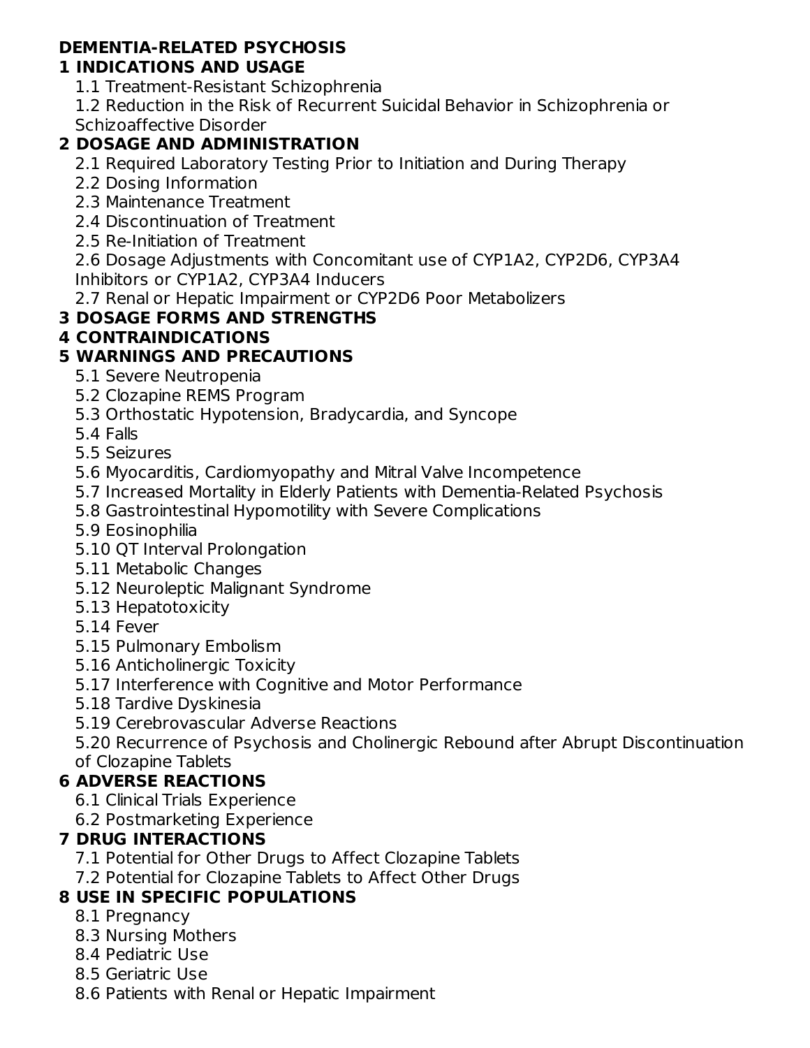**DEMENTIA-RELATED PSYCHOSIS**

**1 INDICATIONS AND USAGE**

- 1.1 Treatment-Resistant Schizophrenia
- 1.2 Reduction in the Risk of Recurrent Suicidal Behavior in Schizophrenia or Schizoaffective Disorder

**2 DOSAGE AND ADMINISTRATION**

- 2.1 Required Laboratory Testing Prior to Initiation and During Therapy
- 2.2 Dosing Information
- 2.3 Maintenance Treatment
- 2.4 Discontinuation of Treatment
- 2.5 Re-Initiation of Treatment
- 2.6 Dosage Adjustments with Concomitant use of CYP1A2, CYP2D6, CYP3A4 Inhibitors or CYP1A2, CYP3A4 Inducers
- 2.7 Renal or Hepatic Impairment or CYP2D6 Poor Metabolizers

**3 DOSAGE FORMS AND STRENGTHS**

**4 CONTRAINDICATIONS**

**5 WARNINGS AND PRECAUTIONS**

- 5.1 Severe Neutropenia
- 5.2 Clozapine REMS Program
- 5.3 Orthostatic Hypotension, Bradycardia, and Syncope
- 5.4 Falls
- 5.5 Seizures
- 5.6 Myocarditis, Cardiomyopathy and Mitral Valve Incompetence
- 5.7 Increased Mortality in Elderly Patients with Dementia-Related Psychosis
- 5.8 Gastrointestinal Hypomotility with Severe Complications
- 5.9 Eosinophilia
- 5.10 QT Interval Prolongation
- 5.11 Metabolic Changes
- 5.12 Neuroleptic Malignant Syndrome
- 5.13 Hepatotoxicity
- 5.14 Fever
- 5.15 Pulmonary Embolism
- 5.16 Anticholinergic Toxicity
- 5.17 Interference with Cognitive and Motor Performance
- 5.18 Tardive Dyskinesia
- 5.19 Cerebrovascular Adverse Reactions
- 5.20 Recurrence of Psychosis and Cholinergic Rebound after Abrupt Discontinuation of Clozapine Tablets

**6 ADVERSE REACTIONS**

- 6.1 Clinical Trials Experience
- 6.2 Postmarketing Experience

**7 DRUG INTERACTIONS**

- 7.1 Potential for Other Drugs to Affect Clozapine Tablets
- 7.2 Potential for Clozapine Tablets to Affect Other Drugs

**8 USE IN SPECIFIC POPULATIONS**

- 8.1 Pregnancy
- 8.3 Nursing Mothers
- 8.4 Pediatric Use
- 8.5 Geriatric Use
- 8.6 Patients with Renal or Hepatic Impairment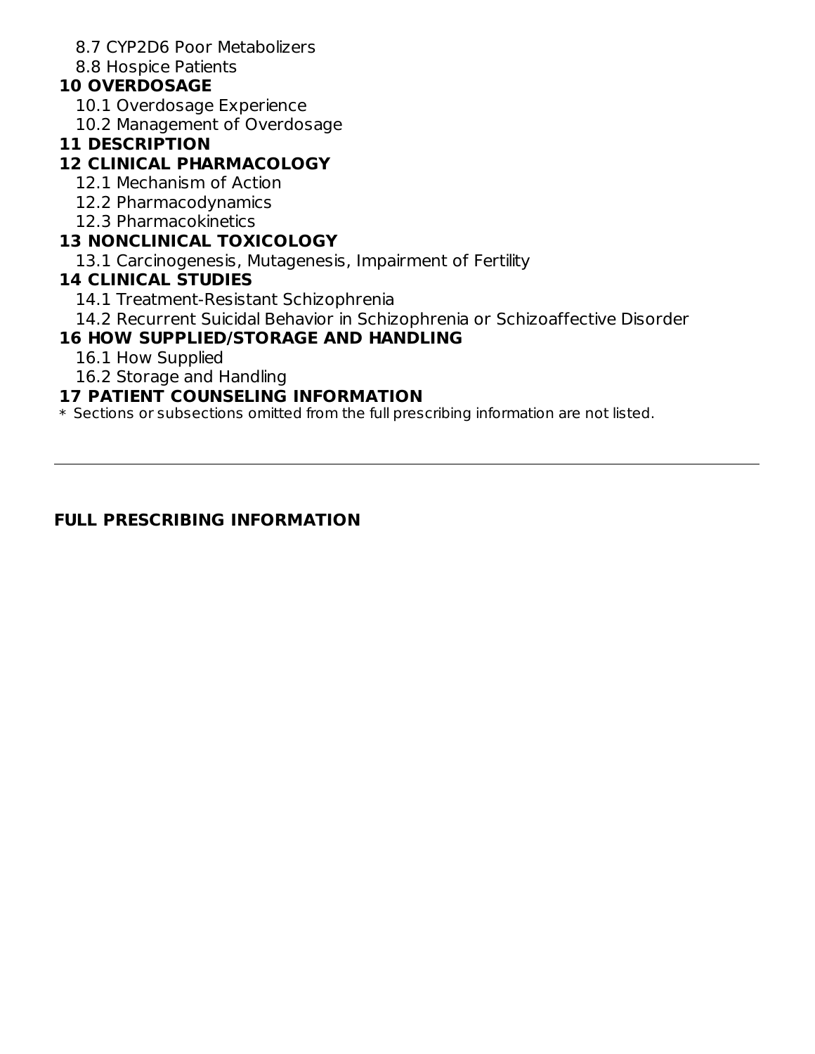8.7 CYP2D6 Poor Metabolizers

8.8 Hospice Patients

**10 OVERDOSAGE**

10.1 Overdosage Experience

10.2 Management of Overdosage

**11 DESCRIPTION**

**12 CLINICAL PHARMACOLOGY**

12.1 Mechanism of Action

12.2 Pharmacodynamics

12.3 Pharmacokinetics

**13 NONCLINICAL TOXICOLOGY**

13.1 Carcinogenesis, Mutagenesis, Impairment of Fertility

**14 CLINICAL STUDIES**

14.1 Treatment-Resistant Schizophrenia

14.2 Recurrent Suicidal Behavior in Schizophrenia or Schizoaffective Disorder

**16 HOW SUPPLIED/STORAGE AND HANDLING**

16.1 How Supplied

16.2 Storage and Handling

**17 PATIENT COUNSELING INFORMATION**

* Sections or subsections omitted from the full prescribing information are not listed.

---

**FULL PRESCRIBING INFORMATION**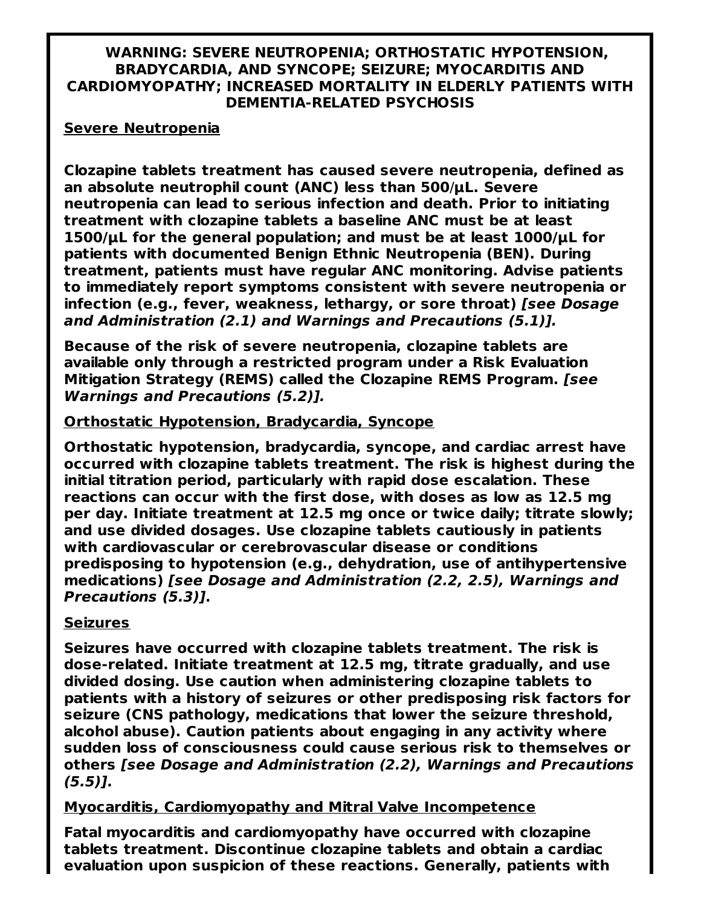## WARNING: SEVERE NEUTROPENIA; ORTHOSTATIC HYPOTENSION, BRADYCARDIA, AND SYNCOPE; SEIZURE; MYOCARDITIS AND CARDIOMYOPATHY; INCREASED MORTALITY IN ELDERLY PATIENTS WITH DEMENTIA-RELATED PSYCHOSIS

**Severe Neutropenia**

**Clozapine tablets treatment has caused severe neutropenia, defined as an absolute neutrophil count (ANC) less than 500/µL. Severe neutropenia can lead to serious infection and death. Prior to initiating treatment with clozapine tablets a baseline ANC must be at least 1500/µL for the general population; and must be at least 1000/µL for patients with documented Benign Ethnic Neutropenia (BEN). During treatment, patients must have regular ANC monitoring. Advise patients to immediately report symptoms consistent with severe neutropenia or infection (e.g., fever, weakness, lethargy, or sore throat)** ***[see Dosage and Administration (2.1) and Warnings and Precautions (5.1)].***

**Because of the risk of severe neutropenia, clozapine tablets are available only through a restricted program under a Risk Evaluation Mitigation Strategy (REMS) called the Clozapine REMS Program.** ***[see Warnings and Precautions (5.2)].***

**Orthostatic Hypotension, Bradycardia, Syncope**

**Orthostatic hypotension, bradycardia, syncope, and cardiac arrest have occurred with clozapine tablets treatment. The risk is highest during the initial titration period, particularly with rapid dose escalation. These reactions can occur with the first dose, with doses as low as 12.5 mg per day. Initiate treatment at 12.5 mg once or twice daily; titrate slowly; and use divided dosages. Use clozapine tablets cautiously in patients with cardiovascular or cerebrovascular disease or conditions predisposing to hypotension (e.g., dehydration, use of antihypertensive medications)** ***[see Dosage and Administration (2.2, 2.5), Warnings and Precautions (5.3)]*****.**

**Seizures**

**Seizures have occurred with clozapine tablets treatment. The risk is dose-related. Initiate treatment at 12.5 mg, titrate gradually, and use divided dosing. Use caution when administering clozapine tablets to patients with a history of seizures or other predisposing risk factors for seizure (CNS pathology, medications that lower the seizure threshold, alcohol abuse). Caution patients about engaging in any activity where sudden loss of consciousness could cause serious risk to themselves or others** ***[see Dosage and Administration (2.2), Warnings and Precautions (5.5)]*****.**

**Myocarditis, Cardiomyopathy and Mitral Valve Incompetence**

**Fatal myocarditis and cardiomyopathy have occurred with clozapine tablets treatment. Discontinue clozapine tablets and obtain a cardiac evaluation upon suspicion of these reactions. Generally, patients with**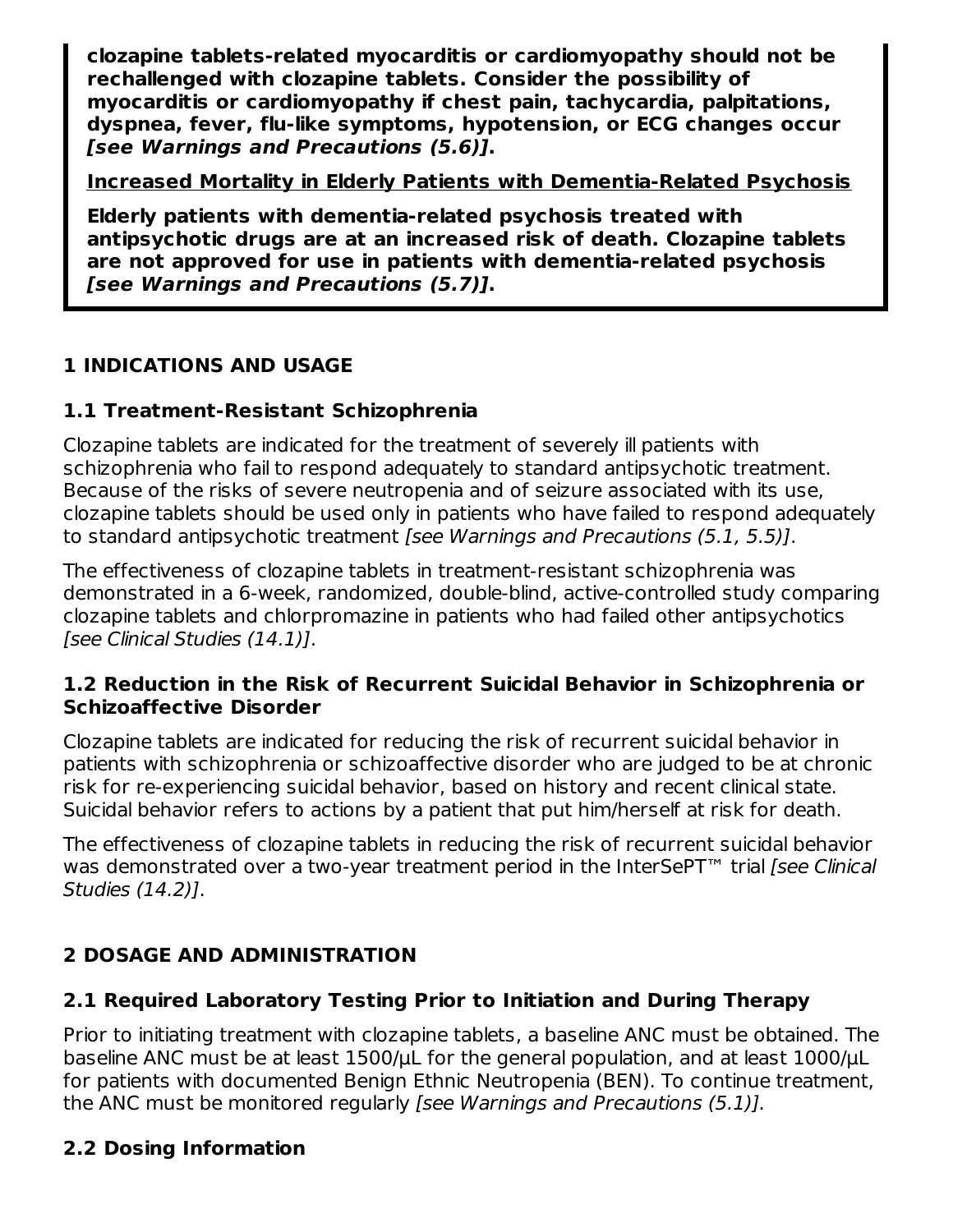**clozapine tablets-related myocarditis or cardiomyopathy should not be rechallenged with clozapine tablets. Consider the possibility of myocarditis or cardiomyopathy if chest pain, tachycardia, palpitations, dyspnea, fever, flu-like symptoms, hypotension, or ECG changes occur *[see Warnings and Precautions (5.6)]*.**

**Increased Mortality in Elderly Patients with Dementia-Related Psychosis**

**Elderly patients with dementia-related psychosis treated with antipsychotic drugs are at an increased risk of death. Clozapine tablets are not approved for use in patients with dementia-related psychosis *[see Warnings and Precautions (5.7)]*.**

## 1 INDICATIONS AND USAGE

### 1.1 Treatment-Resistant Schizophrenia

Clozapine tablets are indicated for the treatment of severely ill patients with schizophrenia who fail to respond adequately to standard antipsychotic treatment. Because of the risks of severe neutropenia and of seizure associated with its use, clozapine tablets should be used only in patients who have failed to respond adequately to standard antipsychotic treatment *[see Warnings and Precautions (5.1, 5.5)]*.

The effectiveness of clozapine tablets in treatment-resistant schizophrenia was demonstrated in a 6-week, randomized, double-blind, active-controlled study comparing clozapine tablets and chlorpromazine in patients who had failed other antipsychotics *[see Clinical Studies (14.1)]*.

### 1.2 Reduction in the Risk of Recurrent Suicidal Behavior in Schizophrenia or Schizoaffective Disorder

Clozapine tablets are indicated for reducing the risk of recurrent suicidal behavior in patients with schizophrenia or schizoaffective disorder who are judged to be at chronic risk for re-experiencing suicidal behavior, based on history and recent clinical state. Suicidal behavior refers to actions by a patient that put him/herself at risk for death.

The effectiveness of clozapine tablets in reducing the risk of recurrent suicidal behavior was demonstrated over a two-year treatment period in the InterSePT™ trial *[see Clinical Studies (14.2)]*.

## 2 DOSAGE AND ADMINISTRATION

### 2.1 Required Laboratory Testing Prior to Initiation and During Therapy

Prior to initiating treatment with clozapine tablets, a baseline ANC must be obtained. The baseline ANC must be at least 1500/µL for the general population, and at least 1000/µL for patients with documented Benign Ethnic Neutropenia (BEN). To continue treatment, the ANC must be monitored regularly *[see Warnings and Precautions (5.1)].*

### 2.2 Dosing Information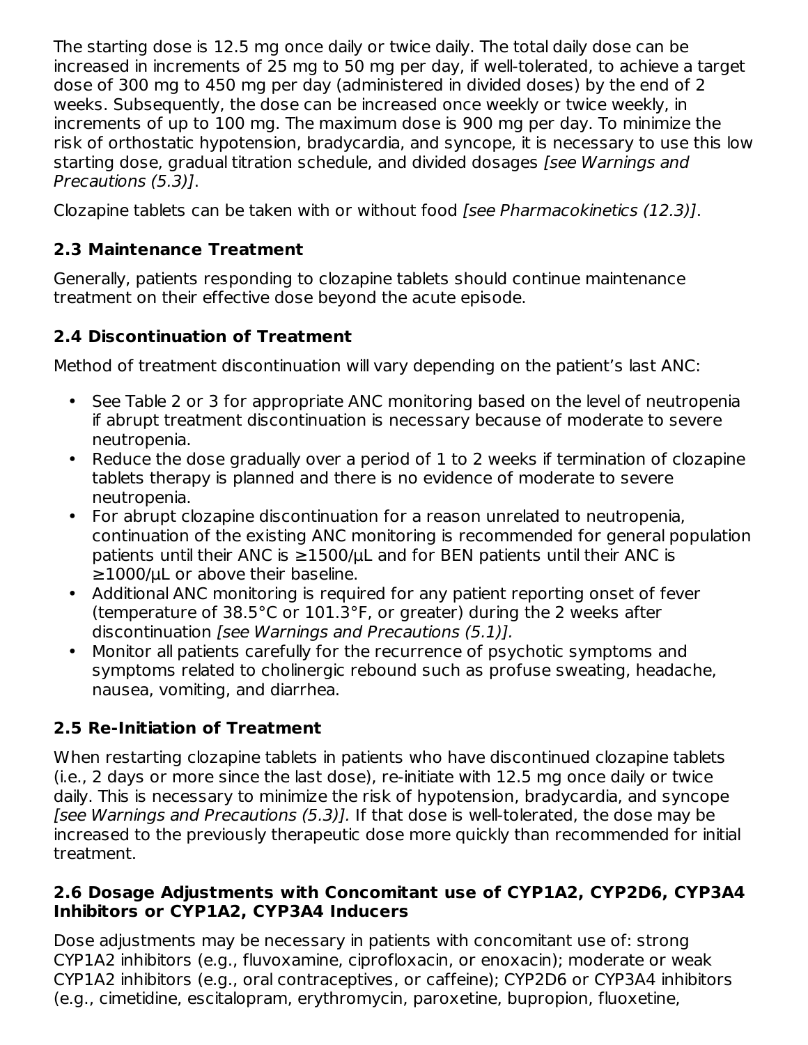The starting dose is 12.5 mg once daily or twice daily. The total daily dose can be increased in increments of 25 mg to 50 mg per day, if well-tolerated, to achieve a target dose of 300 mg to 450 mg per day (administered in divided doses) by the end of 2 weeks. Subsequently, the dose can be increased once weekly or twice weekly, in increments of up to 100 mg. The maximum dose is 900 mg per day. To minimize the risk of orthostatic hypotension, bradycardia, and syncope, it is necessary to use this low starting dose, gradual titration schedule, and divided dosages *[see Warnings and Precautions (5.3)]*.

Clozapine tablets can be taken with or without food *[see Pharmacokinetics (12.3)]*.

### 2.3 Maintenance Treatment

Generally, patients responding to clozapine tablets should continue maintenance treatment on their effective dose beyond the acute episode.

### 2.4 Discontinuation of Treatment

Method of treatment discontinuation will vary depending on the patient's last ANC:

- See Table 2 or 3 for appropriate ANC monitoring based on the level of neutropenia if abrupt treatment discontinuation is necessary because of moderate to severe neutropenia.
- Reduce the dose gradually over a period of 1 to 2 weeks if termination of clozapine tablets therapy is planned and there is no evidence of moderate to severe neutropenia.
- For abrupt clozapine discontinuation for a reason unrelated to neutropenia, continuation of the existing ANC monitoring is recommended for general population patients until their ANC is ≥1500/μL and for BEN patients until their ANC is ≥1000/μL or above their baseline.
- Additional ANC monitoring is required for any patient reporting onset of fever (temperature of 38.5°C or 101.3°F, or greater) during the 2 weeks after discontinuation *[see Warnings and Precautions (5.1)].*
- Monitor all patients carefully for the recurrence of psychotic symptoms and symptoms related to cholinergic rebound such as profuse sweating, headache, nausea, vomiting, and diarrhea.

### 2.5 Re-Initiation of Treatment

When restarting clozapine tablets in patients who have discontinued clozapine tablets (i.e., 2 days or more since the last dose), re-initiate with 12.5 mg once daily or twice daily. This is necessary to minimize the risk of hypotension, bradycardia, and syncope *[see Warnings and Precautions (5.3)].* If that dose is well-tolerated, the dose may be increased to the previously therapeutic dose more quickly than recommended for initial treatment.

### 2.6 Dosage Adjustments with Concomitant use of CYP1A2, CYP2D6, CYP3A4 Inhibitors or CYP1A2, CYP3A4 Inducers

Dose adjustments may be necessary in patients with concomitant use of: strong CYP1A2 inhibitors (e.g., fluvoxamine, ciprofloxacin, or enoxacin); moderate or weak CYP1A2 inhibitors (e.g., oral contraceptives, or caffeine); CYP2D6 or CYP3A4 inhibitors (e.g., cimetidine, escitalopram, erythromycin, paroxetine, bupropion, fluoxetine,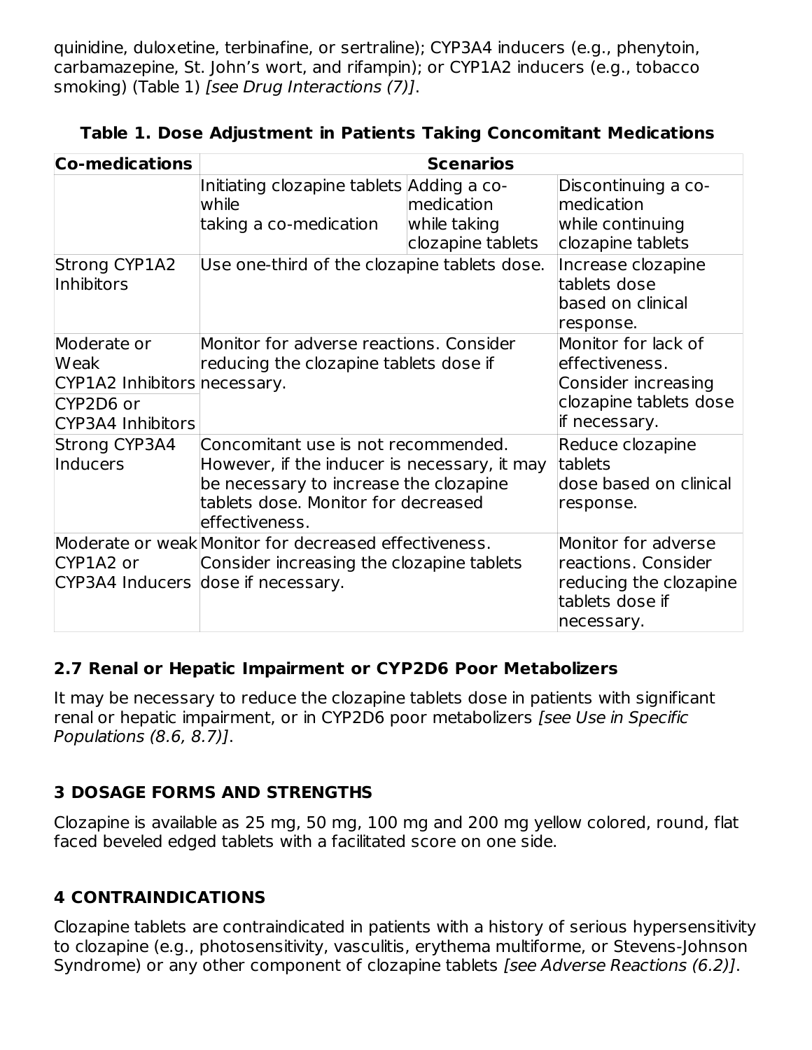quinidine, duloxetine, terbinafine, or sertraline); CYP3A4 inducers (e.g., phenytoin, carbamazepine, St. John's wort, and rifampin); or CYP1A2 inducers (e.g., tobacco smoking) (Table 1) *[see Drug Interactions (7)]*.

**Table 1. Dose Adjustment in Patients Taking Concomitant Medications**

| Co-medications | Scenarios | | |
|---|---|---|---|
| | Initiating clozapine tablets while taking a co-medication | Adding a co-medication while taking clozapine tablets | Discontinuing a co-medication while continuing clozapine tablets |
| Strong CYP1A2 Inhibitors | Use one-third of the clozapine tablets dose. | | Increase clozapine tablets dose based on clinical response. |
| Moderate or Weak CYP1A2 Inhibitors<br>CYP2D6 or CYP3A4 Inhibitors | Monitor for adverse reactions. Consider reducing the clozapine tablets dose if necessary. | | Monitor for lack of effectiveness. Consider increasing clozapine tablets dose if necessary. |
| Strong CYP3A4 Inducers | Concomitant use is not recommended. However, if the inducer is necessary, it may be necessary to increase the clozapine tablets dose. Monitor for decreased effectiveness. | | Reduce clozapine tablets dose based on clinical response. |
| Moderate or weak CYP1A2 or CYP3A4 Inducers | Monitor for decreased effectiveness. Consider increasing the clozapine tablets dose if necessary. | | Monitor for adverse reactions. Consider reducing the clozapine tablets dose if necessary. |

### 2.7 Renal or Hepatic Impairment or CYP2D6 Poor Metabolizers

It may be necessary to reduce the clozapine tablets dose in patients with significant renal or hepatic impairment, or in CYP2D6 poor metabolizers *[see Use in Specific Populations (8.6, 8.7)]*.

## 3 DOSAGE FORMS AND STRENGTHS

Clozapine is available as 25 mg, 50 mg, 100 mg and 200 mg yellow colored, round, flat faced beveled edged tablets with a facilitated score on one side.

## 4 CONTRAINDICATIONS

Clozapine tablets are contraindicated in patients with a history of serious hypersensitivity to clozapine (e.g., photosensitivity, vasculitis, erythema multiforme, or Stevens-Johnson Syndrome) or any other component of clozapine tablets *[see Adverse Reactions (6.2)]*.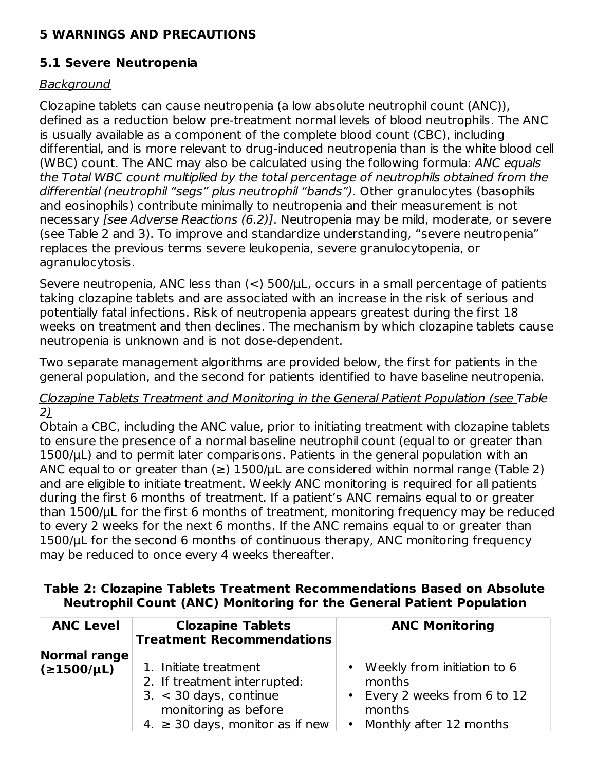# 5 WARNINGS AND PRECAUTIONS

## 5.1 Severe Neutropenia

Background

Clozapine tablets can cause neutropenia (a low absolute neutrophil count (ANC)), defined as a reduction below pre-treatment normal levels of blood neutrophils. The ANC is usually available as a component of the complete blood count (CBC), including differential, and is more relevant to drug-induced neutropenia than is the white blood cell (WBC) count. The ANC may also be calculated using the following formula: *ANC equals the Total WBC count multiplied by the total percentage of neutrophils obtained from the differential (neutrophil "segs" plus neutrophil "bands")*. Other granulocytes (basophils and eosinophils) contribute minimally to neutropenia and their measurement is not necessary *[see Adverse Reactions (6.2)]*. Neutropenia may be mild, moderate, or severe (see Table 2 and 3). To improve and standardize understanding, "severe neutropenia" replaces the previous terms severe leukopenia, severe granulocytopenia, or agranulocytosis.

Severe neutropenia, ANC less than (<) 500/µL, occurs in a small percentage of patients taking clozapine tablets and are associated with an increase in the risk of serious and potentially fatal infections. Risk of neutropenia appears greatest during the first 18 weeks on treatment and then declines. The mechanism by which clozapine tablets cause neutropenia is unknown and is not dose-dependent.

Two separate management algorithms are provided below, the first for patients in the general population, and the second for patients identified to have baseline neutropenia.

Clozapine Tablets Treatment and Monitoring in the General Patient Population (see Table 2)

Obtain a CBC, including the ANC value, prior to initiating treatment with clozapine tablets to ensure the presence of a normal baseline neutrophil count (equal to or greater than 1500/µL) and to permit later comparisons. Patients in the general population with an ANC equal to or greater than (≥) 1500/µL are considered within normal range (Table 2) and are eligible to initiate treatment. Weekly ANC monitoring is required for all patients during the first 6 months of treatment. If a patient's ANC remains equal to or greater than 1500/µL for the first 6 months of treatment, monitoring frequency may be reduced to every 2 weeks for the next 6 months. If the ANC remains equal to or greater than 1500/µL for the second 6 months of continuous therapy, ANC monitoring frequency may be reduced to once every 4 weeks thereafter.

**Table 2: Clozapine Tablets Treatment Recommendations Based on Absolute Neutrophil Count (ANC) Monitoring for the General Patient Population**

| ANC Level | Clozapine Tablets Treatment Recommendations | ANC Monitoring |
|---|---|---|
| **Normal range (≥1500/µL)** | 1. Initiate treatment<br>2. If treatment interrupted:<br>3. < 30 days, continue monitoring as before<br>4. ≥ 30 days, monitor as if new | • Weekly from initiation to 6 months<br>• Every 2 weeks from 6 to 12 months<br>• Monthly after 12 months |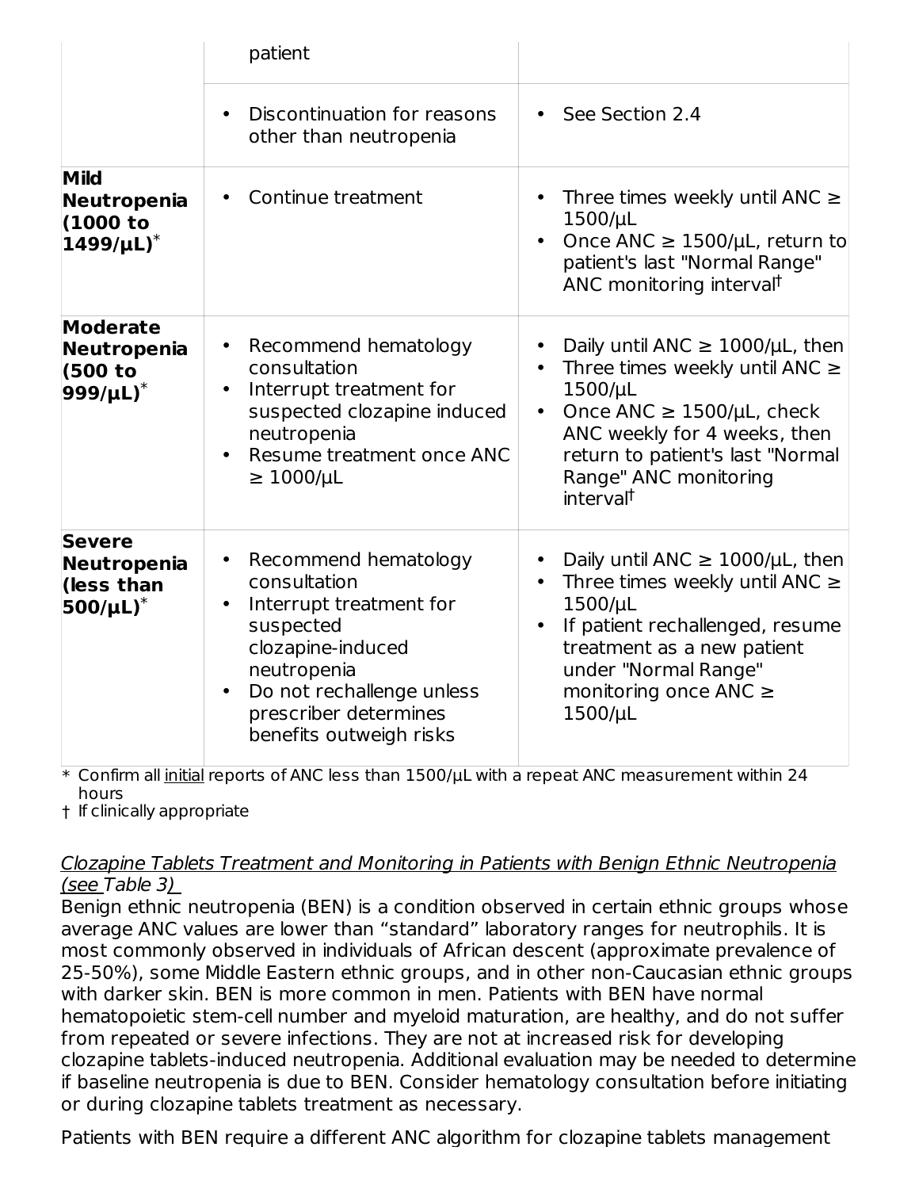| | | |
|---|---|---|
| | patient | |
| | • Discontinuation for reasons other than neutropenia | • See Section 2.4 |
| **Mild Neutropenia (1000 to 1499/µL)*** | • Continue treatment | • Three times weekly until ANC ≥ 1500/µL<br>• Once ANC ≥ 1500/µL, return to patient's last "Normal Range" ANC monitoring interval† |
| **Moderate Neutropenia (500 to 999/µL)*** | • Recommend hematology consultation<br>• Interrupt treatment for suspected clozapine induced neutropenia<br>• Resume treatment once ANC ≥ 1000/µL | • Daily until ANC ≥ 1000/µL, then<br>• Three times weekly until ANC ≥ 1500/µL<br>• Once ANC ≥ 1500/µL, check ANC weekly for 4 weeks, then return to patient's last "Normal Range" ANC monitoring interval† |
| **Severe Neutropenia (less than 500/µL)*** | • Recommend hematology consultation<br>• Interrupt treatment for suspected clozapine-induced neutropenia<br>• Do not rechallenge unless prescriber determines benefits outweigh risks | • Daily until ANC ≥ 1000/µL, then<br>• Three times weekly until ANC ≥ 1500/µL<br>• If patient rechallenged, resume treatment as a new patient under "Normal Range" monitoring once ANC ≥ 1500/µL |

\* Confirm all initial reports of ANC less than 1500/µL with a repeat ANC measurement within 24 hours

† If clinically appropriate

*Clozapine Tablets Treatment and Monitoring in Patients with Benign Ethnic Neutropenia (see Table 3)*

Benign ethnic neutropenia (BEN) is a condition observed in certain ethnic groups whose average ANC values are lower than "standard" laboratory ranges for neutrophils. It is most commonly observed in individuals of African descent (approximate prevalence of 25-50%), some Middle Eastern ethnic groups, and in other non-Caucasian ethnic groups with darker skin. BEN is more common in men. Patients with BEN have normal hematopoietic stem-cell number and myeloid maturation, are healthy, and do not suffer from repeated or severe infections. They are not at increased risk for developing clozapine tablets-induced neutropenia. Additional evaluation may be needed to determine if baseline neutropenia is due to BEN. Consider hematology consultation before initiating or during clozapine tablets treatment as necessary.

Patients with BEN require a different ANC algorithm for clozapine tablets management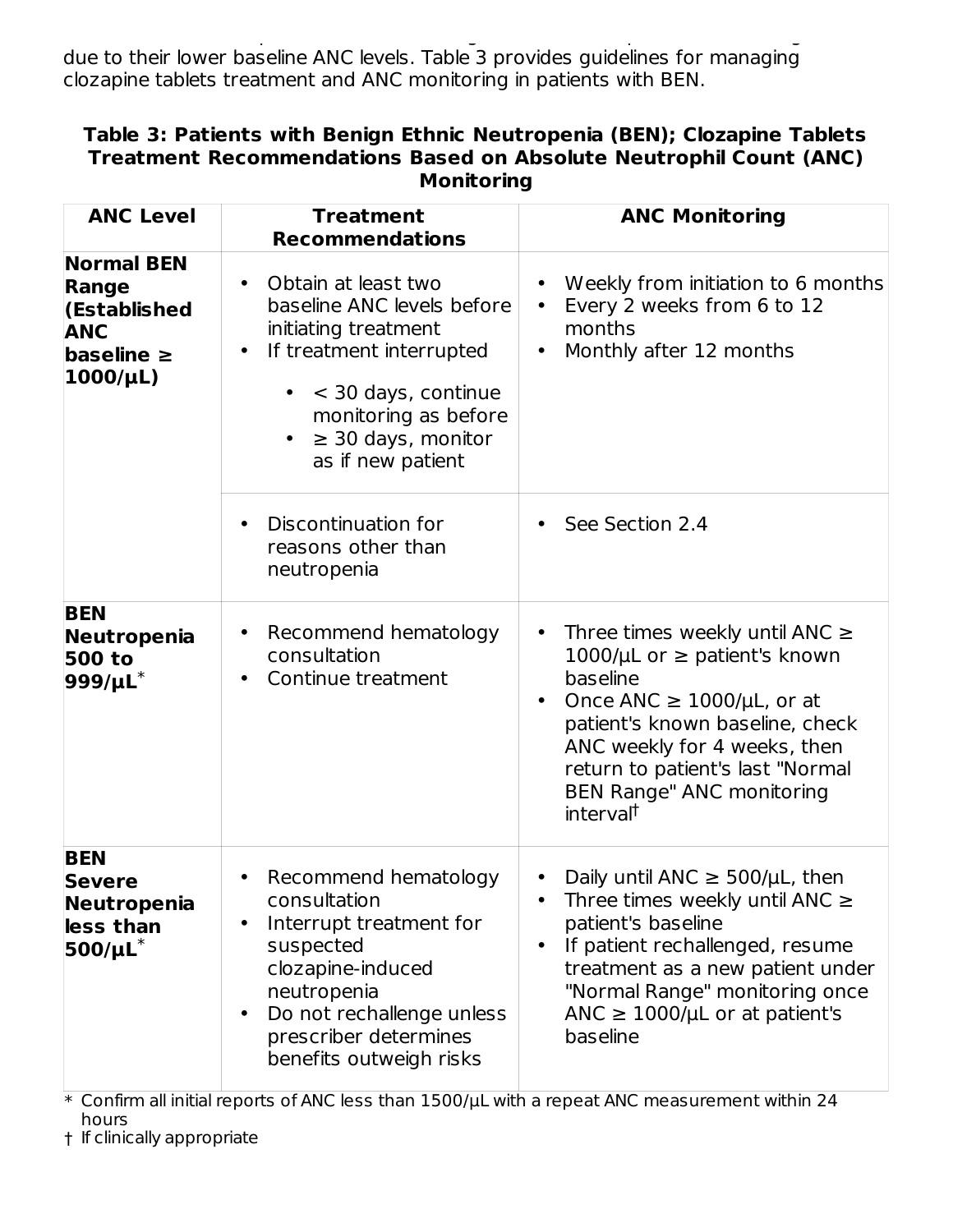due to their lower baseline ANC levels. Table 3 provides guidelines for managing clozapine tablets treatment and ANC monitoring in patients with BEN.

**Table 3: Patients with Benign Ethnic Neutropenia (BEN); Clozapine Tablets Treatment Recommendations Based on Absolute Neutrophil Count (ANC) Monitoring**

| ANC Level | Treatment Recommendations | ANC Monitoring |
|---|---|---|
| **Normal BEN Range (Established ANC baseline ≥ 1000/µL)** | • Obtain at least two baseline ANC levels before initiating treatment<br>• If treatment interrupted<br>  • < 30 days, continue monitoring as before<br>  • ≥ 30 days, monitor as if new patient | • Weekly from initiation to 6 months<br>• Every 2 weeks from 6 to 12 months<br>• Monthly after 12 months |
| | • Discontinuation for reasons other than neutropenia | • See Section 2.4 |
| **BEN Neutropenia 500 to 999/µL*** | • Recommend hematology consultation<br>• Continue treatment | • Three times weekly until ANC ≥ 1000/µL or ≥ patient's known baseline<br>• Once ANC ≥ 1000/µL, or at patient's known baseline, check ANC weekly for 4 weeks, then return to patient's last "Normal BEN Range" ANC monitoring interval† |
| **BEN Severe Neutropenia less than 500/µL*** | • Recommend hematology consultation<br>• Interrupt treatment for suspected clozapine-induced neutropenia<br>• Do not rechallenge unless prescriber determines benefits outweigh risks | • Daily until ANC ≥ 500/µL, then<br>• Three times weekly until ANC ≥ patient's baseline<br>• If patient rechallenged, resume treatment as a new patient under "Normal Range" monitoring once ANC ≥ 1000/µL or at patient's baseline |

\* Confirm all initial reports of ANC less than 1500/µL with a repeat ANC measurement within 24 hours

† If clinically appropriate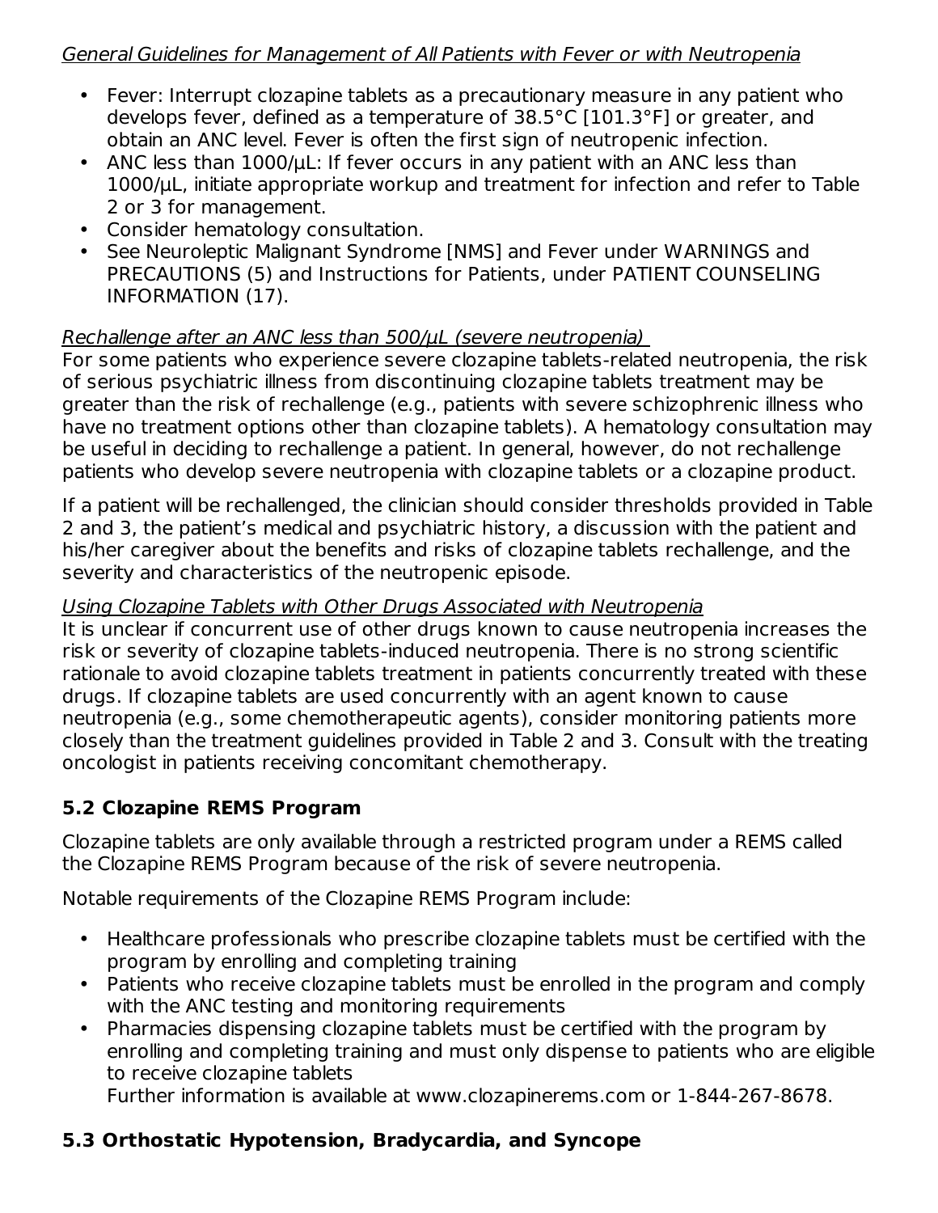*General Guidelines for Management of All Patients with Fever or with Neutropenia*

- Fever: Interrupt clozapine tablets as a precautionary measure in any patient who develops fever, defined as a temperature of 38.5°C [101.3°F] or greater, and obtain an ANC level. Fever is often the first sign of neutropenic infection.
- ANC less than 1000/µL: If fever occurs in any patient with an ANC less than 1000/µL, initiate appropriate workup and treatment for infection and refer to Table 2 or 3 for management.
- Consider hematology consultation.
- See Neuroleptic Malignant Syndrome [NMS] and Fever under WARNINGS and PRECAUTIONS (5) and Instructions for Patients, under PATIENT COUNSELING INFORMATION (17).

*Rechallenge after an ANC less than 500/µL (severe neutropenia)*

For some patients who experience severe clozapine tablets-related neutropenia, the risk of serious psychiatric illness from discontinuing clozapine tablets treatment may be greater than the risk of rechallenge (e.g., patients with severe schizophrenic illness who have no treatment options other than clozapine tablets). A hematology consultation may be useful in deciding to rechallenge a patient. In general, however, do not rechallenge patients who develop severe neutropenia with clozapine tablets or a clozapine product.

If a patient will be rechallenged, the clinician should consider thresholds provided in Table 2 and 3, the patient's medical and psychiatric history, a discussion with the patient and his/her caregiver about the benefits and risks of clozapine tablets rechallenge, and the severity and characteristics of the neutropenic episode.

*Using Clozapine Tablets with Other Drugs Associated with Neutropenia*

It is unclear if concurrent use of other drugs known to cause neutropenia increases the risk or severity of clozapine tablets-induced neutropenia. There is no strong scientific rationale to avoid clozapine tablets treatment in patients concurrently treated with these drugs. If clozapine tablets are used concurrently with an agent known to cause neutropenia (e.g., some chemotherapeutic agents), consider monitoring patients more closely than the treatment guidelines provided in Table 2 and 3. Consult with the treating oncologist in patients receiving concomitant chemotherapy.

## 5.2 Clozapine REMS Program

Clozapine tablets are only available through a restricted program under a REMS called the Clozapine REMS Program because of the risk of severe neutropenia.

Notable requirements of the Clozapine REMS Program include:

- Healthcare professionals who prescribe clozapine tablets must be certified with the program by enrolling and completing training
- Patients who receive clozapine tablets must be enrolled in the program and comply with the ANC testing and monitoring requirements
- Pharmacies dispensing clozapine tablets must be certified with the program by enrolling and completing training and must only dispense to patients who are eligible to receive clozapine tablets
  Further information is available at www.clozapinerems.com or 1-844-267-8678.

## 5.3 Orthostatic Hypotension, Bradycardia, and Syncope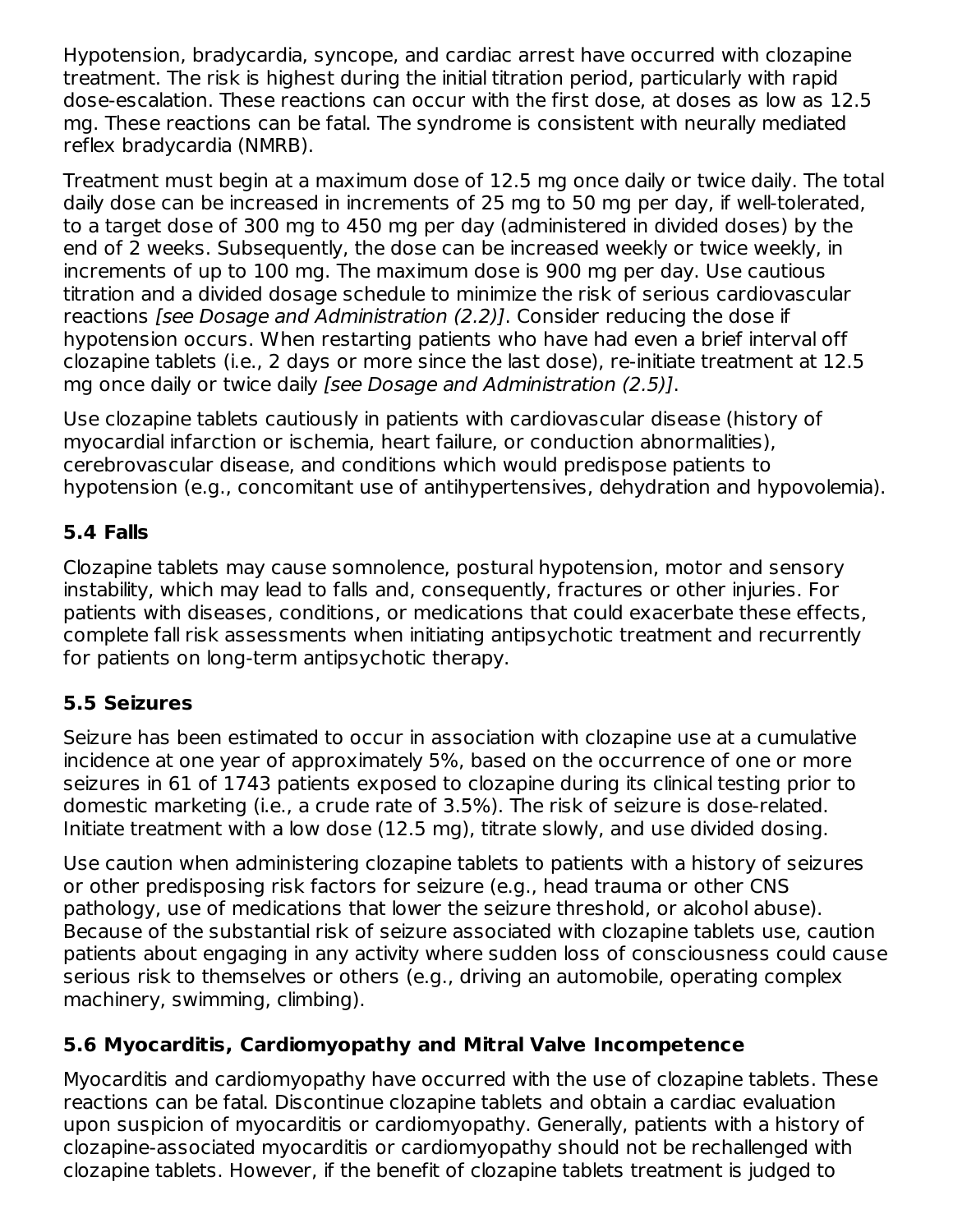Hypotension, bradycardia, syncope, and cardiac arrest have occurred with clozapine treatment. The risk is highest during the initial titration period, particularly with rapid dose-escalation. These reactions can occur with the first dose, at doses as low as 12.5 mg. These reactions can be fatal. The syndrome is consistent with neurally mediated reflex bradycardia (NMRB).

Treatment must begin at a maximum dose of 12.5 mg once daily or twice daily. The total daily dose can be increased in increments of 25 mg to 50 mg per day, if well-tolerated, to a target dose of 300 mg to 450 mg per day (administered in divided doses) by the end of 2 weeks. Subsequently, the dose can be increased weekly or twice weekly, in increments of up to 100 mg. The maximum dose is 900 mg per day. Use cautious titration and a divided dosage schedule to minimize the risk of serious cardiovascular reactions *[see Dosage and Administration (2.2)]*. Consider reducing the dose if hypotension occurs. When restarting patients who have had even a brief interval off clozapine tablets (i.e., 2 days or more since the last dose), re-initiate treatment at 12.5 mg once daily or twice daily *[see Dosage and Administration (2.5)]*.

Use clozapine tablets cautiously in patients with cardiovascular disease (history of myocardial infarction or ischemia, heart failure, or conduction abnormalities), cerebrovascular disease, and conditions which would predispose patients to hypotension (e.g., concomitant use of antihypertensives, dehydration and hypovolemia).

### 5.4 Falls

Clozapine tablets may cause somnolence, postural hypotension, motor and sensory instability, which may lead to falls and, consequently, fractures or other injuries. For patients with diseases, conditions, or medications that could exacerbate these effects, complete fall risk assessments when initiating antipsychotic treatment and recurrently for patients on long-term antipsychotic therapy.

### 5.5 Seizures

Seizure has been estimated to occur in association with clozapine use at a cumulative incidence at one year of approximately 5%, based on the occurrence of one or more seizures in 61 of 1743 patients exposed to clozapine during its clinical testing prior to domestic marketing (i.e., a crude rate of 3.5%). The risk of seizure is dose-related. Initiate treatment with a low dose (12.5 mg), titrate slowly, and use divided dosing.

Use caution when administering clozapine tablets to patients with a history of seizures or other predisposing risk factors for seizure (e.g., head trauma or other CNS pathology, use of medications that lower the seizure threshold, or alcohol abuse). Because of the substantial risk of seizure associated with clozapine tablets use, caution patients about engaging in any activity where sudden loss of consciousness could cause serious risk to themselves or others (e.g., driving an automobile, operating complex machinery, swimming, climbing).

### 5.6 Myocarditis, Cardiomyopathy and Mitral Valve Incompetence

Myocarditis and cardiomyopathy have occurred with the use of clozapine tablets. These reactions can be fatal. Discontinue clozapine tablets and obtain a cardiac evaluation upon suspicion of myocarditis or cardiomyopathy. Generally, patients with a history of clozapine-associated myocarditis or cardiomyopathy should not be rechallenged with clozapine tablets. However, if the benefit of clozapine tablets treatment is judged to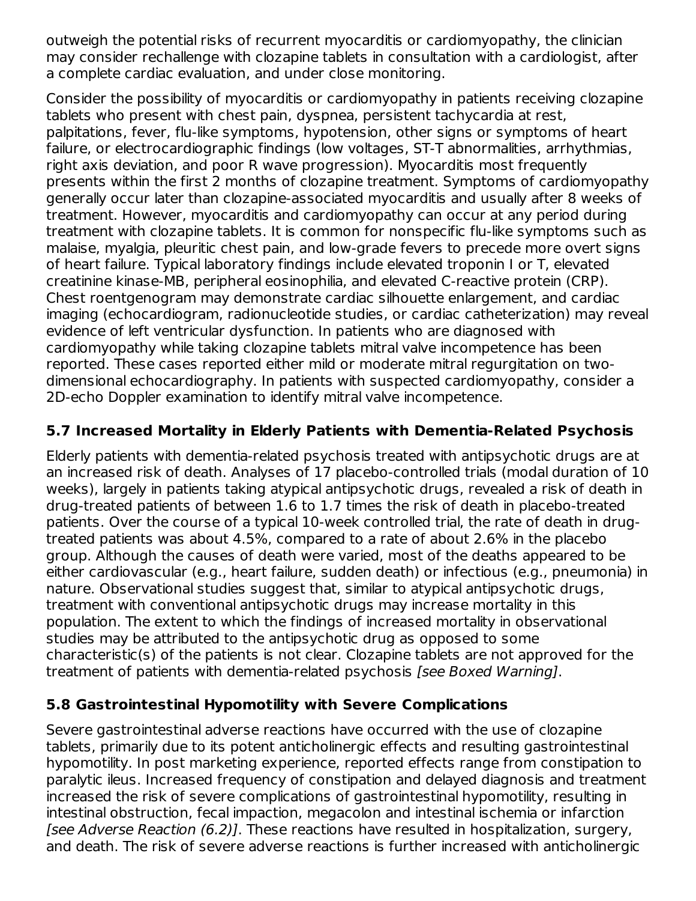outweigh the potential risks of recurrent myocarditis or cardiomyopathy, the clinician may consider rechallenge with clozapine tablets in consultation with a cardiologist, after a complete cardiac evaluation, and under close monitoring.

Consider the possibility of myocarditis or cardiomyopathy in patients receiving clozapine tablets who present with chest pain, dyspnea, persistent tachycardia at rest, palpitations, fever, flu-like symptoms, hypotension, other signs or symptoms of heart failure, or electrocardiographic findings (low voltages, ST-T abnormalities, arrhythmias, right axis deviation, and poor R wave progression). Myocarditis most frequently presents within the first 2 months of clozapine treatment. Symptoms of cardiomyopathy generally occur later than clozapine-associated myocarditis and usually after 8 weeks of treatment. However, myocarditis and cardiomyopathy can occur at any period during treatment with clozapine tablets. It is common for nonspecific flu-like symptoms such as malaise, myalgia, pleuritic chest pain, and low-grade fevers to precede more overt signs of heart failure. Typical laboratory findings include elevated troponin I or T, elevated creatinine kinase-MB, peripheral eosinophilia, and elevated C-reactive protein (CRP). Chest roentgenogram may demonstrate cardiac silhouette enlargement, and cardiac imaging (echocardiogram, radionucleotide studies, or cardiac catheterization) may reveal evidence of left ventricular dysfunction. In patients who are diagnosed with cardiomyopathy while taking clozapine tablets mitral valve incompetence has been reported. These cases reported either mild or moderate mitral regurgitation on two-dimensional echocardiography. In patients with suspected cardiomyopathy, consider a 2D-echo Doppler examination to identify mitral valve incompetence.

### 5.7 Increased Mortality in Elderly Patients with Dementia-Related Psychosis

Elderly patients with dementia-related psychosis treated with antipsychotic drugs are at an increased risk of death. Analyses of 17 placebo-controlled trials (modal duration of 10 weeks), largely in patients taking atypical antipsychotic drugs, revealed a risk of death in drug-treated patients of between 1.6 to 1.7 times the risk of death in placebo-treated patients. Over the course of a typical 10-week controlled trial, the rate of death in drug-treated patients was about 4.5%, compared to a rate of about 2.6% in the placebo group. Although the causes of death were varied, most of the deaths appeared to be either cardiovascular (e.g., heart failure, sudden death) or infectious (e.g., pneumonia) in nature. Observational studies suggest that, similar to atypical antipsychotic drugs, treatment with conventional antipsychotic drugs may increase mortality in this population. The extent to which the findings of increased mortality in observational studies may be attributed to the antipsychotic drug as opposed to some characteristic(s) of the patients is not clear. Clozapine tablets are not approved for the treatment of patients with dementia-related psychosis *[see Boxed Warning]*.

### 5.8 Gastrointestinal Hypomotility with Severe Complications

Severe gastrointestinal adverse reactions have occurred with the use of clozapine tablets, primarily due to its potent anticholinergic effects and resulting gastrointestinal hypomotility. In post marketing experience, reported effects range from constipation to paralytic ileus. Increased frequency of constipation and delayed diagnosis and treatment increased the risk of severe complications of gastrointestinal hypomotility, resulting in intestinal obstruction, fecal impaction, megacolon and intestinal ischemia or infarction *[see Adverse Reaction (6.2)]*. These reactions have resulted in hospitalization, surgery, and death. The risk of severe adverse reactions is further increased with anticholinergic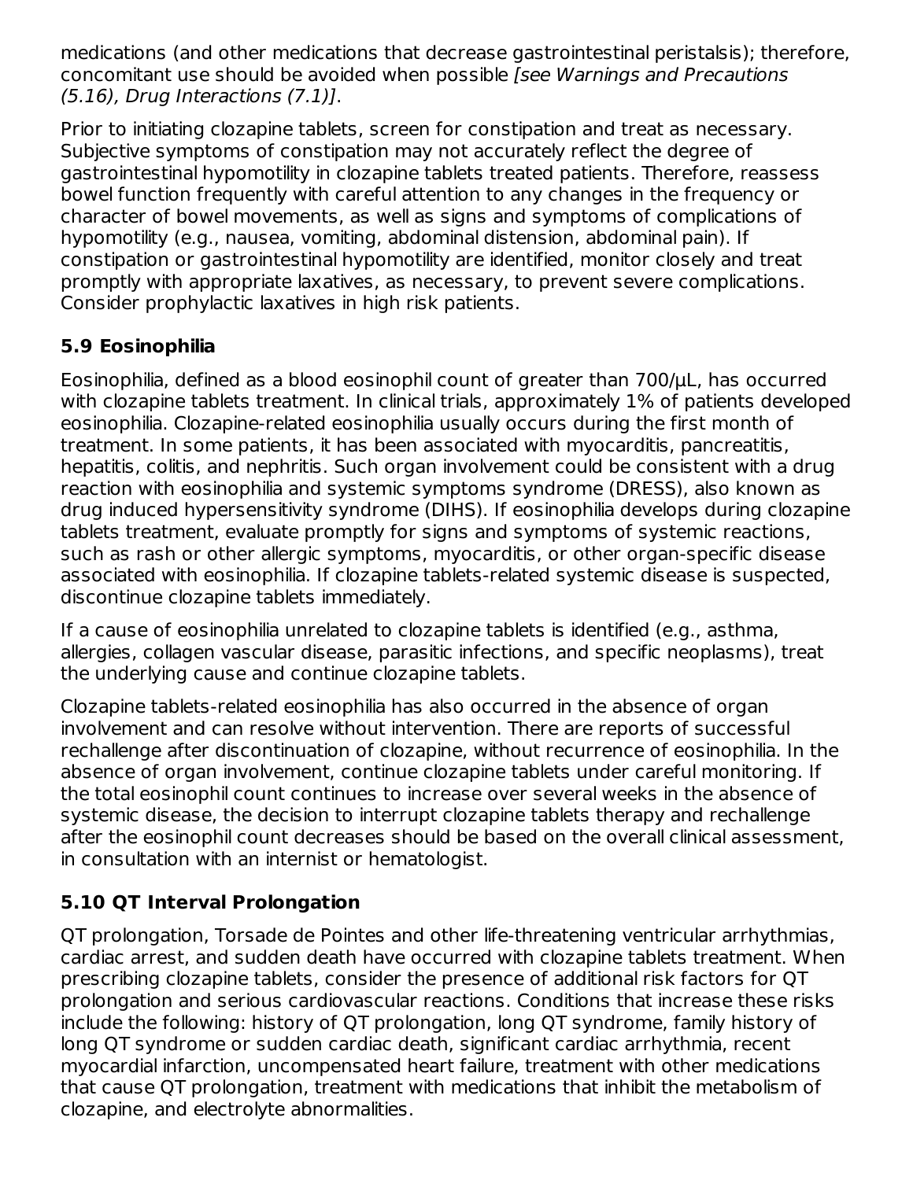medications (and other medications that decrease gastrointestinal peristalsis); therefore, concomitant use should be avoided when possible *[see Warnings and Precautions (5.16), Drug Interactions (7.1)]*.

Prior to initiating clozapine tablets, screen for constipation and treat as necessary. Subjective symptoms of constipation may not accurately reflect the degree of gastrointestinal hypomotility in clozapine tablets treated patients. Therefore, reassess bowel function frequently with careful attention to any changes in the frequency or character of bowel movements, as well as signs and symptoms of complications of hypomotility (e.g., nausea, vomiting, abdominal distension, abdominal pain). If constipation or gastrointestinal hypomotility are identified, monitor closely and treat promptly with appropriate laxatives, as necessary, to prevent severe complications. Consider prophylactic laxatives in high risk patients.

### 5.9 Eosinophilia

Eosinophilia, defined as a blood eosinophil count of greater than 700/µL, has occurred with clozapine tablets treatment. In clinical trials, approximately 1% of patients developed eosinophilia. Clozapine-related eosinophilia usually occurs during the first month of treatment. In some patients, it has been associated with myocarditis, pancreatitis, hepatitis, colitis, and nephritis. Such organ involvement could be consistent with a drug reaction with eosinophilia and systemic symptoms syndrome (DRESS), also known as drug induced hypersensitivity syndrome (DIHS). If eosinophilia develops during clozapine tablets treatment, evaluate promptly for signs and symptoms of systemic reactions, such as rash or other allergic symptoms, myocarditis, or other organ-specific disease associated with eosinophilia. If clozapine tablets-related systemic disease is suspected, discontinue clozapine tablets immediately.

If a cause of eosinophilia unrelated to clozapine tablets is identified (e.g., asthma, allergies, collagen vascular disease, parasitic infections, and specific neoplasms), treat the underlying cause and continue clozapine tablets.

Clozapine tablets-related eosinophilia has also occurred in the absence of organ involvement and can resolve without intervention. There are reports of successful rechallenge after discontinuation of clozapine, without recurrence of eosinophilia. In the absence of organ involvement, continue clozapine tablets under careful monitoring. If the total eosinophil count continues to increase over several weeks in the absence of systemic disease, the decision to interrupt clozapine tablets therapy and rechallenge after the eosinophil count decreases should be based on the overall clinical assessment, in consultation with an internist or hematologist.

### 5.10 QT Interval Prolongation

QT prolongation, Torsade de Pointes and other life-threatening ventricular arrhythmias, cardiac arrest, and sudden death have occurred with clozapine tablets treatment. When prescribing clozapine tablets, consider the presence of additional risk factors for QT prolongation and serious cardiovascular reactions. Conditions that increase these risks include the following: history of QT prolongation, long QT syndrome, family history of long QT syndrome or sudden cardiac death, significant cardiac arrhythmia, recent myocardial infarction, uncompensated heart failure, treatment with other medications that cause QT prolongation, treatment with medications that inhibit the metabolism of clozapine, and electrolyte abnormalities.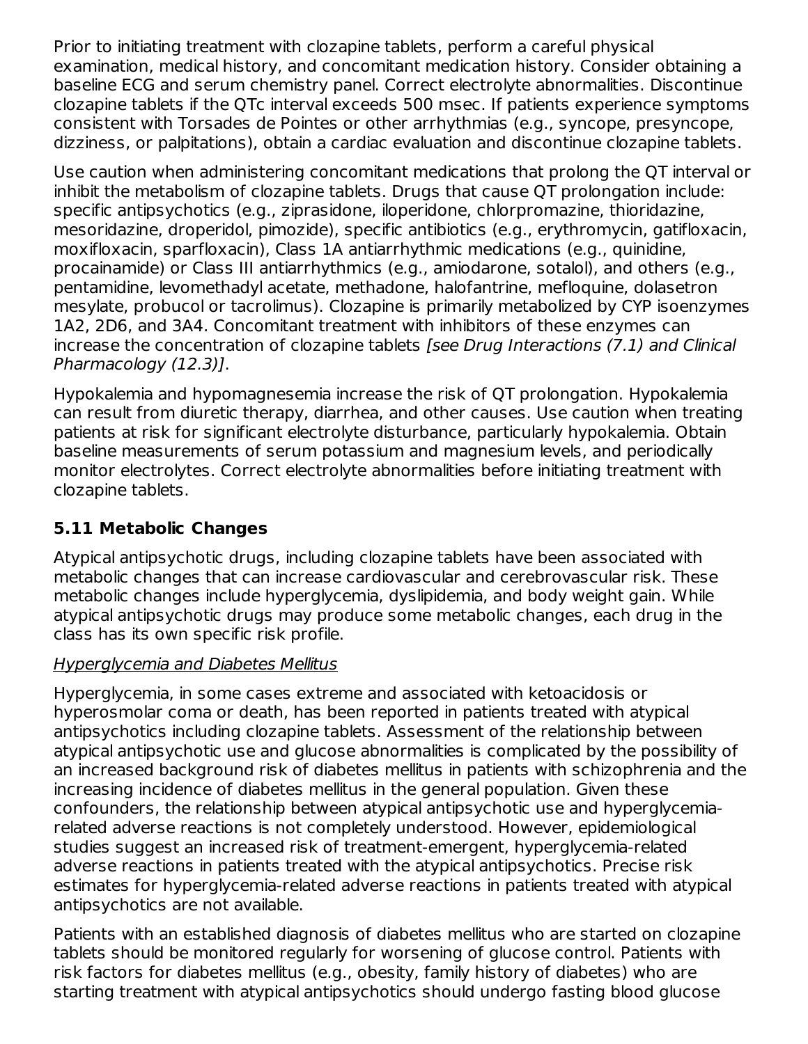Prior to initiating treatment with clozapine tablets, perform a careful physical examination, medical history, and concomitant medication history. Consider obtaining a baseline ECG and serum chemistry panel. Correct electrolyte abnormalities. Discontinue clozapine tablets if the QTc interval exceeds 500 msec. If patients experience symptoms consistent with Torsades de Pointes or other arrhythmias (e.g., syncope, presyncope, dizziness, or palpitations), obtain a cardiac evaluation and discontinue clozapine tablets.

Use caution when administering concomitant medications that prolong the QT interval or inhibit the metabolism of clozapine tablets. Drugs that cause QT prolongation include: specific antipsychotics (e.g., ziprasidone, iloperidone, chlorpromazine, thioridazine, mesoridazine, droperidol, pimozide), specific antibiotics (e.g., erythromycin, gatifloxacin, moxifloxacin, sparfloxacin), Class 1A antiarrhythmic medications (e.g., quinidine, procainamide) or Class III antiarrhythmics (e.g., amiodarone, sotalol), and others (e.g., pentamidine, levomethadyl acetate, methadone, halofantrine, mefloquine, dolasetron mesylate, probucol or tacrolimus). Clozapine is primarily metabolized by CYP isoenzymes 1A2, 2D6, and 3A4. Concomitant treatment with inhibitors of these enzymes can increase the concentration of clozapine tablets *[see Drug Interactions (7.1) and Clinical Pharmacology (12.3)]*.

Hypokalemia and hypomagnesemia increase the risk of QT prolongation. Hypokalemia can result from diuretic therapy, diarrhea, and other causes. Use caution when treating patients at risk for significant electrolyte disturbance, particularly hypokalemia. Obtain baseline measurements of serum potassium and magnesium levels, and periodically monitor electrolytes. Correct electrolyte abnormalities before initiating treatment with clozapine tablets.

### 5.11 Metabolic Changes

Atypical antipsychotic drugs, including clozapine tablets have been associated with metabolic changes that can increase cardiovascular and cerebrovascular risk. These metabolic changes include hyperglycemia, dyslipidemia, and body weight gain. While atypical antipsychotic drugs may produce some metabolic changes, each drug in the class has its own specific risk profile.

Hyperglycemia and Diabetes Mellitus

Hyperglycemia, in some cases extreme and associated with ketoacidosis or hyperosmolar coma or death, has been reported in patients treated with atypical antipsychotics including clozapine tablets. Assessment of the relationship between atypical antipsychotic use and glucose abnormalities is complicated by the possibility of an increased background risk of diabetes mellitus in patients with schizophrenia and the increasing incidence of diabetes mellitus in the general population. Given these confounders, the relationship between atypical antipsychotic use and hyperglycemia-related adverse reactions is not completely understood. However, epidemiological studies suggest an increased risk of treatment-emergent, hyperglycemia-related adverse reactions in patients treated with the atypical antipsychotics. Precise risk estimates for hyperglycemia-related adverse reactions in patients treated with atypical antipsychotics are not available.

Patients with an established diagnosis of diabetes mellitus who are started on clozapine tablets should be monitored regularly for worsening of glucose control. Patients with risk factors for diabetes mellitus (e.g., obesity, family history of diabetes) who are starting treatment with atypical antipsychotics should undergo fasting blood glucose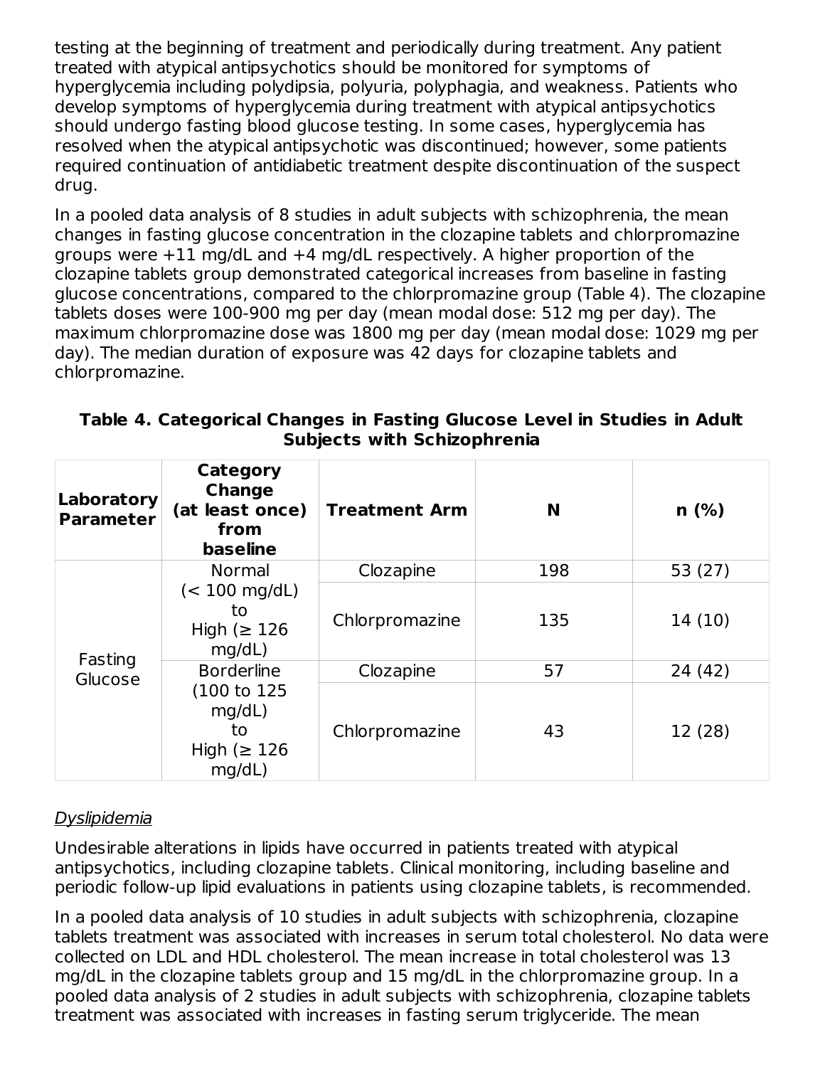testing at the beginning of treatment and periodically during treatment. Any patient treated with atypical antipsychotics should be monitored for symptoms of hyperglycemia including polydipsia, polyuria, polyphagia, and weakness. Patients who develop symptoms of hyperglycemia during treatment with atypical antipsychotics should undergo fasting blood glucose testing. In some cases, hyperglycemia has resolved when the atypical antipsychotic was discontinued; however, some patients required continuation of antidiabetic treatment despite discontinuation of the suspect drug.

In a pooled data analysis of 8 studies in adult subjects with schizophrenia, the mean changes in fasting glucose concentration in the clozapine tablets and chlorpromazine groups were +11 mg/dL and +4 mg/dL respectively. A higher proportion of the clozapine tablets group demonstrated categorical increases from baseline in fasting glucose concentrations, compared to the chlorpromazine group (Table 4). The clozapine tablets doses were 100-900 mg per day (mean modal dose: 512 mg per day). The maximum chlorpromazine dose was 1800 mg per day (mean modal dose: 1029 mg per day). The median duration of exposure was 42 days for clozapine tablets and chlorpromazine.

**Table 4. Categorical Changes in Fasting Glucose Level in Studies in Adult Subjects with Schizophrenia**

| Laboratory Parameter | Category Change (at least once) from baseline | Treatment Arm | N | n (%) |
|---|---|---|---|---|
| Fasting Glucose | Normal (< 100 mg/dL) to High (≥ 126 mg/dL) | Clozapine | 198 | 53 (27) |
| | | Chlorpromazine | 135 | 14 (10) |
| | Borderline (100 to 125 mg/dL) to High (≥ 126 mg/dL) | Clozapine | 57 | 24 (42) |
| | | Chlorpromazine | 43 | 12 (28) |

*Dyslipidemia*

Undesirable alterations in lipids have occurred in patients treated with atypical antipsychotics, including clozapine tablets. Clinical monitoring, including baseline and periodic follow-up lipid evaluations in patients using clozapine tablets, is recommended.

In a pooled data analysis of 10 studies in adult subjects with schizophrenia, clozapine tablets treatment was associated with increases in serum total cholesterol. No data were collected on LDL and HDL cholesterol. The mean increase in total cholesterol was 13 mg/dL in the clozapine tablets group and 15 mg/dL in the chlorpromazine group. In a pooled data analysis of 2 studies in adult subjects with schizophrenia, clozapine tablets treatment was associated with increases in fasting serum triglyceride. The mean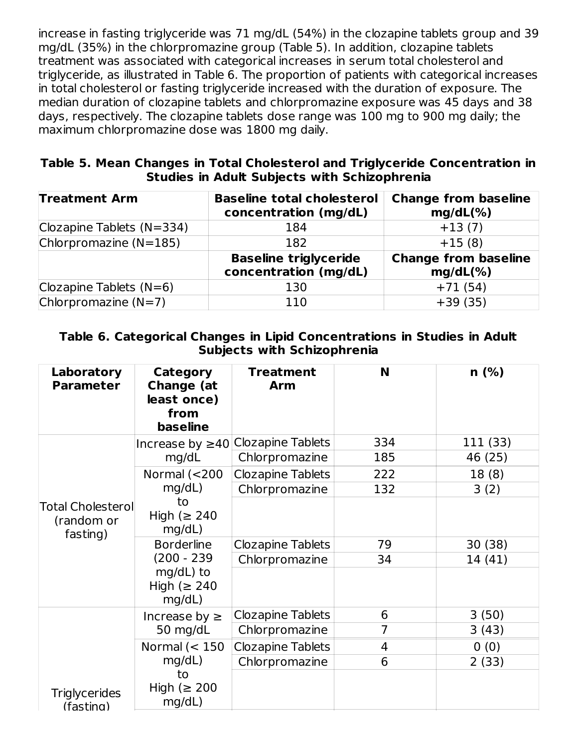increase in fasting triglyceride was 71 mg/dL (54%) in the clozapine tablets group and 39 mg/dL (35%) in the chlorpromazine group (Table 5). In addition, clozapine tablets treatment was associated with categorical increases in serum total cholesterol and triglyceride, as illustrated in Table 6. The proportion of patients with categorical increases in total cholesterol or fasting triglyceride increased with the duration of exposure. The median duration of clozapine tablets and chlorpromazine exposure was 45 days and 38 days, respectively. The clozapine tablets dose range was 100 mg to 900 mg daily; the maximum chlorpromazine dose was 1800 mg daily.

**Table 5. Mean Changes in Total Cholesterol and Triglyceride Concentration in Studies in Adult Subjects with Schizophrenia**

| Treatment Arm | Baseline total cholesterol concentration (mg/dL) | Change from baseline mg/dL(%) |
|---|---|---|
| Clozapine Tablets (N=334) | 184 | +13 (7) |
| Chlorpromazine (N=185) | 182 | +15 (8) |
| | **Baseline triglyceride concentration (mg/dL)** | **Change from baseline mg/dL(%)** |
| Clozapine Tablets (N=6) | 130 | +71 (54) |
| Chlorpromazine (N=7) | 110 | +39 (35) |

**Table 6. Categorical Changes in Lipid Concentrations in Studies in Adult Subjects with Schizophrenia**

| Laboratory Parameter | Category Change (at least once) from baseline | Treatment Arm | N | n (%) |
|---|---|---|---|---|
| Total Cholesterol (random or fasting) | Increase by ≥40 mg/dL | Clozapine Tablets | 334 | 111 (33) |
| | | Chlorpromazine | 185 | 46 (25) |
| | Normal (<200 mg/dL) to High (≥ 240 mg/dL) | Clozapine Tablets | 222 | 18 (8) |
| | | Chlorpromazine | 132 | 3 (2) |
| | Borderline (200 - 239 mg/dL) to High (≥ 240 mg/dL) | Clozapine Tablets | 79 | 30 (38) |
| | | Chlorpromazine | 34 | 14 (41) |
| Triglycerides (fasting) | Increase by ≥ 50 mg/dL | Clozapine Tablets | 6 | 3 (50) |
| | | Chlorpromazine | 7 | 3 (43) |
| | Normal (< 150 mg/dL) to High (≥ 200 mg/dL) | Clozapine Tablets | 4 | 0 (0) |
| | | Chlorpromazine | 6 | 2 (33) |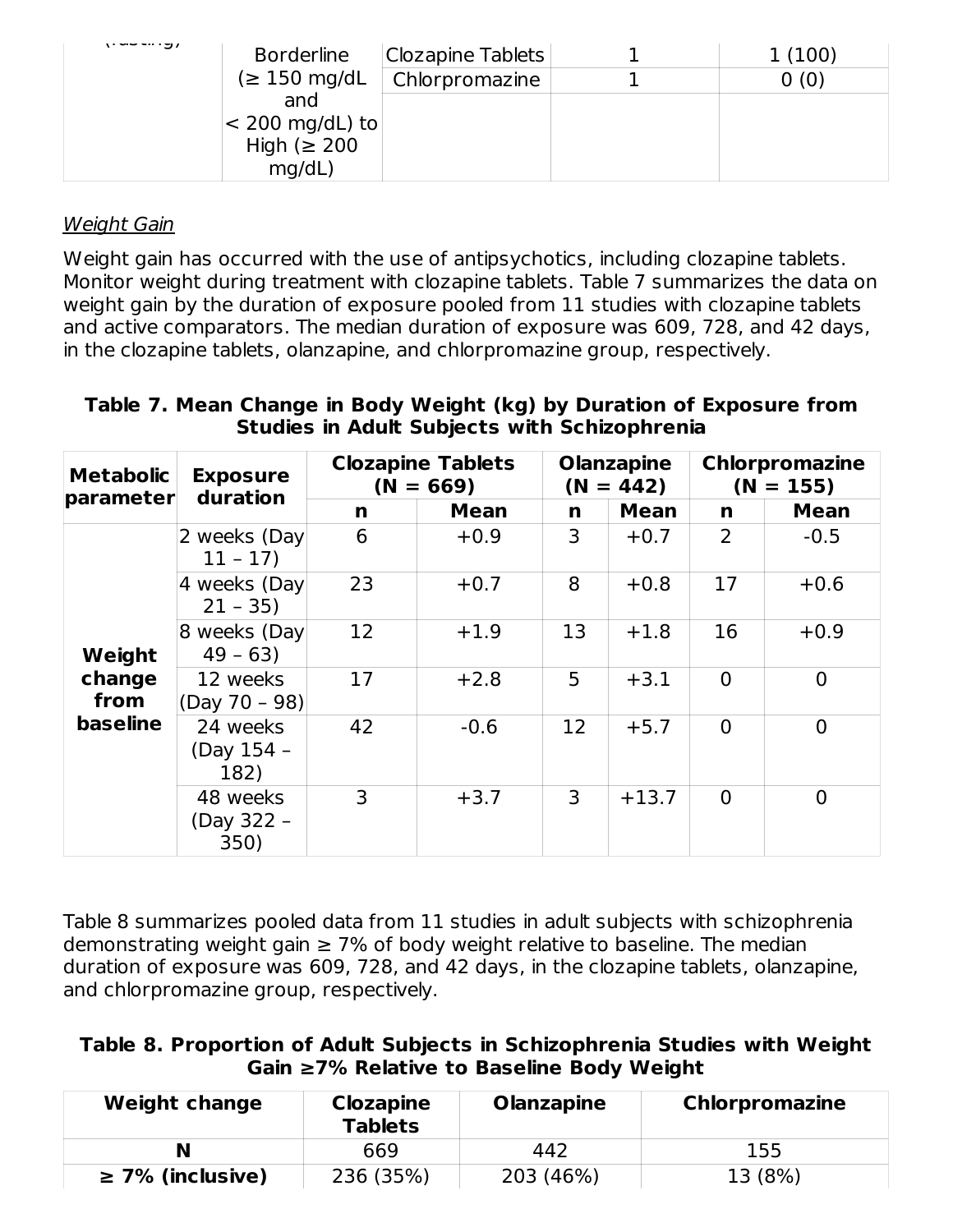| (Fasting) | Borderline (≥ 150 mg/dL and < 200 mg/dL) to High (≥ 200 mg/dL) | Clozapine Tablets | 1 | 1 (100) |
|---|---|---|---|---|
| | | Chlorpromazine | 1 | 0 (0) |

*Weight Gain*

Weight gain has occurred with the use of antipsychotics, including clozapine tablets. Monitor weight during treatment with clozapine tablets. Table 7 summarizes the data on weight gain by the duration of exposure pooled from 11 studies with clozapine tablets and active comparators. The median duration of exposure was 609, 728, and 42 days, in the clozapine tablets, olanzapine, and chlorpromazine group, respectively.

**Table 7. Mean Change in Body Weight (kg) by Duration of Exposure from Studies in Adult Subjects with Schizophrenia**

| Metabolic parameter | Exposure duration | Clozapine Tablets (N = 669) | | Olanzapine (N = 442) | | Chlorpromazine (N = 155) | |
|---|---|---|---|---|---|---|---|
| | | n | Mean | n | Mean | n | Mean |
| **Weight change from baseline** | 2 weeks (Day 11 – 17) | 6 | +0.9 | 3 | +0.7 | 2 | -0.5 |
| | 4 weeks (Day 21 – 35) | 23 | +0.7 | 8 | +0.8 | 17 | +0.6 |
| | 8 weeks (Day 49 – 63) | 12 | +1.9 | 13 | +1.8 | 16 | +0.9 |
| | 12 weeks (Day 70 – 98) | 17 | +2.8 | 5 | +3.1 | 0 | 0 |
| | 24 weeks (Day 154 – 182) | 42 | -0.6 | 12 | +5.7 | 0 | 0 |
| | 48 weeks (Day 322 – 350) | 3 | +3.7 | 3 | +13.7 | 0 | 0 |

Table 8 summarizes pooled data from 11 studies in adult subjects with schizophrenia demonstrating weight gain ≥ 7% of body weight relative to baseline. The median duration of exposure was 609, 728, and 42 days, in the clozapine tablets, olanzapine, and chlorpromazine group, respectively.

**Table 8. Proportion of Adult Subjects in Schizophrenia Studies with Weight Gain ≥7% Relative to Baseline Body Weight**

| Weight change | Clozapine Tablets | Olanzapine | Chlorpromazine |
|---|---|---|---|
| **N** | 669 | 442 | 155 |
| **≥ 7% (inclusive)** | 236 (35%) | 203 (46%) | 13 (8%) |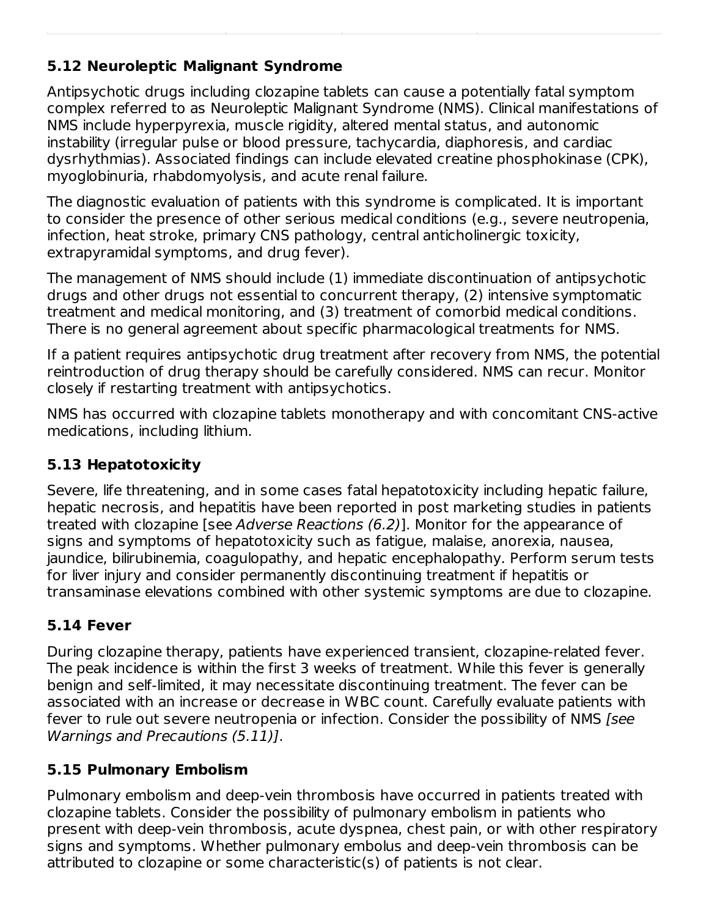### 5.12 Neuroleptic Malignant Syndrome

Antipsychotic drugs including clozapine tablets can cause a potentially fatal symptom complex referred to as Neuroleptic Malignant Syndrome (NMS). Clinical manifestations of NMS include hyperpyrexia, muscle rigidity, altered mental status, and autonomic instability (irregular pulse or blood pressure, tachycardia, diaphoresis, and cardiac dysrhythmias). Associated findings can include elevated creatine phosphokinase (CPK), myoglobinuria, rhabdomyolysis, and acute renal failure.

The diagnostic evaluation of patients with this syndrome is complicated. It is important to consider the presence of other serious medical conditions (e.g., severe neutropenia, infection, heat stroke, primary CNS pathology, central anticholinergic toxicity, extrapyramidal symptoms, and drug fever).

The management of NMS should include (1) immediate discontinuation of antipsychotic drugs and other drugs not essential to concurrent therapy, (2) intensive symptomatic treatment and medical monitoring, and (3) treatment of comorbid medical conditions. There is no general agreement about specific pharmacological treatments for NMS.

If a patient requires antipsychotic drug treatment after recovery from NMS, the potential reintroduction of drug therapy should be carefully considered. NMS can recur. Monitor closely if restarting treatment with antipsychotics.

NMS has occurred with clozapine tablets monotherapy and with concomitant CNS-active medications, including lithium.

### 5.13 Hepatotoxicity

Severe, life threatening, and in some cases fatal hepatotoxicity including hepatic failure, hepatic necrosis, and hepatitis have been reported in post marketing studies in patients treated with clozapine [see *Adverse Reactions (6.2)*]. Monitor for the appearance of signs and symptoms of hepatotoxicity such as fatigue, malaise, anorexia, nausea, jaundice, bilirubinemia, coagulopathy, and hepatic encephalopathy. Perform serum tests for liver injury and consider permanently discontinuing treatment if hepatitis or transaminase elevations combined with other systemic symptoms are due to clozapine.

### 5.14 Fever

During clozapine therapy, patients have experienced transient, clozapine-related fever. The peak incidence is within the first 3 weeks of treatment. While this fever is generally benign and self-limited, it may necessitate discontinuing treatment. The fever can be associated with an increase or decrease in WBC count. Carefully evaluate patients with fever to rule out severe neutropenia or infection. Consider the possibility of NMS *[see Warnings and Precautions (5.11)]*.

### 5.15 Pulmonary Embolism

Pulmonary embolism and deep-vein thrombosis have occurred in patients treated with clozapine tablets. Consider the possibility of pulmonary embolism in patients who present with deep-vein thrombosis, acute dyspnea, chest pain, or with other respiratory signs and symptoms. Whether pulmonary embolus and deep-vein thrombosis can be attributed to clozapine or some characteristic(s) of patients is not clear.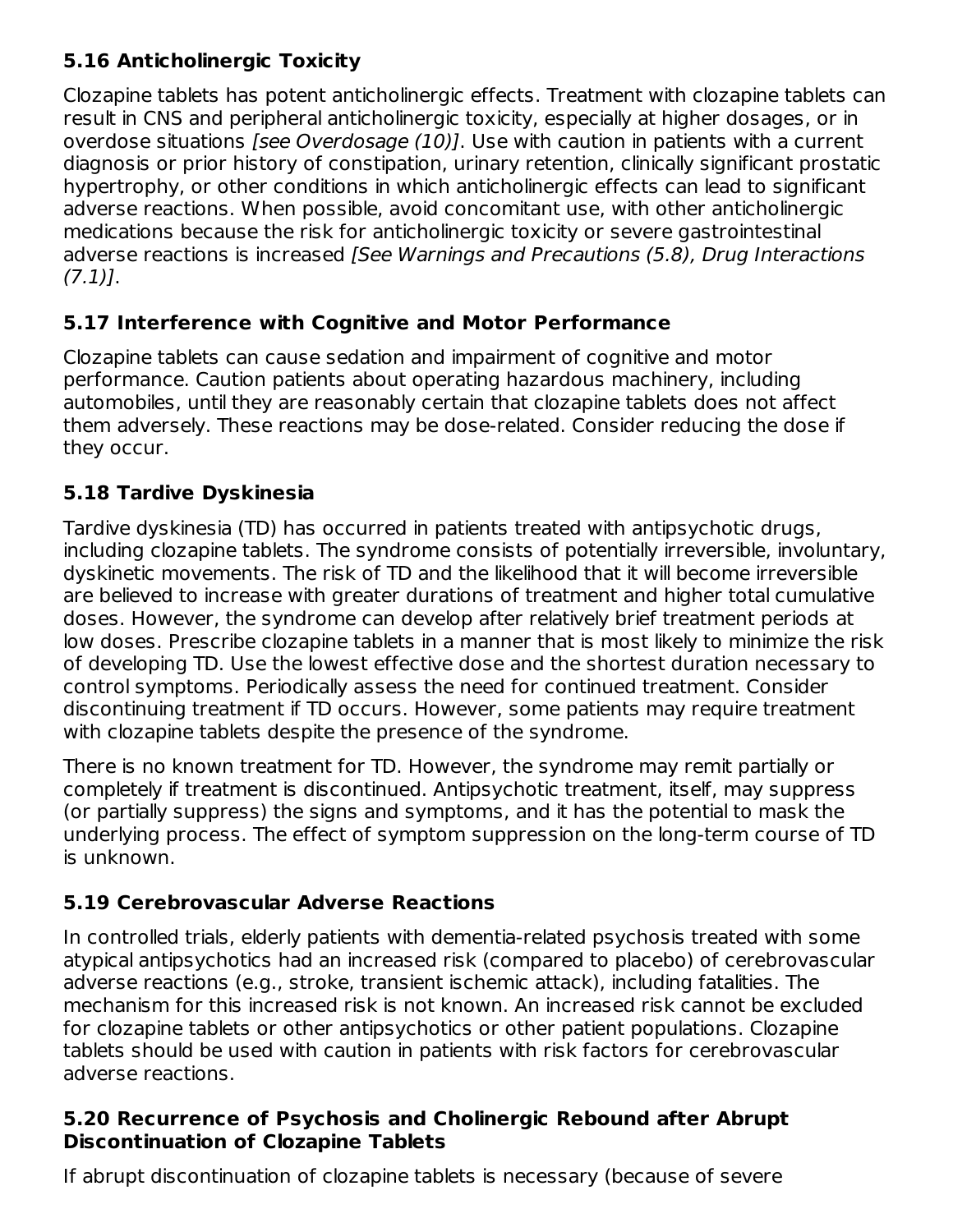### 5.16 Anticholinergic Toxicity

Clozapine tablets has potent anticholinergic effects. Treatment with clozapine tablets can result in CNS and peripheral anticholinergic toxicity, especially at higher dosages, or in overdose situations *[see Overdosage (10)]*. Use with caution in patients with a current diagnosis or prior history of constipation, urinary retention, clinically significant prostatic hypertrophy, or other conditions in which anticholinergic effects can lead to significant adverse reactions. When possible, avoid concomitant use, with other anticholinergic medications because the risk for anticholinergic toxicity or severe gastrointestinal adverse reactions is increased *[See Warnings and Precautions (5.8), Drug Interactions (7.1)]*.

### 5.17 Interference with Cognitive and Motor Performance

Clozapine tablets can cause sedation and impairment of cognitive and motor performance. Caution patients about operating hazardous machinery, including automobiles, until they are reasonably certain that clozapine tablets does not affect them adversely. These reactions may be dose-related. Consider reducing the dose if they occur.

### 5.18 Tardive Dyskinesia

Tardive dyskinesia (TD) has occurred in patients treated with antipsychotic drugs, including clozapine tablets. The syndrome consists of potentially irreversible, involuntary, dyskinetic movements. The risk of TD and the likelihood that it will become irreversible are believed to increase with greater durations of treatment and higher total cumulative doses. However, the syndrome can develop after relatively brief treatment periods at low doses. Prescribe clozapine tablets in a manner that is most likely to minimize the risk of developing TD. Use the lowest effective dose and the shortest duration necessary to control symptoms. Periodically assess the need for continued treatment. Consider discontinuing treatment if TD occurs. However, some patients may require treatment with clozapine tablets despite the presence of the syndrome.

There is no known treatment for TD. However, the syndrome may remit partially or completely if treatment is discontinued. Antipsychotic treatment, itself, may suppress (or partially suppress) the signs and symptoms, and it has the potential to mask the underlying process. The effect of symptom suppression on the long-term course of TD is unknown.

### 5.19 Cerebrovascular Adverse Reactions

In controlled trials, elderly patients with dementia-related psychosis treated with some atypical antipsychotics had an increased risk (compared to placebo) of cerebrovascular adverse reactions (e.g., stroke, transient ischemic attack), including fatalities. The mechanism for this increased risk is not known. An increased risk cannot be excluded for clozapine tablets or other antipsychotics or other patient populations. Clozapine tablets should be used with caution in patients with risk factors for cerebrovascular adverse reactions.

### 5.20 Recurrence of Psychosis and Cholinergic Rebound after Abrupt Discontinuation of Clozapine Tablets

If abrupt discontinuation of clozapine tablets is necessary (because of severe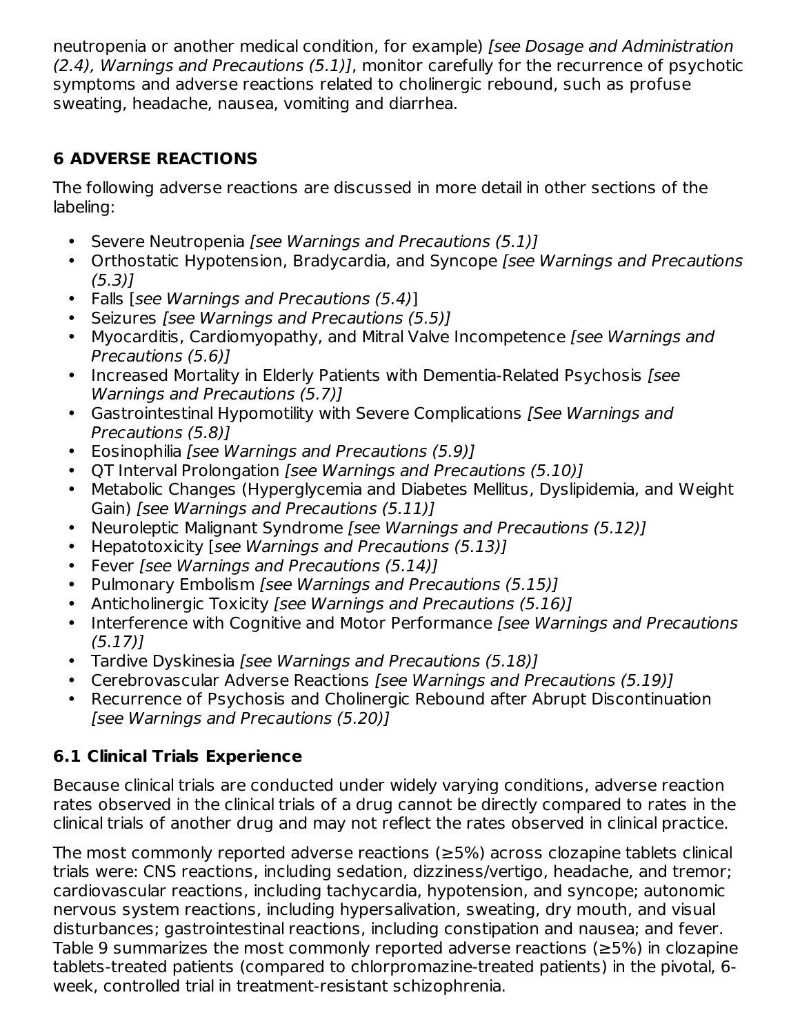neutropenia or another medical condition, for example) *[see Dosage and Administration (2.4), Warnings and Precautions (5.1)]*, monitor carefully for the recurrence of psychotic symptoms and adverse reactions related to cholinergic rebound, such as profuse sweating, headache, nausea, vomiting and diarrhea.

## 6 ADVERSE REACTIONS

The following adverse reactions are discussed in more detail in other sections of the labeling:

- Severe Neutropenia *[see Warnings and Precautions (5.1)]*
- Orthostatic Hypotension, Bradycardia, and Syncope *[see Warnings and Precautions (5.3)]*
- Falls [*see Warnings and Precautions (5.4)*]
- Seizures *[see Warnings and Precautions (5.5)]*
- Myocarditis, Cardiomyopathy, and Mitral Valve Incompetence *[see Warnings and Precautions (5.6)]*
- Increased Mortality in Elderly Patients with Dementia-Related Psychosis *[see Warnings and Precautions (5.7)]*
- Gastrointestinal Hypomotility with Severe Complications *[See Warnings and Precautions (5.8)]*
- Eosinophilia *[see Warnings and Precautions (5.9)]*
- QT Interval Prolongation *[see Warnings and Precautions (5.10)]*
- Metabolic Changes (Hyperglycemia and Diabetes Mellitus, Dyslipidemia, and Weight Gain) *[see Warnings and Precautions (5.11)]*
- Neuroleptic Malignant Syndrome *[see Warnings and Precautions (5.12)]*
- Hepatotoxicity [*see Warnings and Precautions (5.13)]*
- Fever *[see Warnings and Precautions (5.14)]*
- Pulmonary Embolism *[see Warnings and Precautions (5.15)]*
- Anticholinergic Toxicity *[see Warnings and Precautions (5.16)]*
- Interference with Cognitive and Motor Performance *[see Warnings and Precautions (5.17)]*
- Tardive Dyskinesia *[see Warnings and Precautions (5.18)]*
- Cerebrovascular Adverse Reactions *[see Warnings and Precautions (5.19)]*
- Recurrence of Psychosis and Cholinergic Rebound after Abrupt Discontinuation *[see Warnings and Precautions (5.20)]*

### 6.1 Clinical Trials Experience

Because clinical trials are conducted under widely varying conditions, adverse reaction rates observed in the clinical trials of a drug cannot be directly compared to rates in the clinical trials of another drug and may not reflect the rates observed in clinical practice.

The most commonly reported adverse reactions (≥5%) across clozapine tablets clinical trials were: CNS reactions, including sedation, dizziness/vertigo, headache, and tremor; cardiovascular reactions, including tachycardia, hypotension, and syncope; autonomic nervous system reactions, including hypersalivation, sweating, dry mouth, and visual disturbances; gastrointestinal reactions, including constipation and nausea; and fever. Table 9 summarizes the most commonly reported adverse reactions (≥5%) in clozapine tablets-treated patients (compared to chlorpromazine-treated patients) in the pivotal, 6-week, controlled trial in treatment-resistant schizophrenia.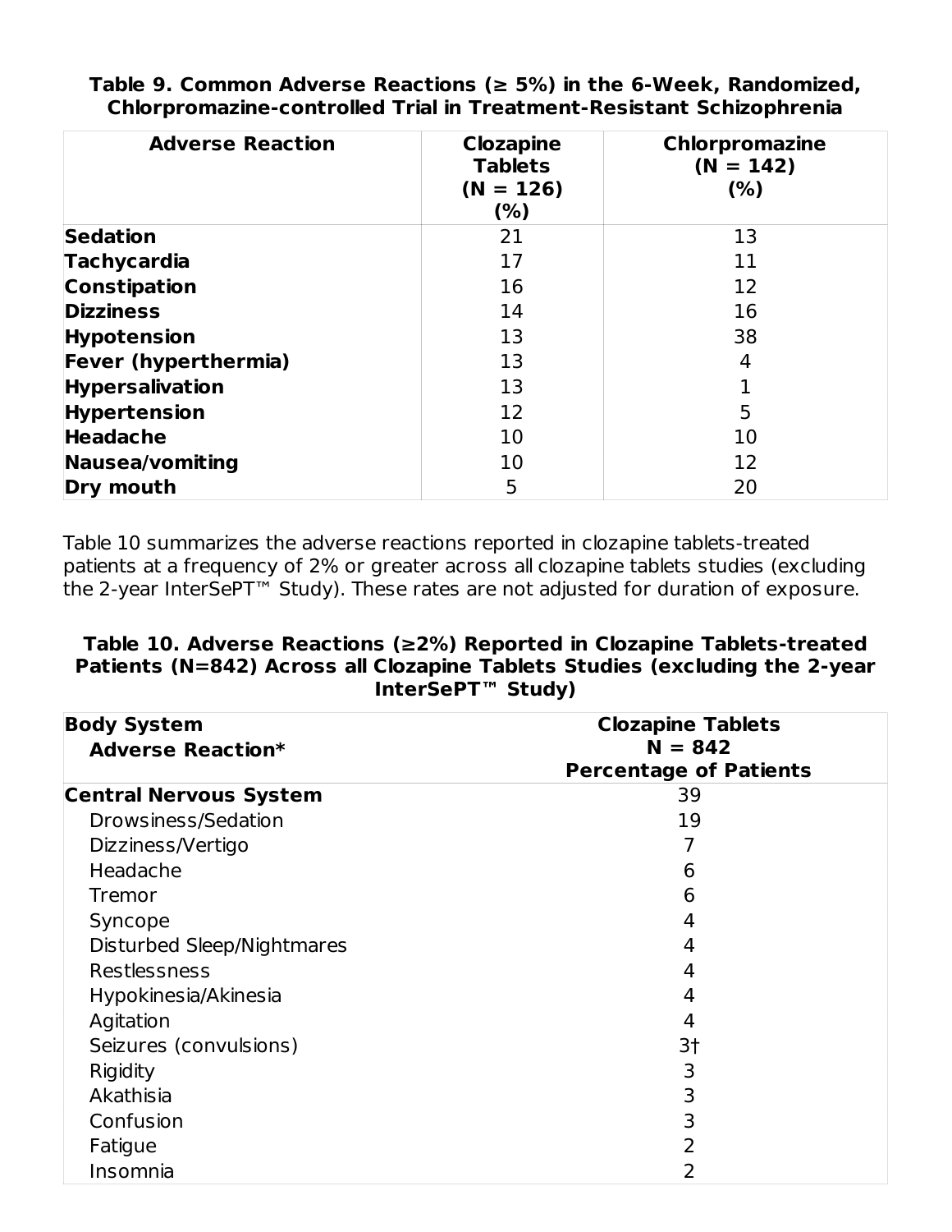**Table 9. Common Adverse Reactions (≥ 5%) in the 6-Week, Randomized, Chlorpromazine-controlled Trial in Treatment-Resistant Schizophrenia**

| Adverse Reaction | Clozapine Tablets (N = 126) (%) | Chlorpromazine (N = 142) (%) |
|---|---|---|
| **Sedation** | 21 | 13 |
| **Tachycardia** | 17 | 11 |
| **Constipation** | 16 | 12 |
| **Dizziness** | 14 | 16 |
| **Hypotension** | 13 | 38 |
| **Fever (hyperthermia)** | 13 | 4 |
| **Hypersalivation** | 13 | 1 |
| **Hypertension** | 12 | 5 |
| **Headache** | 10 | 10 |
| **Nausea/vomiting** | 10 | 12 |
| **Dry mouth** | 5 | 20 |

Table 10 summarizes the adverse reactions reported in clozapine tablets-treated patients at a frequency of 2% or greater across all clozapine tablets studies (excluding the 2-year InterSePT™ Study). These rates are not adjusted for duration of exposure.

**Table 10. Adverse Reactions (≥2%) Reported in Clozapine Tablets-treated Patients (N=842) Across all Clozapine Tablets Studies (excluding the 2-year InterSePT™ Study)**

| Body System<br>Adverse Reaction* | Clozapine Tablets<br>N = 842<br>Percentage of Patients |
|---|---|
| **Central Nervous System** | 39 |
| Drowsiness/Sedation | 19 |
| Dizziness/Vertigo | 7 |
| Headache | 6 |
| Tremor | 6 |
| Syncope | 4 |
| Disturbed Sleep/Nightmares | 4 |
| Restlessness | 4 |
| Hypokinesia/Akinesia | 4 |
| Agitation | 4 |
| Seizures (convulsions) | 3† |
| Rigidity | 3 |
| Akathisia | 3 |
| Confusion | 3 |
| Fatigue | 2 |
| Insomnia | 2 |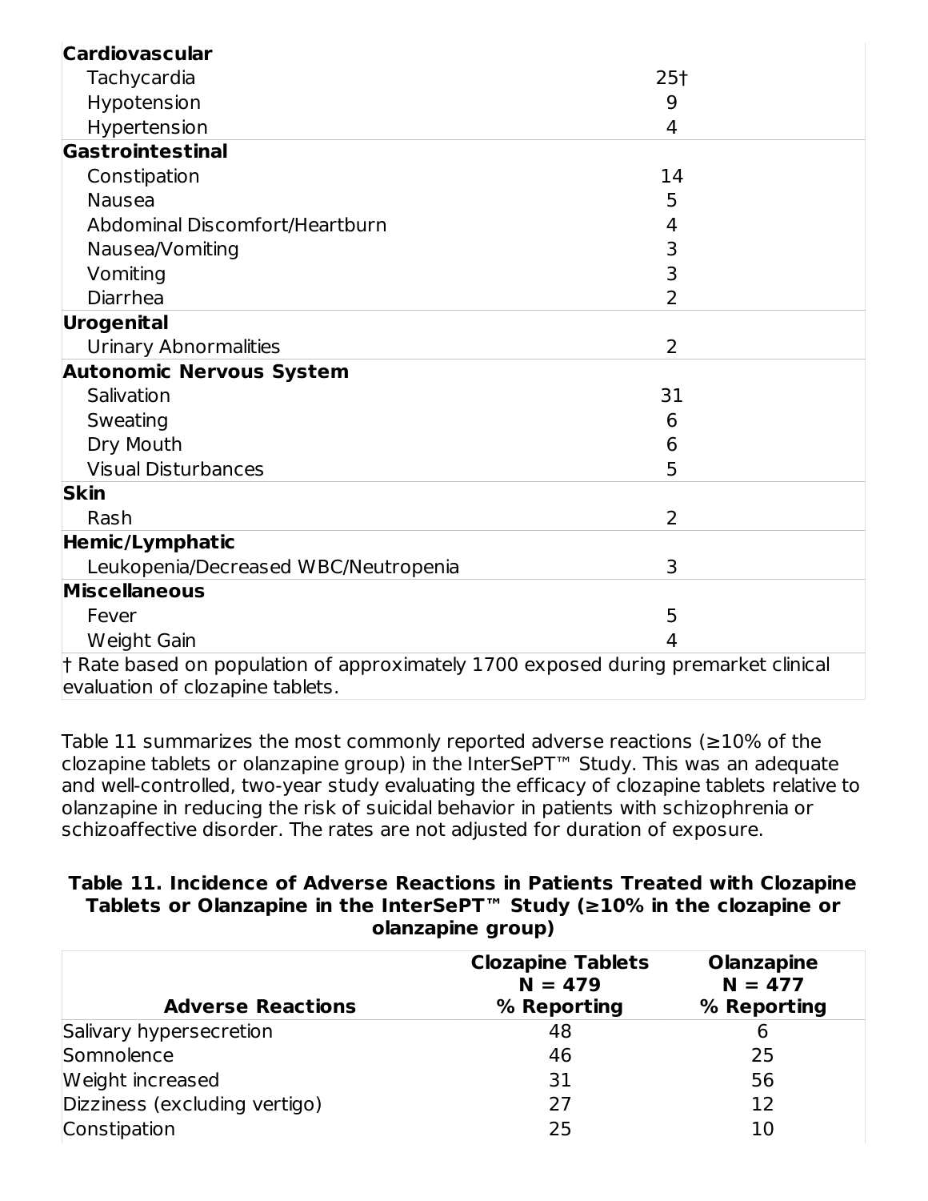| | |
|---|---|
| **Cardiovascular** | |
| Tachycardia | 25† |
| Hypotension | 9 |
| Hypertension | 4 |
| **Gastrointestinal** | |
| Constipation | 14 |
| Nausea | 5 |
| Abdominal Discomfort/Heartburn | 4 |
| Nausea/Vomiting | 3 |
| Vomiting | 3 |
| Diarrhea | 2 |
| **Urogenital** | |
| Urinary Abnormalities | 2 |
| **Autonomic Nervous System** | |
| Salivation | 31 |
| Sweating | 6 |
| Dry Mouth | 6 |
| Visual Disturbances | 5 |
| **Skin** | |
| Rash | 2 |
| **Hemic/Lymphatic** | |
| Leukopenia/Decreased WBC/Neutropenia | 3 |
| **Miscellaneous** | |
| Fever | 5 |
| Weight Gain | 4 |

† Rate based on population of approximately 1700 exposed during premarket clinical evaluation of clozapine tablets.

Table 11 summarizes the most commonly reported adverse reactions (≥10% of the clozapine tablets or olanzapine group) in the InterSePT™ Study. This was an adequate and well-controlled, two-year study evaluating the efficacy of clozapine tablets relative to olanzapine in reducing the risk of suicidal behavior in patients with schizophrenia or schizoaffective disorder. The rates are not adjusted for duration of exposure.

**Table 11. Incidence of Adverse Reactions in Patients Treated with Clozapine Tablets or Olanzapine in the InterSePT™ Study (≥10% in the clozapine or olanzapine group)**

| Adverse Reactions | Clozapine Tablets N = 479 % Reporting | Olanzapine N = 477 % Reporting |
|---|---|---|
| Salivary hypersecretion | 48 | 6 |
| Somnolence | 46 | 25 |
| Weight increased | 31 | 56 |
| Dizziness (excluding vertigo) | 27 | 12 |
| Constipation | 25 | 10 |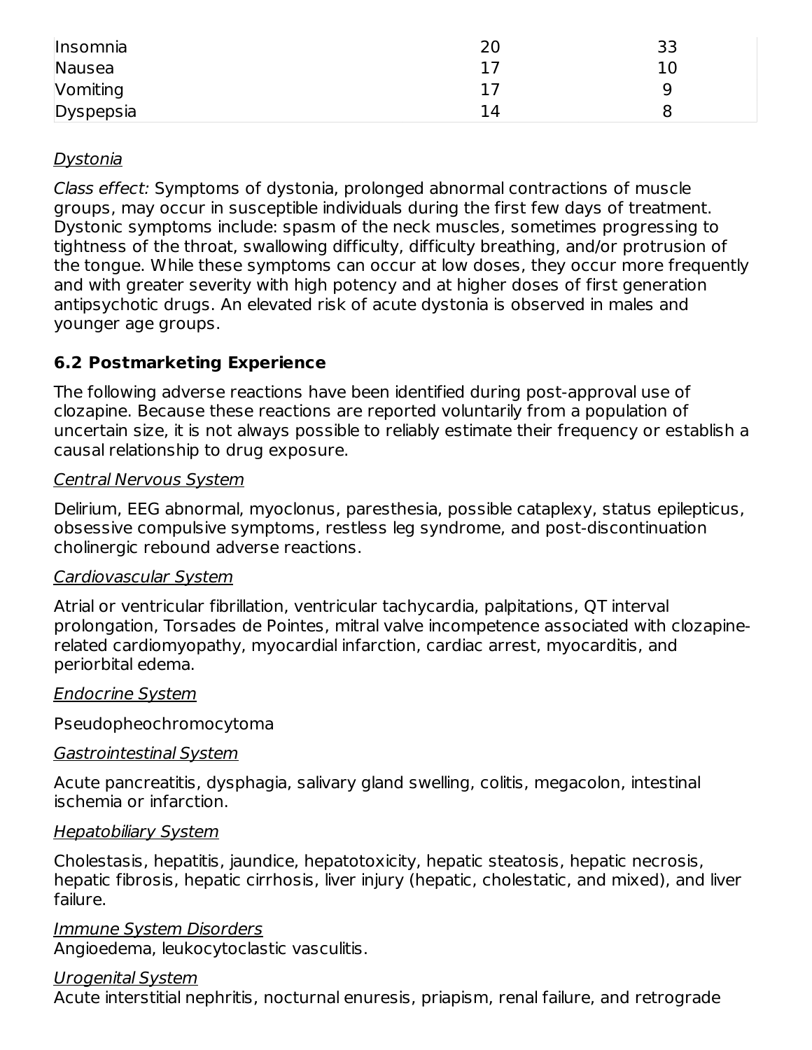| | | |
|---|---|---|
| Insomnia | 20 | 33 |
| Nausea | 17 | 10 |
| Vomiting | 17 | 9 |
| Dyspepsia | 14 | 8 |

Dystonia

*Class effect:* Symptoms of dystonia, prolonged abnormal contractions of muscle groups, may occur in susceptible individuals during the first few days of treatment. Dystonic symptoms include: spasm of the neck muscles, sometimes progressing to tightness of the throat, swallowing difficulty, difficulty breathing, and/or protrusion of the tongue. While these symptoms can occur at low doses, they occur more frequently and with greater severity with high potency and at higher doses of first generation antipsychotic drugs. An elevated risk of acute dystonia is observed in males and younger age groups.

### 6.2 Postmarketing Experience

The following adverse reactions have been identified during post-approval use of clozapine. Because these reactions are reported voluntarily from a population of uncertain size, it is not always possible to reliably estimate their frequency or establish a causal relationship to drug exposure.

Central Nervous System

Delirium, EEG abnormal, myoclonus, paresthesia, possible cataplexy, status epilepticus, obsessive compulsive symptoms, restless leg syndrome, and post-discontinuation cholinergic rebound adverse reactions.

Cardiovascular System

Atrial or ventricular fibrillation, ventricular tachycardia, palpitations, QT interval prolongation, Torsades de Pointes, mitral valve incompetence associated with clozapine-related cardiomyopathy, myocardial infarction, cardiac arrest, myocarditis, and periorbital edema.

Endocrine System

Pseudopheochromocytoma

Gastrointestinal System

Acute pancreatitis, dysphagia, salivary gland swelling, colitis, megacolon, intestinal ischemia or infarction.

Hepatobiliary System

Cholestasis, hepatitis, jaundice, hepatotoxicity, hepatic steatosis, hepatic necrosis, hepatic fibrosis, hepatic cirrhosis, liver injury (hepatic, cholestatic, and mixed), and liver failure.

Immune System Disorders

Angioedema, leukocytoclastic vasculitis.

Urogenital System

Acute interstitial nephritis, nocturnal enuresis, priapism, renal failure, and retrograde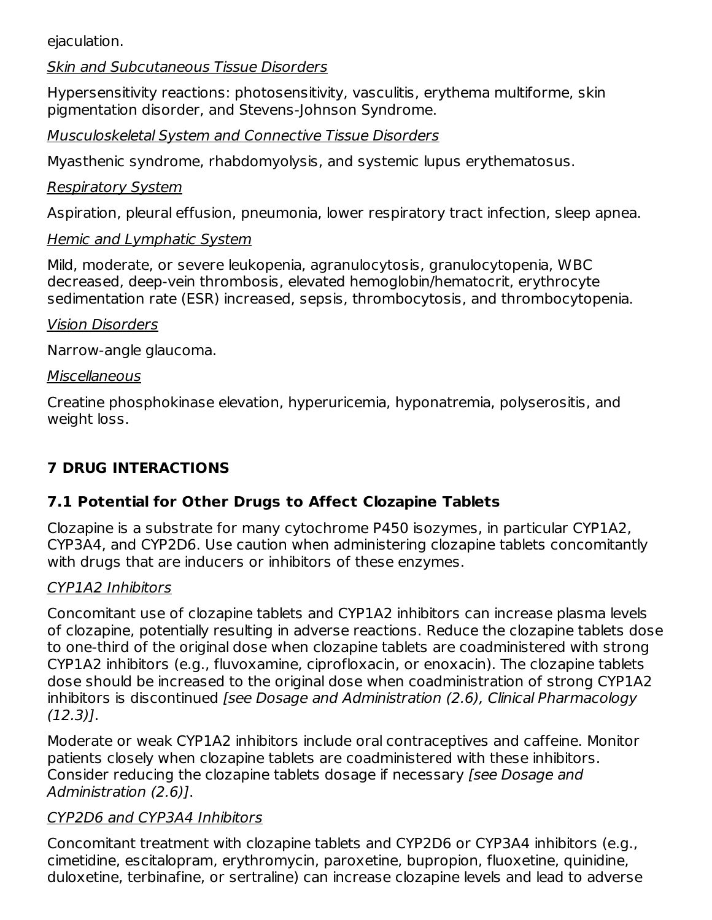ejaculation.

*Skin and Subcutaneous Tissue Disorders*

Hypersensitivity reactions: photosensitivity, vasculitis, erythema multiforme, skin pigmentation disorder, and Stevens-Johnson Syndrome.

*Musculoskeletal System and Connective Tissue Disorders*

Myasthenic syndrome, rhabdomyolysis, and systemic lupus erythematosus.

*Respiratory System*

Aspiration, pleural effusion, pneumonia, lower respiratory tract infection, sleep apnea.

*Hemic and Lymphatic System*

Mild, moderate, or severe leukopenia, agranulocytosis, granulocytopenia, WBC decreased, deep-vein thrombosis, elevated hemoglobin/hematocrit, erythrocyte sedimentation rate (ESR) increased, sepsis, thrombocytosis, and thrombocytopenia.

*Vision Disorders*

Narrow-angle glaucoma.

*Miscellaneous*

Creatine phosphokinase elevation, hyperuricemia, hyponatremia, polyserositis, and weight loss.

## 7 DRUG INTERACTIONS

### 7.1 Potential for Other Drugs to Affect Clozapine Tablets

Clozapine is a substrate for many cytochrome P450 isozymes, in particular CYP1A2, CYP3A4, and CYP2D6. Use caution when administering clozapine tablets concomitantly with drugs that are inducers or inhibitors of these enzymes.

*CYP1A2 Inhibitors*

Concomitant use of clozapine tablets and CYP1A2 inhibitors can increase plasma levels of clozapine, potentially resulting in adverse reactions. Reduce the clozapine tablets dose to one-third of the original dose when clozapine tablets are coadministered with strong CYP1A2 inhibitors (e.g., fluvoxamine, ciprofloxacin, or enoxacin). The clozapine tablets dose should be increased to the original dose when coadministration of strong CYP1A2 inhibitors is discontinued *[see Dosage and Administration (2.6), Clinical Pharmacology (12.3)]*.

Moderate or weak CYP1A2 inhibitors include oral contraceptives and caffeine. Monitor patients closely when clozapine tablets are coadministered with these inhibitors. Consider reducing the clozapine tablets dosage if necessary *[see Dosage and Administration (2.6)]*.

*CYP2D6 and CYP3A4 Inhibitors*

Concomitant treatment with clozapine tablets and CYP2D6 or CYP3A4 inhibitors (e.g., cimetidine, escitalopram, erythromycin, paroxetine, bupropion, fluoxetine, quinidine, duloxetine, terbinafine, or sertraline) can increase clozapine levels and lead to adverse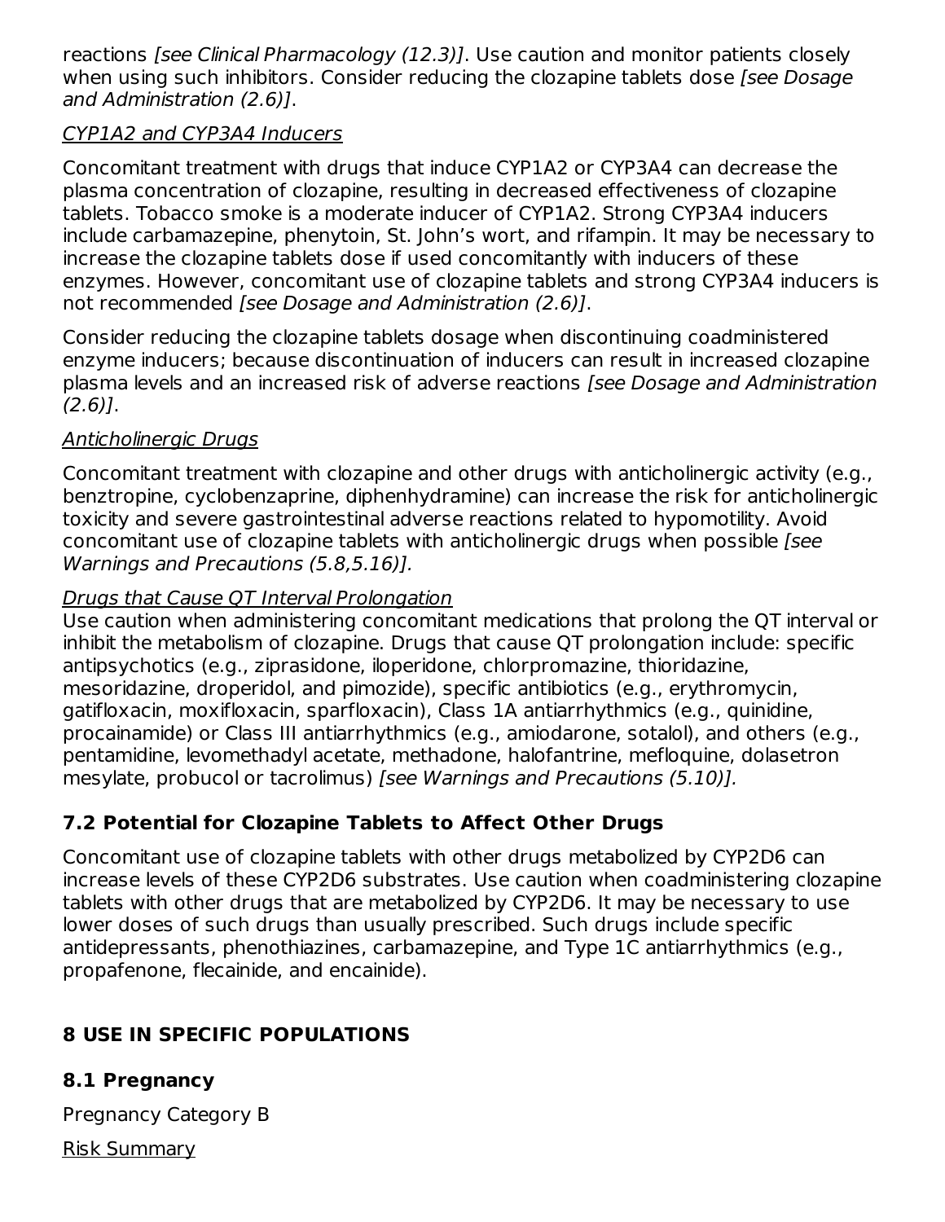reactions *[see Clinical Pharmacology (12.3)]*. Use caution and monitor patients closely when using such inhibitors. Consider reducing the clozapine tablets dose *[see Dosage and Administration (2.6)]*.

*CYP1A2 and CYP3A4 Inducers*

Concomitant treatment with drugs that induce CYP1A2 or CYP3A4 can decrease the plasma concentration of clozapine, resulting in decreased effectiveness of clozapine tablets. Tobacco smoke is a moderate inducer of CYP1A2. Strong CYP3A4 inducers include carbamazepine, phenytoin, St. John's wort, and rifampin. It may be necessary to increase the clozapine tablets dose if used concomitantly with inducers of these enzymes. However, concomitant use of clozapine tablets and strong CYP3A4 inducers is not recommended *[see Dosage and Administration (2.6)]*.

Consider reducing the clozapine tablets dosage when discontinuing coadministered enzyme inducers; because discontinuation of inducers can result in increased clozapine plasma levels and an increased risk of adverse reactions *[see Dosage and Administration (2.6)]*.

*Anticholinergic Drugs*

Concomitant treatment with clozapine and other drugs with anticholinergic activity (e.g., benztropine, cyclobenzaprine, diphenhydramine) can increase the risk for anticholinergic toxicity and severe gastrointestinal adverse reactions related to hypomotility. Avoid concomitant use of clozapine tablets with anticholinergic drugs when possible *[see Warnings and Precautions (5.8,5.16)]*.

*Drugs that Cause QT Interval Prolongation*

Use caution when administering concomitant medications that prolong the QT interval or inhibit the metabolism of clozapine. Drugs that cause QT prolongation include: specific antipsychotics (e.g., ziprasidone, iloperidone, chlorpromazine, thioridazine, mesoridazine, droperidol, and pimozide), specific antibiotics (e.g., erythromycin, gatifloxacin, moxifloxacin, sparfloxacin), Class 1A antiarrhythmics (e.g., quinidine, procainamide) or Class III antiarrhythmics (e.g., amiodarone, sotalol), and others (e.g., pentamidine, levomethadyl acetate, methadone, halofantrine, mefloquine, dolasetron mesylate, probucol or tacrolimus) *[see Warnings and Precautions (5.10)].*

### 7.2 Potential for Clozapine Tablets to Affect Other Drugs

Concomitant use of clozapine tablets with other drugs metabolized by CYP2D6 can increase levels of these CYP2D6 substrates. Use caution when coadministering clozapine tablets with other drugs that are metabolized by CYP2D6. It may be necessary to use lower doses of such drugs than usually prescribed. Such drugs include specific antidepressants, phenothiazines, carbamazepine, and Type 1C antiarrhythmics (e.g., propafenone, flecainide, and encainide).

## 8 USE IN SPECIFIC POPULATIONS

### 8.1 Pregnancy

Pregnancy Category B

*Risk Summary*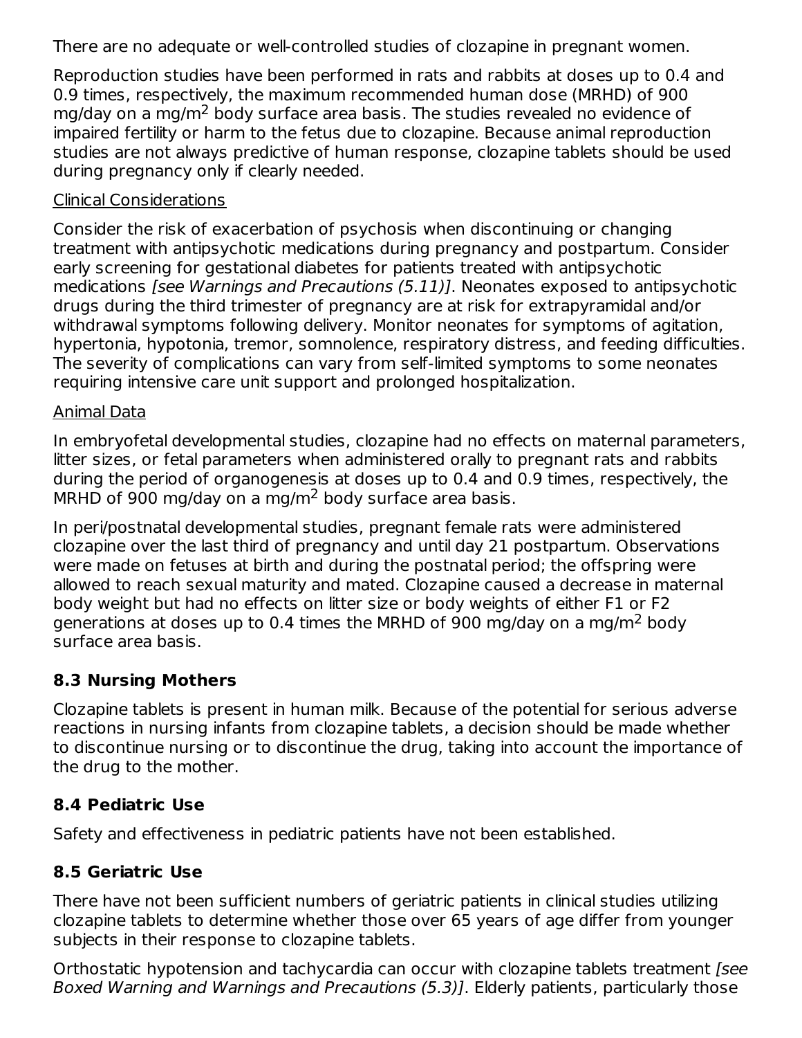There are no adequate or well-controlled studies of clozapine in pregnant women.

Reproduction studies have been performed in rats and rabbits at doses up to 0.4 and 0.9 times, respectively, the maximum recommended human dose (MRHD) of 900 mg/day on a mg/$m^2$ body surface area basis. The studies revealed no evidence of impaired fertility or harm to the fetus due to clozapine. Because animal reproduction studies are not always predictive of human response, clozapine tablets should be used during pregnancy only if clearly needed.

Clinical Considerations

Consider the risk of exacerbation of psychosis when discontinuing or changing treatment with antipsychotic medications during pregnancy and postpartum. Consider early screening for gestational diabetes for patients treated with antipsychotic medications *[see Warnings and Precautions (5.11)]*. Neonates exposed to antipsychotic drugs during the third trimester of pregnancy are at risk for extrapyramidal and/or withdrawal symptoms following delivery. Monitor neonates for symptoms of agitation, hypertonia, hypotonia, tremor, somnolence, respiratory distress, and feeding difficulties. The severity of complications can vary from self-limited symptoms to some neonates requiring intensive care unit support and prolonged hospitalization.

Animal Data

In embryofetal developmental studies, clozapine had no effects on maternal parameters, litter sizes, or fetal parameters when administered orally to pregnant rats and rabbits during the period of organogenesis at doses up to 0.4 and 0.9 times, respectively, the MRHD of 900 mg/day on a mg/$m^2$ body surface area basis.

In peri/postnatal developmental studies, pregnant female rats were administered clozapine over the last third of pregnancy and until day 21 postpartum. Observations were made on fetuses at birth and during the postnatal period; the offspring were allowed to reach sexual maturity and mated. Clozapine caused a decrease in maternal body weight but had no effects on litter size or body weights of either F1 or F2 generations at doses up to 0.4 times the MRHD of 900 mg/day on a mg/$m^2$ body surface area basis.

### 8.3 Nursing Mothers

Clozapine tablets is present in human milk. Because of the potential for serious adverse reactions in nursing infants from clozapine tablets, a decision should be made whether to discontinue nursing or to discontinue the drug, taking into account the importance of the drug to the mother.

### 8.4 Pediatric Use

Safety and effectiveness in pediatric patients have not been established.

### 8.5 Geriatric Use

There have not been sufficient numbers of geriatric patients in clinical studies utilizing clozapine tablets to determine whether those over 65 years of age differ from younger subjects in their response to clozapine tablets.

Orthostatic hypotension and tachycardia can occur with clozapine tablets treatment *[see Boxed Warning and Warnings and Precautions (5.3)]*. Elderly patients, particularly those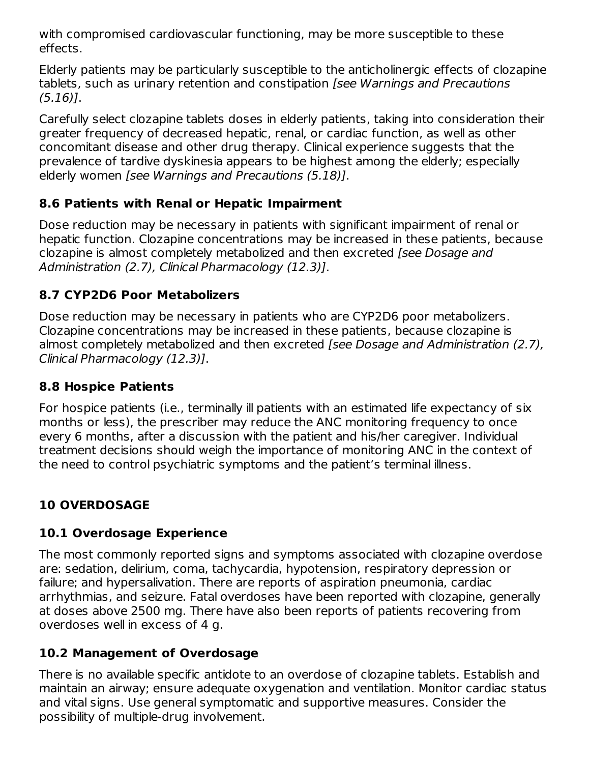with compromised cardiovascular functioning, may be more susceptible to these effects.

Elderly patients may be particularly susceptible to the anticholinergic effects of clozapine tablets, such as urinary retention and constipation *[see Warnings and Precautions (5.16)]*.

Carefully select clozapine tablets doses in elderly patients, taking into consideration their greater frequency of decreased hepatic, renal, or cardiac function, as well as other concomitant disease and other drug therapy. Clinical experience suggests that the prevalence of tardive dyskinesia appears to be highest among the elderly; especially elderly women *[see Warnings and Precautions (5.18)]*.

### 8.6 Patients with Renal or Hepatic Impairment

Dose reduction may be necessary in patients with significant impairment of renal or hepatic function. Clozapine concentrations may be increased in these patients, because clozapine is almost completely metabolized and then excreted *[see Dosage and Administration (2.7), Clinical Pharmacology (12.3)]*.

### 8.7 CYP2D6 Poor Metabolizers

Dose reduction may be necessary in patients who are CYP2D6 poor metabolizers. Clozapine concentrations may be increased in these patients, because clozapine is almost completely metabolized and then excreted *[see Dosage and Administration (2.7), Clinical Pharmacology (12.3)]*.

### 8.8 Hospice Patients

For hospice patients (i.e., terminally ill patients with an estimated life expectancy of six months or less), the prescriber may reduce the ANC monitoring frequency to once every 6 months, after a discussion with the patient and his/her caregiver. Individual treatment decisions should weigh the importance of monitoring ANC in the context of the need to control psychiatric symptoms and the patient's terminal illness.

## 10 OVERDOSAGE

### 10.1 Overdosage Experience

The most commonly reported signs and symptoms associated with clozapine overdose are: sedation, delirium, coma, tachycardia, hypotension, respiratory depression or failure; and hypersalivation. There are reports of aspiration pneumonia, cardiac arrhythmias, and seizure. Fatal overdoses have been reported with clozapine, generally at doses above 2500 mg. There have also been reports of patients recovering from overdoses well in excess of 4 g.

### 10.2 Management of Overdosage

There is no available specific antidote to an overdose of clozapine tablets. Establish and maintain an airway; ensure adequate oxygenation and ventilation. Monitor cardiac status and vital signs. Use general symptomatic and supportive measures. Consider the possibility of multiple-drug involvement.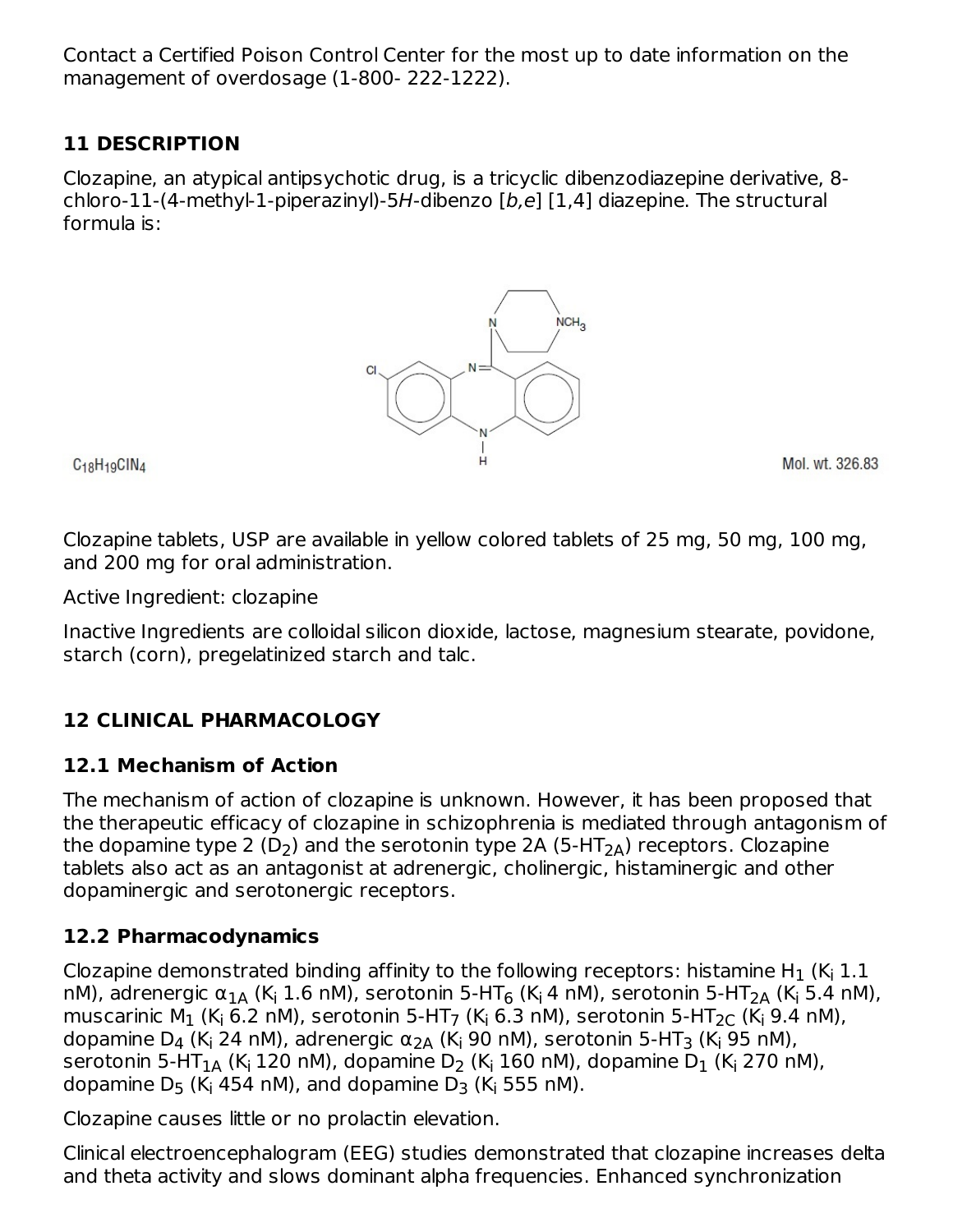Contact a Certified Poison Control Center for the most up to date information on the management of overdosage (1-800- 222-1222).

## 11 DESCRIPTION

Clozapine, an atypical antipsychotic drug, is a tricyclic dibenzodiazepine derivative, 8-chloro-11-(4-methyl-1-piperazinyl)-5*H*-dibenzo [*b,e*] [1,4] diazepine. The structural formula is:

$C_{18}H_{19}ClN_4$ Mol. wt. 326.83

Clozapine tablets, USP are available in yellow colored tablets of 25 mg, 50 mg, 100 mg, and 200 mg for oral administration.

Active Ingredient: clozapine

Inactive Ingredients are colloidal silicon dioxide, lactose, magnesium stearate, povidone, starch (corn), pregelatinized starch and talc.

## 12 CLINICAL PHARMACOLOGY

### 12.1 Mechanism of Action

The mechanism of action of clozapine is unknown. However, it has been proposed that the therapeutic efficacy of clozapine in schizophrenia is mediated through antagonism of the dopamine type 2 ($D_2$) and the serotonin type 2A (5-$HT_{2A}$) receptors. Clozapine tablets also act as an antagonist at adrenergic, cholinergic, histaminergic and other dopaminergic and serotonergic receptors.

### 12.2 Pharmacodynamics

Clozapine demonstrated binding affinity to the following receptors: histamine $H_1$ ($K_i$ 1.1 nM), adrenergic $\alpha_{1A}$ ($K_i$ 1.6 nM), serotonin 5-$HT_6$ ($K_i$ 4 nM), serotonin 5-$HT_{2A}$ ($K_i$ 5.4 nM), muscarinic $M_1$ ($K_i$ 6.2 nM), serotonin 5-$HT_7$ ($K_i$ 6.3 nM), serotonin 5-$HT_{2C}$ ($K_i$ 9.4 nM), dopamine $D_4$ ($K_i$ 24 nM), adrenergic $\alpha_{2A}$ ($K_i$ 90 nM), serotonin 5-$HT_3$ ($K_i$ 95 nM), serotonin 5-$HT_{1A}$ ($K_i$ 120 nM), dopamine $D_2$ ($K_i$ 160 nM), dopamine $D_1$ ($K_i$ 270 nM), dopamine $D_5$ ($K_i$ 454 nM), and dopamine $D_3$ ($K_i$ 555 nM).

Clozapine causes little or no prolactin elevation.

Clinical electroencephalogram (EEG) studies demonstrated that clozapine increases delta and theta activity and slows dominant alpha frequencies. Enhanced synchronization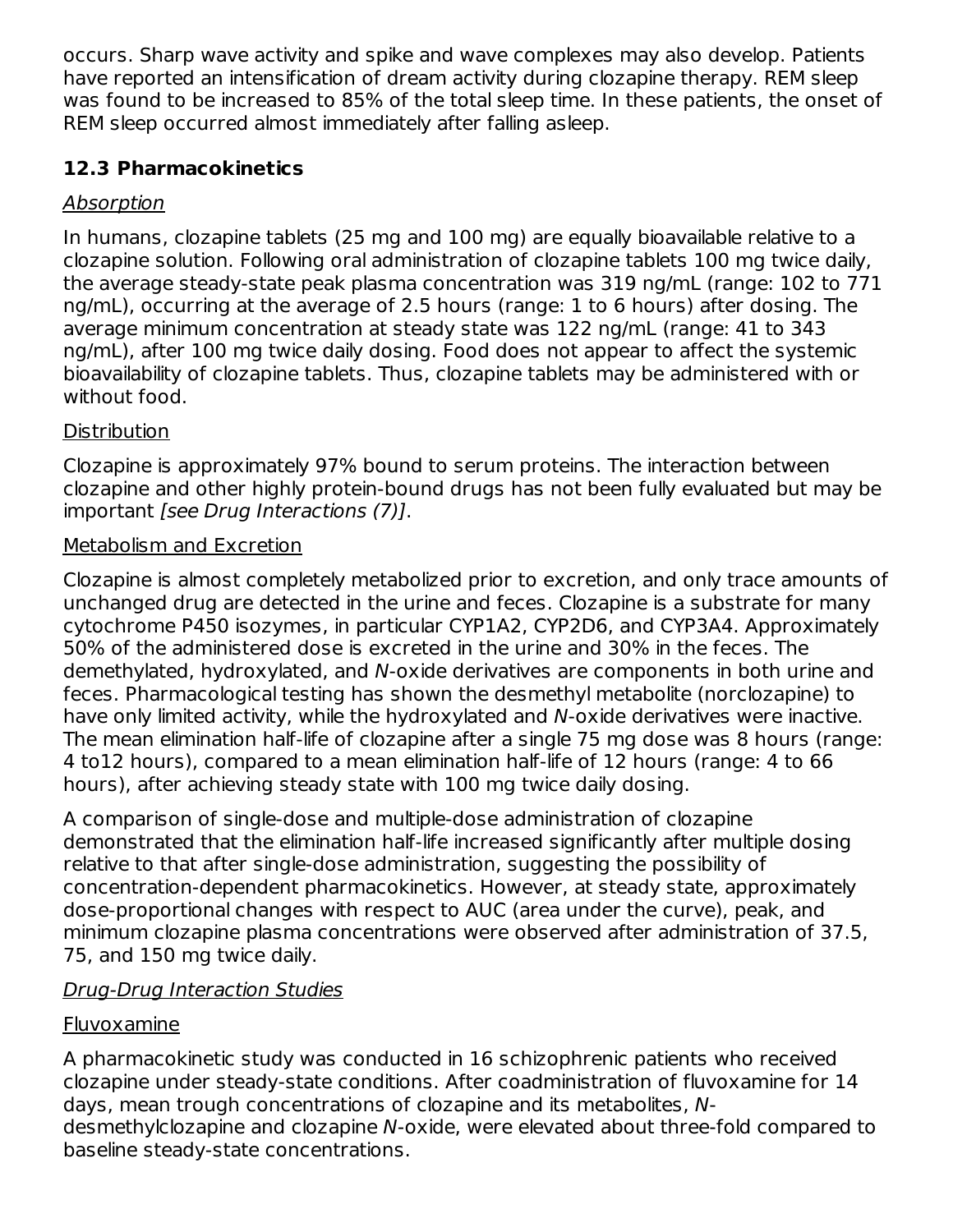occurs. Sharp wave activity and spike and wave complexes may also develop. Patients have reported an intensification of dream activity during clozapine therapy. REM sleep was found to be increased to 85% of the total sleep time. In these patients, the onset of REM sleep occurred almost immediately after falling asleep.

### 12.3 Pharmacokinetics

*Absorption*

In humans, clozapine tablets (25 mg and 100 mg) are equally bioavailable relative to a clozapine solution. Following oral administration of clozapine tablets 100 mg twice daily, the average steady-state peak plasma concentration was 319 ng/mL (range: 102 to 771 ng/mL), occurring at the average of 2.5 hours (range: 1 to 6 hours) after dosing. The average minimum concentration at steady state was 122 ng/mL (range: 41 to 343 ng/mL), after 100 mg twice daily dosing. Food does not appear to affect the systemic bioavailability of clozapine tablets. Thus, clozapine tablets may be administered with or without food.

Distribution

Clozapine is approximately 97% bound to serum proteins. The interaction between clozapine and other highly protein-bound drugs has not been fully evaluated but may be important *[see Drug Interactions (7)]*.

Metabolism and Excretion

Clozapine is almost completely metabolized prior to excretion, and only trace amounts of unchanged drug are detected in the urine and feces. Clozapine is a substrate for many cytochrome P450 isozymes, in particular CYP1A2, CYP2D6, and CYP3A4. Approximately 50% of the administered dose is excreted in the urine and 30% in the feces. The demethylated, hydroxylated, and *N*-oxide derivatives are components in both urine and feces. Pharmacological testing has shown the desmethyl metabolite (norclozapine) to have only limited activity, while the hydroxylated and *N*-oxide derivatives were inactive. The mean elimination half-life of clozapine after a single 75 mg dose was 8 hours (range: 4 to12 hours), compared to a mean elimination half-life of 12 hours (range: 4 to 66 hours), after achieving steady state with 100 mg twice daily dosing.

A comparison of single-dose and multiple-dose administration of clozapine demonstrated that the elimination half-life increased significantly after multiple dosing relative to that after single-dose administration, suggesting the possibility of concentration-dependent pharmacokinetics. However, at steady state, approximately dose-proportional changes with respect to AUC (area under the curve), peak, and minimum clozapine plasma concentrations were observed after administration of 37.5, 75, and 150 mg twice daily.

*Drug-Drug Interaction Studies*

Fluvoxamine

A pharmacokinetic study was conducted in 16 schizophrenic patients who received clozapine under steady-state conditions. After coadministration of fluvoxamine for 14 days, mean trough concentrations of clozapine and its metabolites, *N*-desmethylclozapine and clozapine *N*-oxide, were elevated about three-fold compared to baseline steady-state concentrations.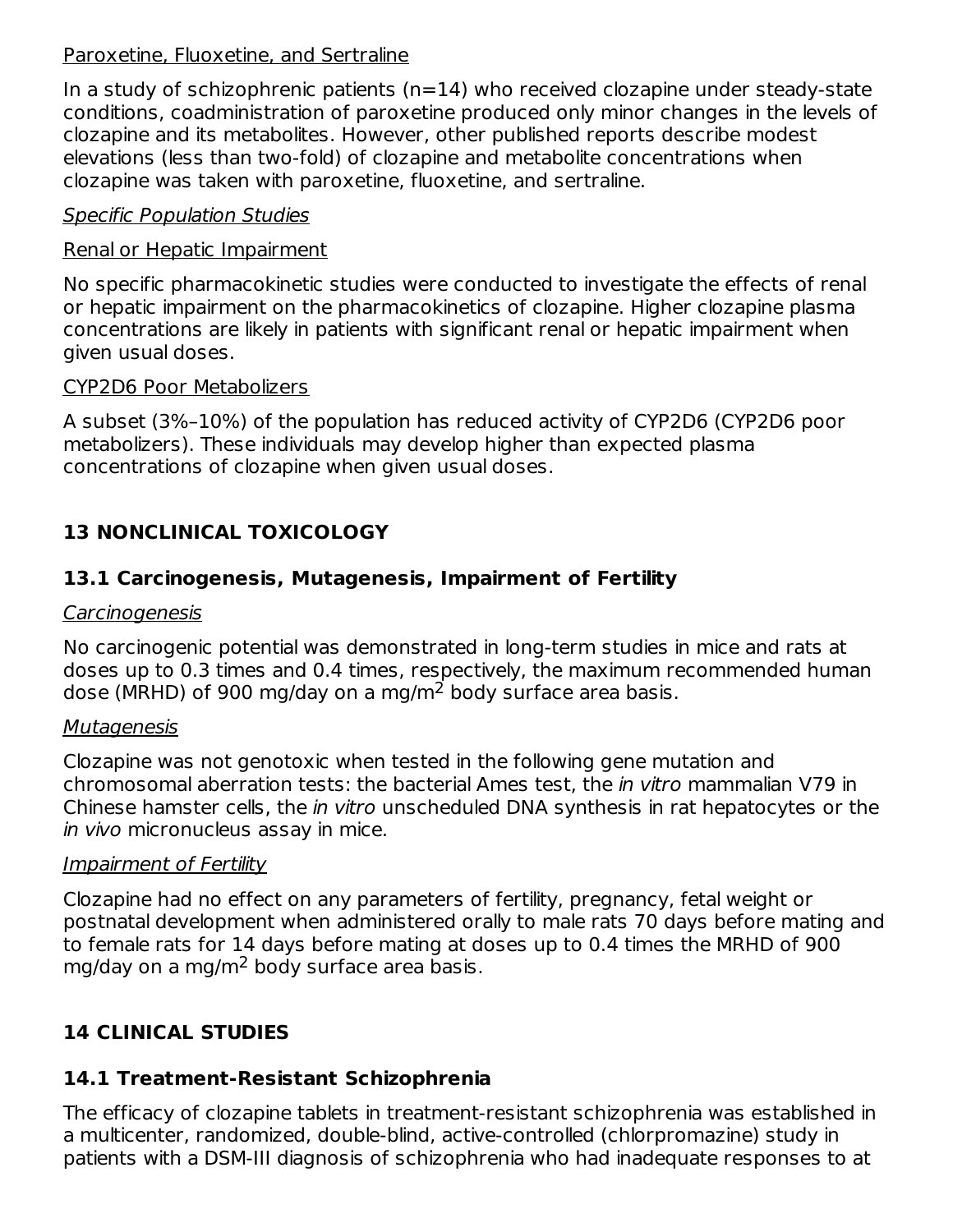Paroxetine, Fluoxetine, and Sertraline

In a study of schizophrenic patients (n=14) who received clozapine under steady-state conditions, coadministration of paroxetine produced only minor changes in the levels of clozapine and its metabolites. However, other published reports describe modest elevations (less than two-fold) of clozapine and metabolite concentrations when clozapine was taken with paroxetine, fluoxetine, and sertraline.

*Specific Population Studies*

Renal or Hepatic Impairment

No specific pharmacokinetic studies were conducted to investigate the effects of renal or hepatic impairment on the pharmacokinetics of clozapine. Higher clozapine plasma concentrations are likely in patients with significant renal or hepatic impairment when given usual doses.

CYP2D6 Poor Metabolizers

A subset (3%–10%) of the population has reduced activity of CYP2D6 (CYP2D6 poor metabolizers). These individuals may develop higher than expected plasma concentrations of clozapine when given usual doses.

## 13 NONCLINICAL TOXICOLOGY

### 13.1 Carcinogenesis, Mutagenesis, Impairment of Fertility

*Carcinogenesis*

No carcinogenic potential was demonstrated in long-term studies in mice and rats at doses up to 0.3 times and 0.4 times, respectively, the maximum recommended human dose (MRHD) of 900 mg/day on a mg/$m^2$ body surface area basis.

*Mutagenesis*

Clozapine was not genotoxic when tested in the following gene mutation and chromosomal aberration tests: the bacterial Ames test, the *in vitro* mammalian V79 in Chinese hamster cells, the *in vitro* unscheduled DNA synthesis in rat hepatocytes or the *in vivo* micronucleus assay in mice.

*Impairment of Fertility*

Clozapine had no effect on any parameters of fertility, pregnancy, fetal weight or postnatal development when administered orally to male rats 70 days before mating and to female rats for 14 days before mating at doses up to 0.4 times the MRHD of 900 mg/day on a mg/$m^2$ body surface area basis.

## 14 CLINICAL STUDIES

### 14.1 Treatment-Resistant Schizophrenia

The efficacy of clozapine tablets in treatment-resistant schizophrenia was established in a multicenter, randomized, double-blind, active-controlled (chlorpromazine) study in patients with a DSM-III diagnosis of schizophrenia who had inadequate responses to at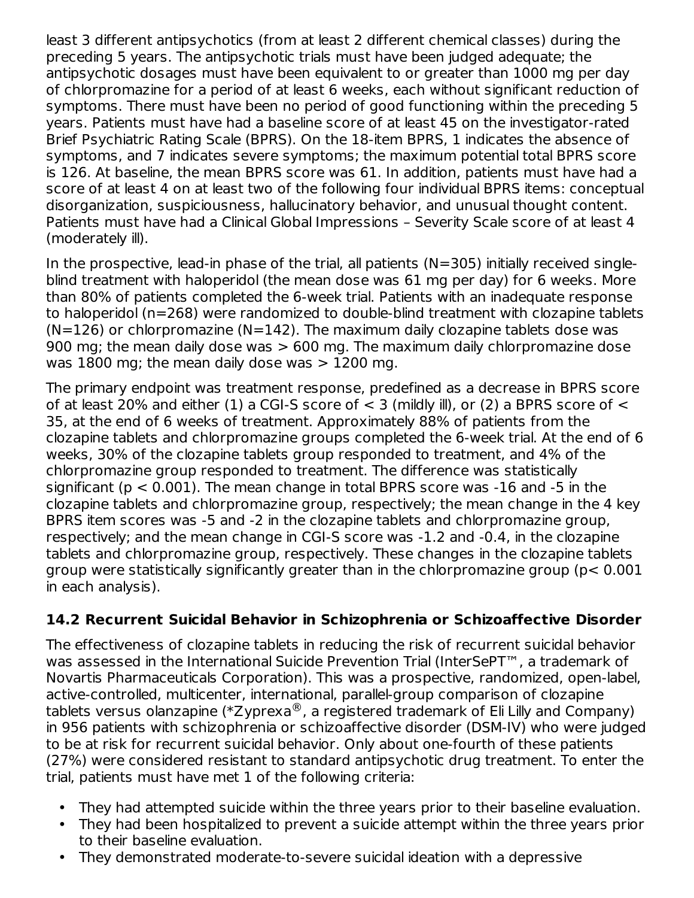least 3 different antipsychotics (from at least 2 different chemical classes) during the preceding 5 years. The antipsychotic trials must have been judged adequate; the antipsychotic dosages must have been equivalent to or greater than 1000 mg per day of chlorpromazine for a period of at least 6 weeks, each without significant reduction of symptoms. There must have been no period of good functioning within the preceding 5 years. Patients must have had a baseline score of at least 45 on the investigator-rated Brief Psychiatric Rating Scale (BPRS). On the 18-item BPRS, 1 indicates the absence of symptoms, and 7 indicates severe symptoms; the maximum potential total BPRS score is 126. At baseline, the mean BPRS score was 61. In addition, patients must have had a score of at least 4 on at least two of the following four individual BPRS items: conceptual disorganization, suspiciousness, hallucinatory behavior, and unusual thought content. Patients must have had a Clinical Global Impressions – Severity Scale score of at least 4 (moderately ill).

In the prospective, lead-in phase of the trial, all patients (N=305) initially received single-blind treatment with haloperidol (the mean dose was 61 mg per day) for 6 weeks. More than 80% of patients completed the 6-week trial. Patients with an inadequate response to haloperidol (n=268) were randomized to double-blind treatment with clozapine tablets (N=126) or chlorpromazine (N=142). The maximum daily clozapine tablets dose was 900 mg; the mean daily dose was > 600 mg. The maximum daily chlorpromazine dose was 1800 mg; the mean daily dose was > 1200 mg.

The primary endpoint was treatment response, predefined as a decrease in BPRS score of at least 20% and either (1) a CGI-S score of < 3 (mildly ill), or (2) a BPRS score of < 35, at the end of 6 weeks of treatment. Approximately 88% of patients from the clozapine tablets and chlorpromazine groups completed the 6-week trial. At the end of 6 weeks, 30% of the clozapine tablets group responded to treatment, and 4% of the chlorpromazine group responded to treatment. The difference was statistically significant ($p < 0.001$). The mean change in total BPRS score was -16 and -5 in the clozapine tablets and chlorpromazine group, respectively; the mean change in the 4 key BPRS item scores was -5 and -2 in the clozapine tablets and chlorpromazine group, respectively; and the mean change in CGI-S score was -1.2 and -0.4, in the clozapine tablets and chlorpromazine group, respectively. These changes in the clozapine tablets group were statistically significantly greater than in the chlorpromazine group ($p < 0.001$ in each analysis).

### 14.2 Recurrent Suicidal Behavior in Schizophrenia or Schizoaffective Disorder

The effectiveness of clozapine tablets in reducing the risk of recurrent suicidal behavior was assessed in the International Suicide Prevention Trial (InterSePT™, a trademark of Novartis Pharmaceuticals Corporation). This was a prospective, randomized, open-label, active-controlled, multicenter, international, parallel-group comparison of clozapine tablets versus olanzapine (*Zyprexa®, a registered trademark of Eli Lilly and Company) in 956 patients with schizophrenia or schizoaffective disorder (DSM-IV) who were judged to be at risk for recurrent suicidal behavior. Only about one-fourth of these patients (27%) were considered resistant to standard antipsychotic drug treatment. To enter the trial, patients must have met 1 of the following criteria:

- They had attempted suicide within the three years prior to their baseline evaluation.
- They had been hospitalized to prevent a suicide attempt within the three years prior to their baseline evaluation.
- They demonstrated moderate-to-severe suicidal ideation with a depressive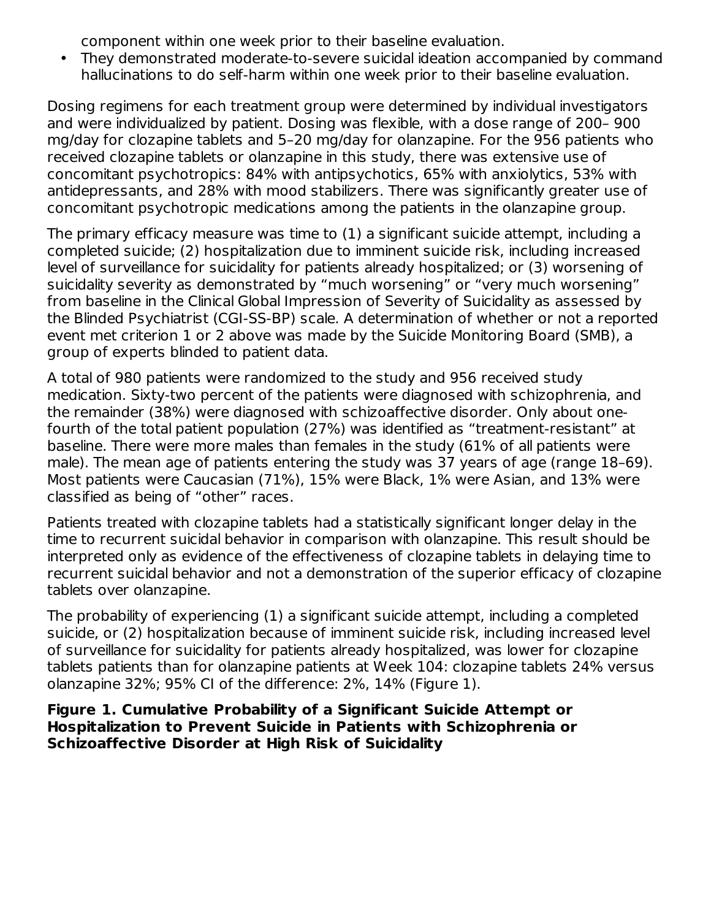component within one week prior to their baseline evaluation.
- They demonstrated moderate-to-severe suicidal ideation accompanied by command hallucinations to do self-harm within one week prior to their baseline evaluation.

Dosing regimens for each treatment group were determined by individual investigators and were individualized by patient. Dosing was flexible, with a dose range of 200– 900 mg/day for clozapine tablets and 5–20 mg/day for olanzapine. For the 956 patients who received clozapine tablets or olanzapine in this study, there was extensive use of concomitant psychotropics: 84% with antipsychotics, 65% with anxiolytics, 53% with antidepressants, and 28% with mood stabilizers. There was significantly greater use of concomitant psychotropic medications among the patients in the olanzapine group.

The primary efficacy measure was time to (1) a significant suicide attempt, including a completed suicide; (2) hospitalization due to imminent suicide risk, including increased level of surveillance for suicidality for patients already hospitalized; or (3) worsening of suicidality severity as demonstrated by "much worsening" or "very much worsening" from baseline in the Clinical Global Impression of Severity of Suicidality as assessed by the Blinded Psychiatrist (CGI-SS-BP) scale. A determination of whether or not a reported event met criterion 1 or 2 above was made by the Suicide Monitoring Board (SMB), a group of experts blinded to patient data.

A total of 980 patients were randomized to the study and 956 received study medication. Sixty-two percent of the patients were diagnosed with schizophrenia, and the remainder (38%) were diagnosed with schizoaffective disorder. Only about one-fourth of the total patient population (27%) was identified as "treatment-resistant" at baseline. There were more males than females in the study (61% of all patients were male). The mean age of patients entering the study was 37 years of age (range 18–69). Most patients were Caucasian (71%), 15% were Black, 1% were Asian, and 13% were classified as being of "other" races.

Patients treated with clozapine tablets had a statistically significant longer delay in the time to recurrent suicidal behavior in comparison with olanzapine. This result should be interpreted only as evidence of the effectiveness of clozapine tablets in delaying time to recurrent suicidal behavior and not a demonstration of the superior efficacy of clozapine tablets over olanzapine.

The probability of experiencing (1) a significant suicide attempt, including a completed suicide, or (2) hospitalization because of imminent suicide risk, including increased level of surveillance for suicidality for patients already hospitalized, was lower for clozapine tablets patients than for olanzapine patients at Week 104: clozapine tablets 24% versus olanzapine 32%; 95% CI of the difference: 2%, 14% (Figure 1).

**Figure 1. Cumulative Probability of a Significant Suicide Attempt or Hospitalization to Prevent Suicide in Patients with Schizophrenia or Schizoaffective Disorder at High Risk of Suicidality**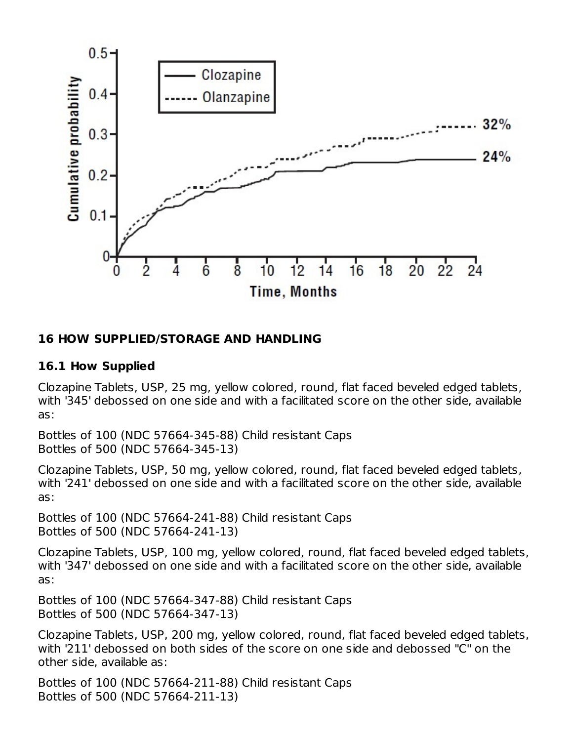## 16 HOW SUPPLIED/STORAGE AND HANDLING

### 16.1 How Supplied

Clozapine Tablets, USP, 25 mg, yellow colored, round, flat faced beveled edged tablets, with '345' debossed on one side and with a facilitated score on the other side, available as:

Bottles of 100 (NDC 57664-345-88) Child resistant Caps
Bottles of 500 (NDC 57664-345-13)

Clozapine Tablets, USP, 50 mg, yellow colored, round, flat faced beveled edged tablets, with '241' debossed on one side and with a facilitated score on the other side, available as:

Bottles of 100 (NDC 57664-241-88) Child resistant Caps
Bottles of 500 (NDC 57664-241-13)

Clozapine Tablets, USP, 100 mg, yellow colored, round, flat faced beveled edged tablets, with '347' debossed on one side and with a facilitated score on the other side, available as:

Bottles of 100 (NDC 57664-347-88) Child resistant Caps
Bottles of 500 (NDC 57664-347-13)

Clozapine Tablets, USP, 200 mg, yellow colored, round, flat faced beveled edged tablets, with '211' debossed on both sides of the score on one side and debossed "C" on the other side, available as:

Bottles of 100 (NDC 57664-211-88) Child resistant Caps
Bottles of 500 (NDC 57664-211-13)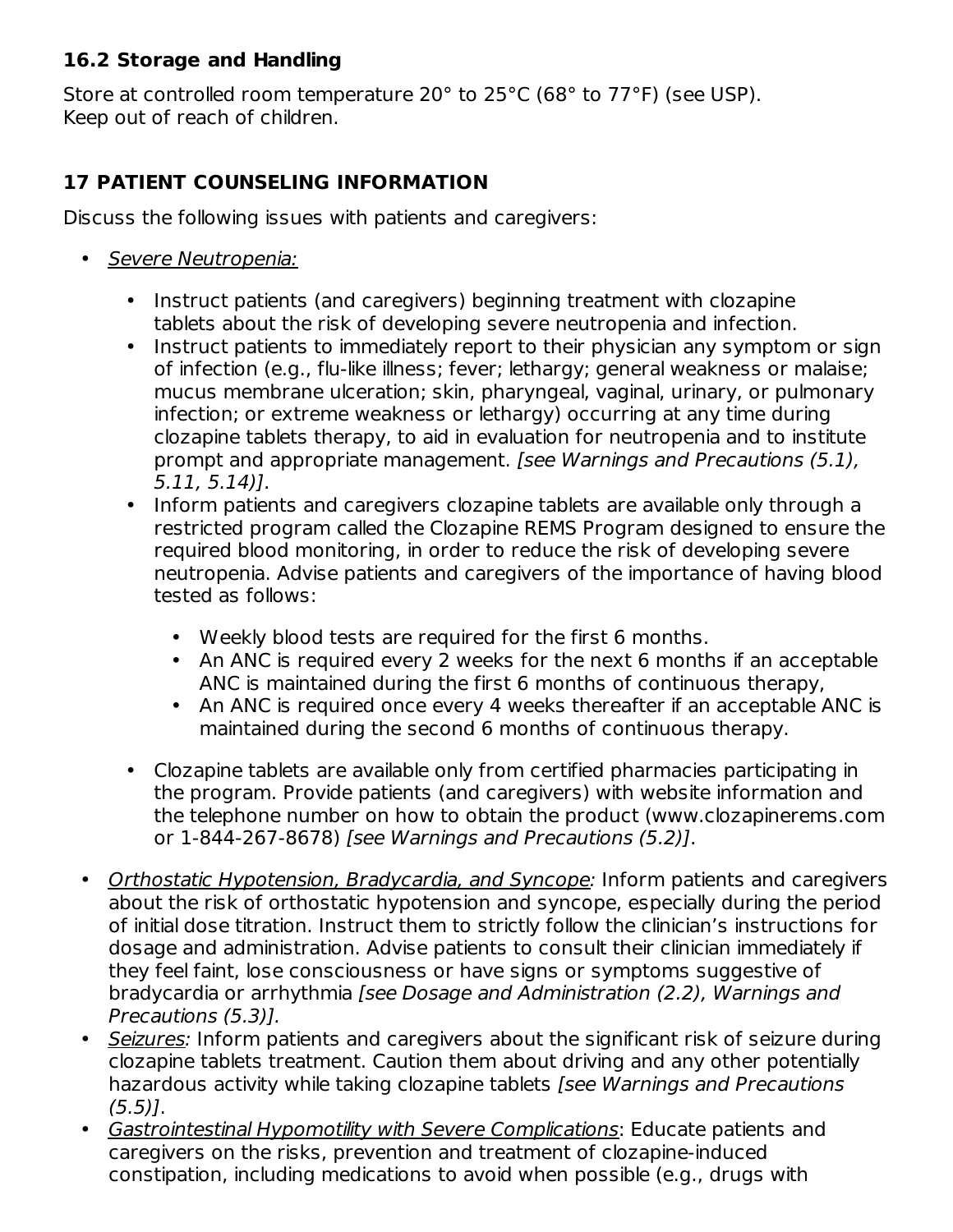### 16.2 Storage and Handling

Store at controlled room temperature 20° to 25°C (68° to 77°F) (see USP).
Keep out of reach of children.

## 17 PATIENT COUNSELING INFORMATION

Discuss the following issues with patients and caregivers:

- *Severe Neutropenia:*
  - Instruct patients (and caregivers) beginning treatment with clozapine tablets about the risk of developing severe neutropenia and infection.
  - Instruct patients to immediately report to their physician any symptom or sign of infection (e.g., flu-like illness; fever; lethargy; general weakness or malaise; mucus membrane ulceration; skin, pharyngeal, vaginal, urinary, or pulmonary infection; or extreme weakness or lethargy) occurring at any time during clozapine tablets therapy, to aid in evaluation for neutropenia and to institute prompt and appropriate management. *[see Warnings and Precautions (5.1), 5.11, 5.14)]*.
  - Inform patients and caregivers clozapine tablets are available only through a restricted program called the Clozapine REMS Program designed to ensure the required blood monitoring, in order to reduce the risk of developing severe neutropenia. Advise patients and caregivers of the importance of having blood tested as follows:
    - Weekly blood tests are required for the first 6 months.
    - An ANC is required every 2 weeks for the next 6 months if an acceptable ANC is maintained during the first 6 months of continuous therapy,
    - An ANC is required once every 4 weeks thereafter if an acceptable ANC is maintained during the second 6 months of continuous therapy.
  - Clozapine tablets are available only from certified pharmacies participating in the program. Provide patients (and caregivers) with website information and the telephone number on how to obtain the product (www.clozapinerems.com or 1-844-267-8678) *[see Warnings and Precautions (5.2)]*.
- *Orthostatic Hypotension, Bradycardia, and Syncope:* Inform patients and caregivers about the risk of orthostatic hypotension and syncope, especially during the period of initial dose titration. Instruct them to strictly follow the clinician's instructions for dosage and administration. Advise patients to consult their clinician immediately if they feel faint, lose consciousness or have signs or symptoms suggestive of bradycardia or arrhythmia *[see Dosage and Administration (2.2), Warnings and Precautions (5.3)].*
- *Seizures:* Inform patients and caregivers about the significant risk of seizure during clozapine tablets treatment. Caution them about driving and any other potentially hazardous activity while taking clozapine tablets *[see Warnings and Precautions (5.5)]*.
- *Gastrointestinal Hypomotility with Severe Complications*: Educate patients and caregivers on the risks, prevention and treatment of clozapine-induced constipation, including medications to avoid when possible (e.g., drugs with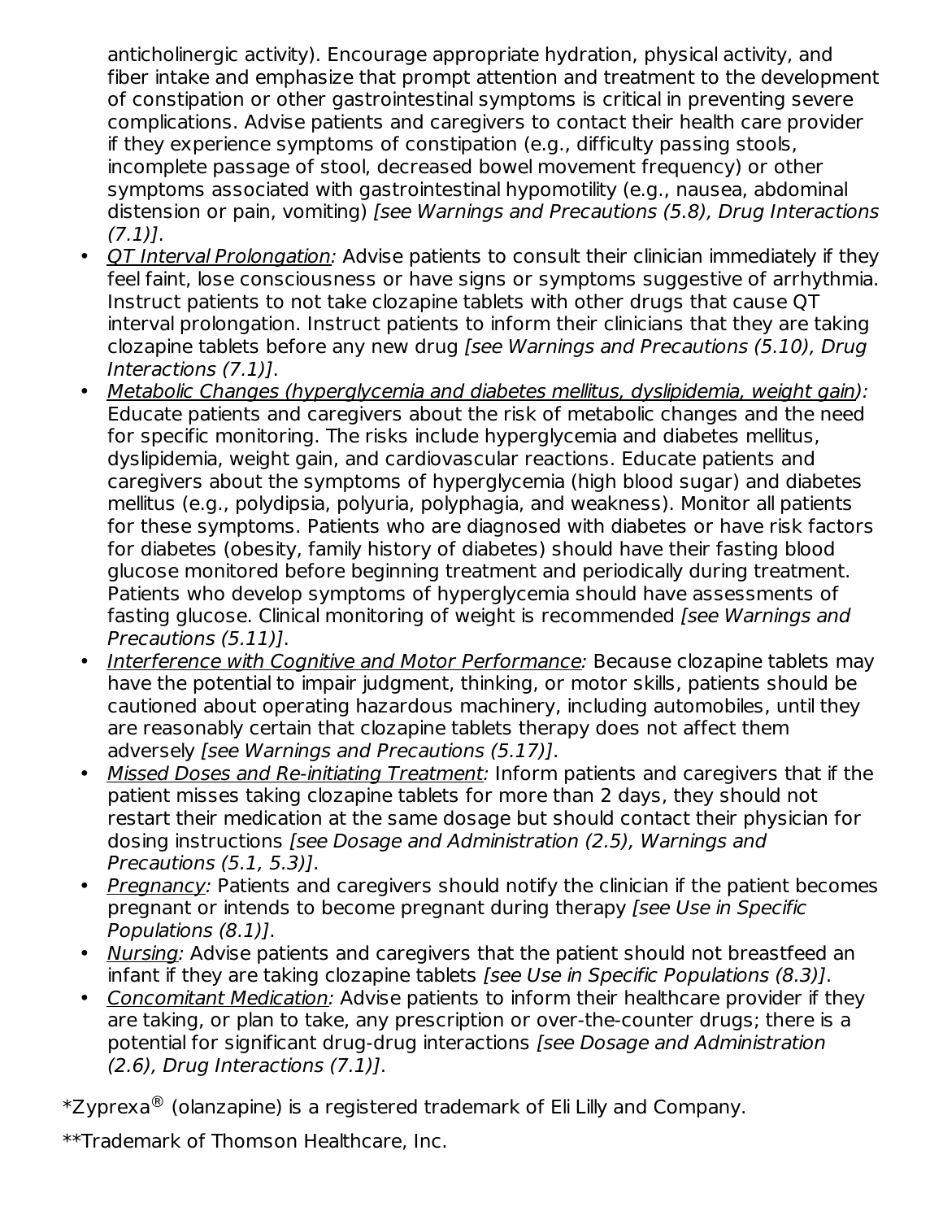anticholinergic activity). Encourage appropriate hydration, physical activity, and fiber intake and emphasize that prompt attention and treatment to the development of constipation or other gastrointestinal symptoms is critical in preventing severe complications. Advise patients and caregivers to contact their health care provider if they experience symptoms of constipation (e.g., difficulty passing stools, incomplete passage of stool, decreased bowel movement frequency) or other symptoms associated with gastrointestinal hypomotility (e.g., nausea, abdominal distension or pain, vomiting) *[see Warnings and Precautions (5.8), Drug Interactions (7.1)]*.

- *QT Interval Prolongation:* Advise patients to consult their clinician immediately if they feel faint, lose consciousness or have signs or symptoms suggestive of arrhythmia. Instruct patients to not take clozapine tablets with other drugs that cause QT interval prolongation. Instruct patients to inform their clinicians that they are taking clozapine tablets before any new drug *[see Warnings and Precautions (5.10), Drug Interactions (7.1)]*.
- *Metabolic Changes (hyperglycemia and diabetes mellitus, dyslipidemia, weight gain):* Educate patients and caregivers about the risk of metabolic changes and the need for specific monitoring. The risks include hyperglycemia and diabetes mellitus, dyslipidemia, weight gain, and cardiovascular reactions. Educate patients and caregivers about the symptoms of hyperglycemia (high blood sugar) and diabetes mellitus (e.g., polydipsia, polyuria, polyphagia, and weakness). Monitor all patients for these symptoms. Patients who are diagnosed with diabetes or have risk factors for diabetes (obesity, family history of diabetes) should have their fasting blood glucose monitored before beginning treatment and periodically during treatment. Patients who develop symptoms of hyperglycemia should have assessments of fasting glucose. Clinical monitoring of weight is recommended *[see Warnings and Precautions (5.11)]*.
- *Interference with Cognitive and Motor Performance:* Because clozapine tablets may have the potential to impair judgment, thinking, or motor skills, patients should be cautioned about operating hazardous machinery, including automobiles, until they are reasonably certain that clozapine tablets therapy does not affect them adversely *[see Warnings and Precautions (5.17)]*.
- *Missed Doses and Re-initiating Treatment:* Inform patients and caregivers that if the patient misses taking clozapine tablets for more than 2 days, they should not restart their medication at the same dosage but should contact their physician for dosing instructions *[see Dosage and Administration (2.5), Warnings and Precautions (5.1, 5.3)]*.
- *Pregnancy:* Patients and caregivers should notify the clinician if the patient becomes pregnant or intends to become pregnant during therapy *[see Use in Specific Populations (8.1)]*.
- *Nursing:* Advise patients and caregivers that the patient should not breastfeed an infant if they are taking clozapine tablets *[see Use in Specific Populations (8.3)]*.
- *Concomitant Medication:* Advise patients to inform their healthcare provider if they are taking, or plan to take, any prescription or over-the-counter drugs; there is a potential for significant drug-drug interactions *[see Dosage and Administration (2.6), Drug Interactions (7.1)]*.

*Zyprexa® (olanzapine) is a registered trademark of Eli Lilly and Company.

**Trademark of Thomson Healthcare, Inc.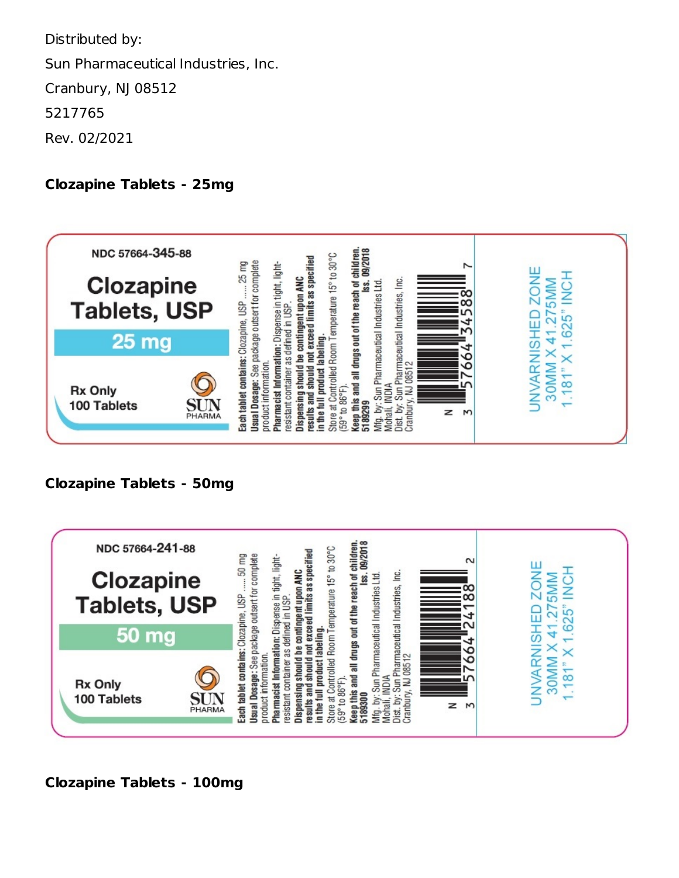Distributed by:

Sun Pharmaceutical Industries, Inc.

Cranbury, NJ 08512

5217765

Rev. 02/2021

**Clozapine Tablets - 25mg**

NDC 57664-345-88

Clozapine Tablets, USP

25 mg

Rx Only

100 Tablets

SUN PHARMA

**Each tablet contains:** Clozapine, USP ...... 25 mg

**Usual Dosage:** See package outsert for complete product information.

**Pharmacist Information:** Dispense in tight, light-resistant container as defined in USP.

**Dispensing should be contingent upon ANC results and should not exceed limits as specified in the full product labeling.**

Store at Controlled Room Temperature 15° to 30°C (59° to 86°F).

**Keep this and all drugs out of the reach of children.**

5189299 **Iss. 09/2018**

Mfg. by: Sun Pharmaceutical Industries Ltd. Mohali, INDIA

Dist. by: Sun Pharmaceutical Industries, Inc. Cranbury, NJ 08512

N 3 57664 34588 7

UNVARNISHED ZONE 30MM X 41.275MM 1.181" X 1.625" INCH

**Clozapine Tablets - 50mg**

NDC 57664-241-88

Clozapine Tablets, USP

50 mg

Rx Only

100 Tablets

SUN PHARMA

**Each tablet contains:** Clozapine, USP ...... 50 mg

**Usual Dosage:** See package outsert for complete product information.

**Pharmacist Information:** Dispense in tight, light-resistant container as defined in USP.

**Dispensing should be contingent upon ANC results and should not exceed limits as specified in the full product labeling.**

Store at Controlled Room Temperature 15° to 30°C (59° to 86°F).

**Keep this and all drugs out of the reach of children.**

5189300 **Iss. 09/2018**

Mfg. by: Sun Pharmaceutical Industries Ltd. Mohali, INDIA

Dist. by: Sun Pharmaceutical Industries, Inc. Cranbury, NJ 08512

N 3 57664 24188 2

UNVARNISHED ZONE 30MM X 41.275MM 1.181" X 1.625" INCH

**Clozapine Tablets - 100mg**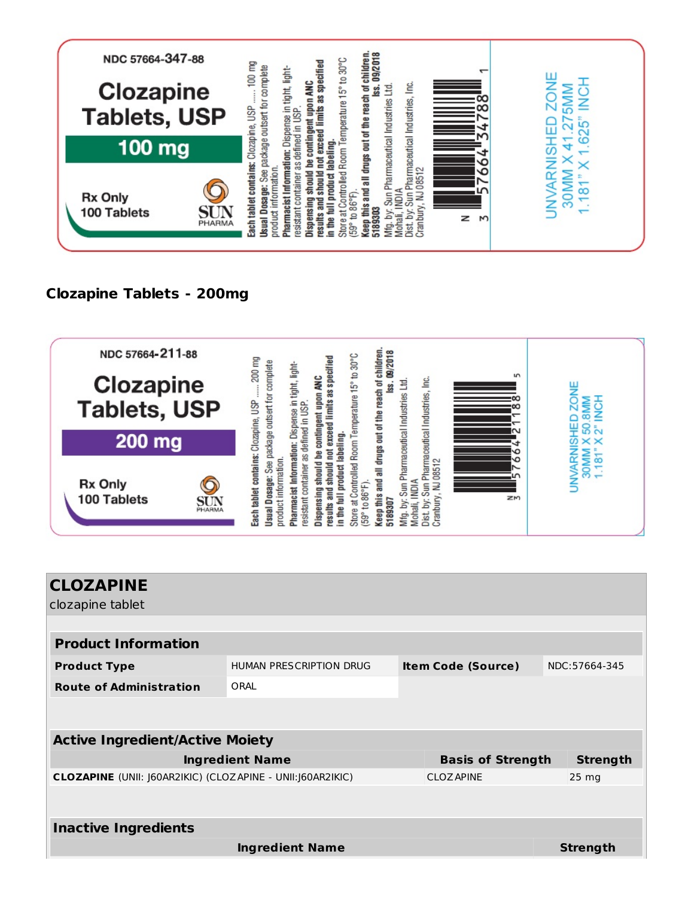NDC 57664-347-88

**Clozapine Tablets, USP**

**100 mg**

Rx Only
100 Tablets

SUN PHARMA

**Each tablet contains:** Clozapine, USP ...... 100 mg
**Usual Dosage:** See package outsert for complete product information.
**Pharmacist Information:** Dispense in tight, light-resistant container as defined in USP.
**Dispensing should be contingent upon ANC results and should not exceed limits as specified in the full product labeling.**
Store at Controlled Room Temperature 15° to 30°C (59° to 86°F).
**Keep this and all drugs out of the reach of children.**
**5189303** **Iss. 09/2018**
Mfg. by: Sun Pharmaceutical Industries Ltd.
Mohali, INDIA
Dist. by: Sun Pharmaceutical Industries, Inc.
Cranbury, NJ 08512

N 3 57664 34788 1

UNVARNISHED ZONE
30MM X 41.275MM
1.181" X 1.625" INCH

## Clozapine Tablets - 200mg

NDC 57664-211-88

**Clozapine Tablets, USP**

**200 mg**

Rx Only
100 Tablets

SUN PHARMA

**Each tablet contains:** Clozapine, USP ...... 200 mg
**Usual Dosage:** See package outsert for complete product information.
**Pharmacist Information:** Dispense in tight, light-resistant container as defined in USP.
**Dispensing should be contingent upon ANC results and should not exceed limits as specified in the full product labeling.**
Store at Controlled Room Temperature 15° to 30°C (59° to 86°F).
**Keep this and all drugs out of the reach of children.**
**5189307** **Iss. 09/2018**
Mfg. by: Sun Pharmaceutical Industries Ltd.
Mohali, INDIA
Dist. by: Sun Pharmaceutical Industries, Inc.
Cranbury, NJ 08512

N 3 57664 21188 5

UNVARNISHED ZONE
30MM X 50.8MM
1.181" X 2" INCH

## CLOZAPINE

clozapine tablet

### Product Information

| | | | |
|---|---|---|---|
| **Product Type** | HUMAN PRESCRIPTION DRUG | **Item Code (Source)** | NDC:57664-345 |
| **Route of Administration** | ORAL | | |

### Active Ingredient/Active Moiety

| Ingredient Name | Basis of Strength | Strength |
|---|---|---|
| **CLOZAPINE** (UNII: J60AR2IKIC) (CLOZAPINE - UNII:J60AR2IKIC) | CLOZAPINE | 25 mg |

### Inactive Ingredients

| Ingredient Name | Strength |
|---|---|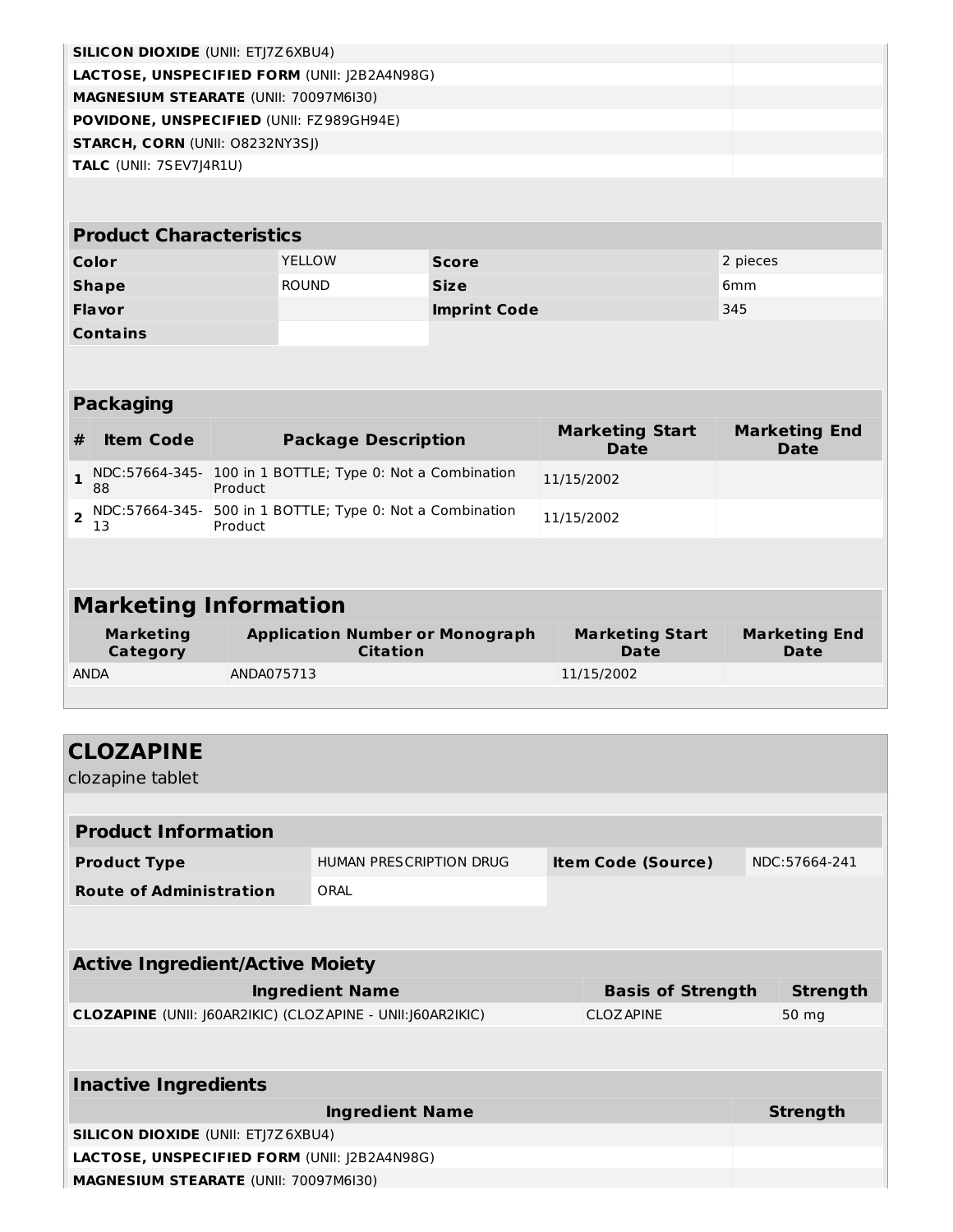| Ingredient Name | Strength |
|---|---|
| **SILICON DIOXIDE** (UNII: ETJ7Z6XBU4) | |
| **LACTOSE, UNSPECIFIED FORM** (UNII: J2B2A4N98G) | |
| **MAGNESIUM STEARATE** (UNII: 70097M6I30) | |
| **POVIDONE, UNSPECIFIED** (UNII: FZ989GH94E) | |
| **STARCH, CORN** (UNII: O8232NY3SJ) | |
| **TALC** (UNII: 7SEV7J4R1U) | |

### Product Characteristics

| | | | |
|---|---|---|---|
| **Color** | YELLOW | **Score** | 2 pieces |
| **Shape** | ROUND | **Size** | 6mm |
| **Flavor** | | **Imprint Code** | 345 |
| **Contains** | | | |

### Packaging

| # | Item Code | Package Description | Marketing Start Date | Marketing End Date |
|---|---|---|---|---|
| **1** | NDC:57664-345-88 | 100 in 1 BOTTLE; Type 0: Not a Combination Product | 11/15/2002 | |
| **2** | NDC:57664-345-13 | 500 in 1 BOTTLE; Type 0: Not a Combination Product | 11/15/2002 | |

### Marketing Information

| Marketing Category | Application Number or Monograph Citation | Marketing Start Date | Marketing End Date |
|---|---|---|---|
| ANDA | ANDA075713 | 11/15/2002 | |

## CLOZAPINE

clozapine tablet

### Product Information

| | | | |
|---|---|---|---|
| **Product Type** | HUMAN PRESCRIPTION DRUG | **Item Code (Source)** | NDC:57664-241 |
| **Route of Administration** | ORAL | | |

### Active Ingredient/Active Moiety

| Ingredient Name | Basis of Strength | Strength |
|---|---|---|
| **CLOZAPINE** (UNII: J60AR2IKIC) (CLOZAPINE - UNII:J60AR2IKIC) | CLOZAPINE | 50 mg |

### Inactive Ingredients

| Ingredient Name | Strength |
|---|---|
| **SILICON DIOXIDE** (UNII: ETJ7Z6XBU4) | |
| **LACTOSE, UNSPECIFIED FORM** (UNII: J2B2A4N98G) | |
| **MAGNESIUM STEARATE** (UNII: 70097M6I30) | |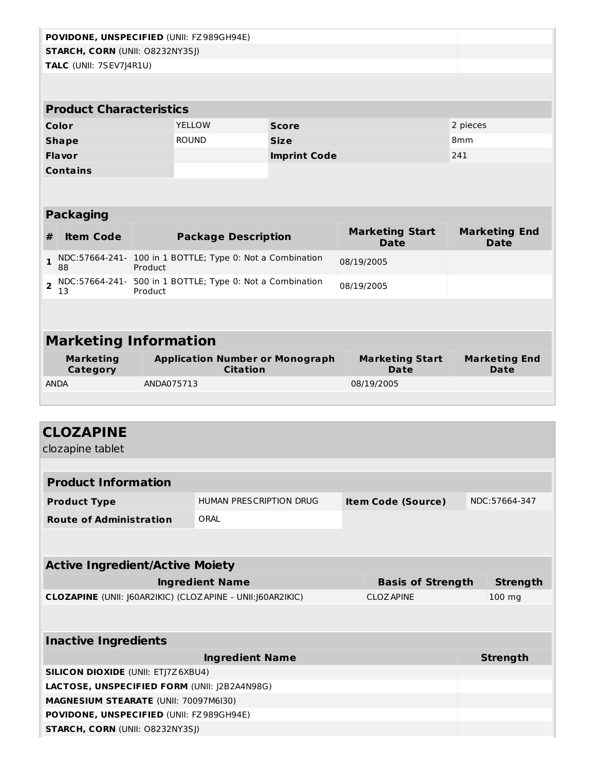| | |
|---|---|
| **POVIDONE, UNSPECIFIED** (UNII: FZ989GH94E) | |
| **STARCH, CORN** (UNII: O8232NY3SJ) | |
| **TALC** (UNII: 7SEV7J4R1U) | |

| **Product Characteristics** | | | |
|---|---|---|---|
| **Color** | YELLOW | **Score** | 2 pieces |
| **Shape** | ROUND | **Size** | 8mm |
| **Flavor** | | **Imprint Code** | 241 |
| **Contains** | | | |

**Packaging**

| # | Item Code | Package Description | Marketing Start Date | Marketing End Date |
|---|---|---|---|---|
| 1 | NDC:57664-241-88 | 100 in 1 BOTTLE; Type 0: Not a Combination Product | 08/19/2005 | |
| 2 | NDC:57664-241-13 | 500 in 1 BOTTLE; Type 0: Not a Combination Product | 08/19/2005 | |

## Marketing Information

| Marketing Category | Application Number or Monograph Citation | Marketing Start Date | Marketing End Date |
|---|---|---|---|
| ANDA | ANDA075713 | 08/19/2005 | |

## CLOZAPINE

clozapine tablet

| **Product Information** | | | |
|---|---|---|---|
| **Product Type** | HUMAN PRESCRIPTION DRUG | **Item Code (Source)** | NDC:57664-347 |
| **Route of Administration** | ORAL | | |

**Active Ingredient/Active Moiety**

| Ingredient Name | Basis of Strength | Strength |
|---|---|---|
| **CLOZAPINE** (UNII: J60AR2IKIC) (CLOZAPINE - UNII:J60AR2IKIC) | CLOZAPINE | 100 mg |

**Inactive Ingredients**

| Ingredient Name | Strength |
|---|---|
| **SILICON DIOXIDE** (UNII: ETJ7Z6XBU4) | |
| **LACTOSE, UNSPECIFIED FORM** (UNII: J2B2A4N98G) | |
| **MAGNESIUM STEARATE** (UNII: 70097M6I30) | |
| **POVIDONE, UNSPECIFIED** (UNII: FZ989GH94E) | |
| **STARCH, CORN** (UNII: O8232NY3SJ) | |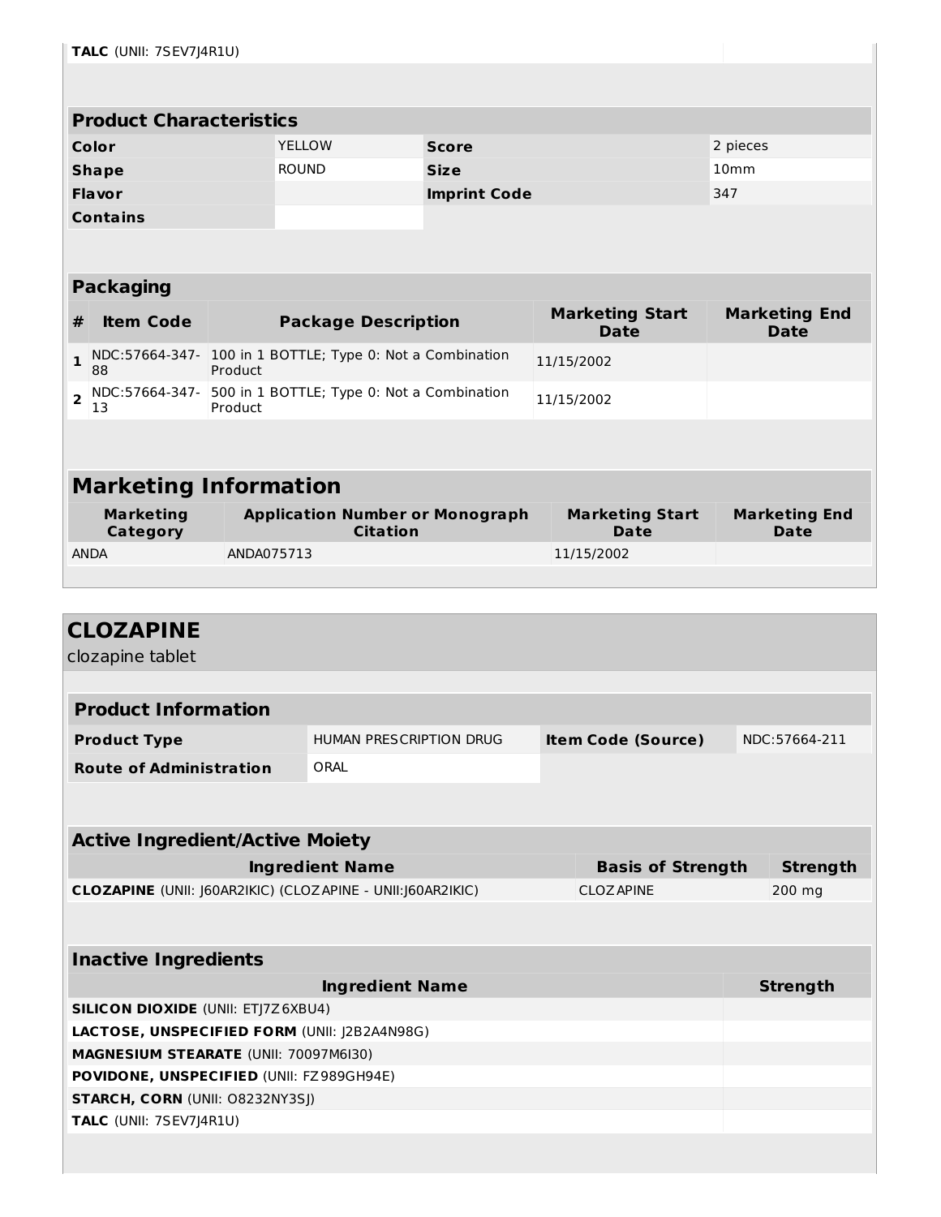| | |
|---|---|
| **TALC** (UNII: 7SEV7J4R1U) | |

| Product Characteristics | | | |
|---|---|---|---|
| **Color** | YELLOW | **Score** | 2 pieces |
| **Shape** | ROUND | **Size** | 10mm |
| **Flavor** | | **Imprint Code** | 347 |
| **Contains** | | | |

| Packaging | | | | |
|---|---|---|---|---|
| **#** | **Item Code** | **Package Description** | **Marketing Start Date** | **Marketing End Date** |
| **1** | NDC:57664-347-88 | 100 in 1 BOTTLE; Type 0: Not a Combination Product | 11/15/2002 | |
| **2** | NDC:57664-347-13 | 500 in 1 BOTTLE; Type 0: Not a Combination Product | 11/15/2002 | |

| Marketing Information | | | |
|---|---|---|---|
| **Marketing Category** | **Application Number or Monograph Citation** | **Marketing Start Date** | **Marketing End Date** |
| ANDA | ANDA075713 | 11/15/2002 | |

## CLOZAPINE

clozapine tablet

| Product Information | | | |
|---|---|---|---|
| **Product Type** | HUMAN PRESCRIPTION DRUG | **Item Code (Source)** | NDC:57664-211 |
| **Route of Administration** | ORAL | | |

| Active Ingredient/Active Moiety | | |
|---|---|---|
| **Ingredient Name** | **Basis of Strength** | **Strength** |
| **CLOZAPINE** (UNII: J60AR2IKIC) (CLOZAPINE - UNII:J60AR2IKIC) | CLOZAPINE | 200 mg |

| Inactive Ingredients | |
|---|---|
| **Ingredient Name** | **Strength** |
| **SILICON DIOXIDE** (UNII: ETJ7Z6XBU4) | |
| **LACTOSE, UNSPECIFIED FORM** (UNII: J2B2A4N98G) | |
| **MAGNESIUM STEARATE** (UNII: 70097M6I30) | |
| **POVIDONE, UNSPECIFIED** (UNII: FZ989GH94E) | |
| **STARCH, CORN** (UNII: O8232NY3SJ) | |
| **TALC** (UNII: 7SEV7J4R1U) | |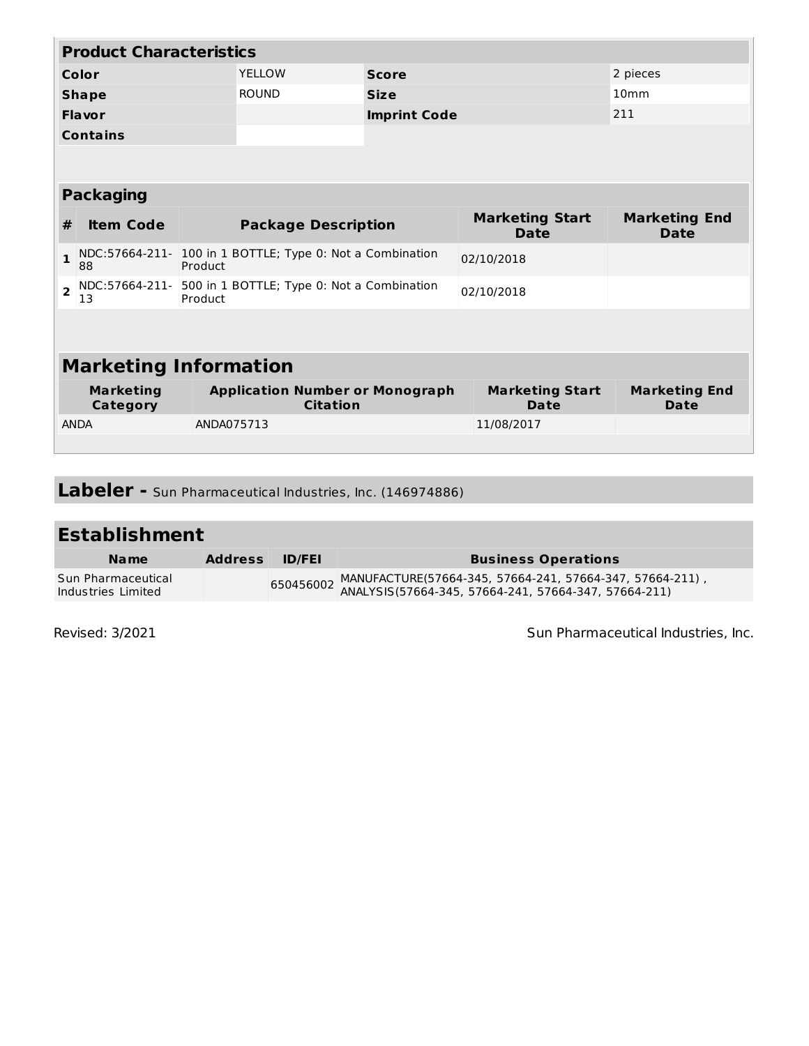## Product Characteristics

| | | | |
|---|---|---|---|
| **Color** | YELLOW | **Score** | 2 pieces |
| **Shape** | ROUND | **Size** | 10mm |
| **Flavor** | | **Imprint Code** | 211 |
| **Contains** | | | |

## Packaging

| # | Item Code | Package Description | Marketing Start Date | Marketing End Date |
|---|---|---|---|---|
| 1 | NDC:57664-211-88 | 100 in 1 BOTTLE; Type 0: Not a Combination Product | 02/10/2018 | |
| 2 | NDC:57664-211-13 | 500 in 1 BOTTLE; Type 0: Not a Combination Product | 02/10/2018 | |

## Marketing Information

| Marketing Category | Application Number or Monograph Citation | Marketing Start Date | Marketing End Date |
|---|---|---|---|
| ANDA | ANDA075713 | 11/08/2017 | |

## Labeler - Sun Pharmaceutical Industries, Inc. (146974886)

## Establishment

| Name | Address | ID/FEI | Business Operations |
|---|---|---|---|
| Sun Pharmaceutical Industries Limited | | 650456002 | MANUFACTURE(57664-345, 57664-241, 57664-347, 57664-211) , ANALYSIS(57664-345, 57664-241, 57664-347, 57664-211) |

Revised: 3/2021

Sun Pharmaceutical Industries, Inc.